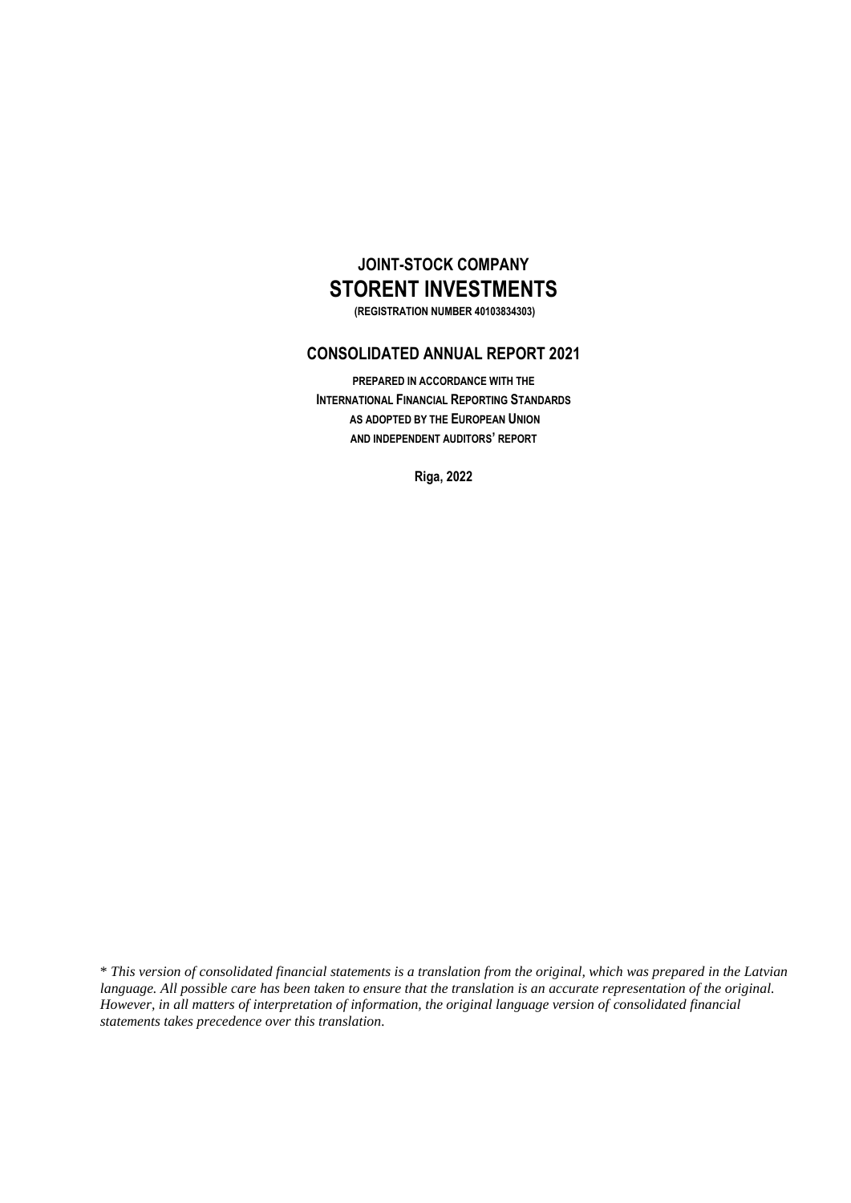# JOINT-STOCK COMPANY
# STORENT INVESTMENTS

**(REGISTRATION NUMBER 40103834303)**

## CONSOLIDATED ANNUAL REPORT 2021

**PREPARED IN ACCORDANCE WITH THE INTERNATIONAL FINANCIAL REPORTING STANDARDS AS ADOPTED BY THE EUROPEAN UNION AND INDEPENDENT AUDITORS' REPORT**

**Riga, 2022**

\* *This version of consolidated financial statements is a translation from the original, which was prepared in the Latvian language. All possible care has been taken to ensure that the translation is an accurate representation of the original. However, in all matters of interpretation of information, the original language version of consolidated financial statements takes precedence over this translation.*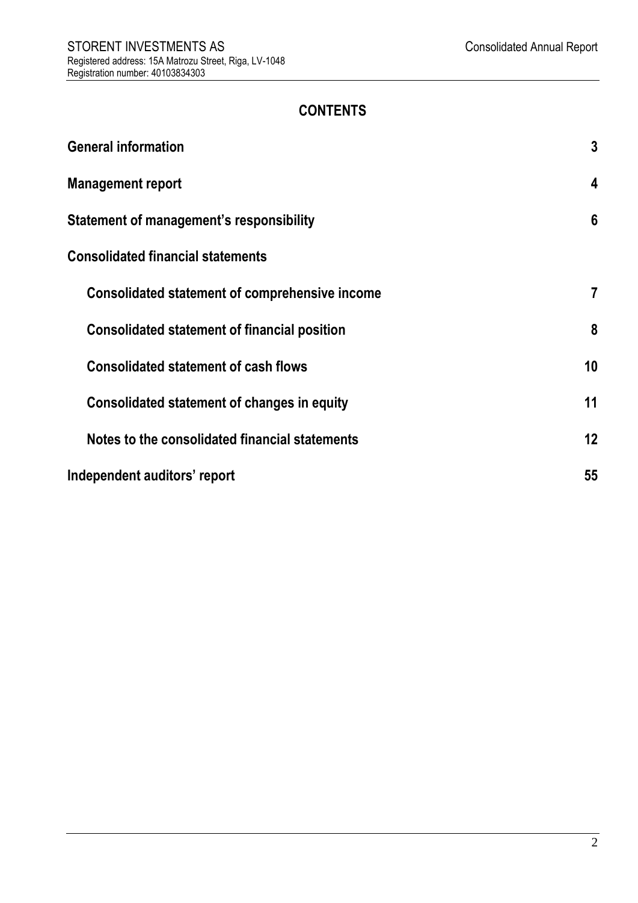## CONTENTS

| | |
|---|---|
| **General information** | **3** |
| **Management report** | **4** |
| **Statement of management's responsibility** | **6** |
| **Consolidated financial statements** | |
| **Consolidated statement of comprehensive income** | **7** |
| **Consolidated statement of financial position** | **8** |
| **Consolidated statement of cash flows** | **10** |
| **Consolidated statement of changes in equity** | **11** |
| **Notes to the consolidated financial statements** | **12** |
| **Independent auditors' report** | **55** |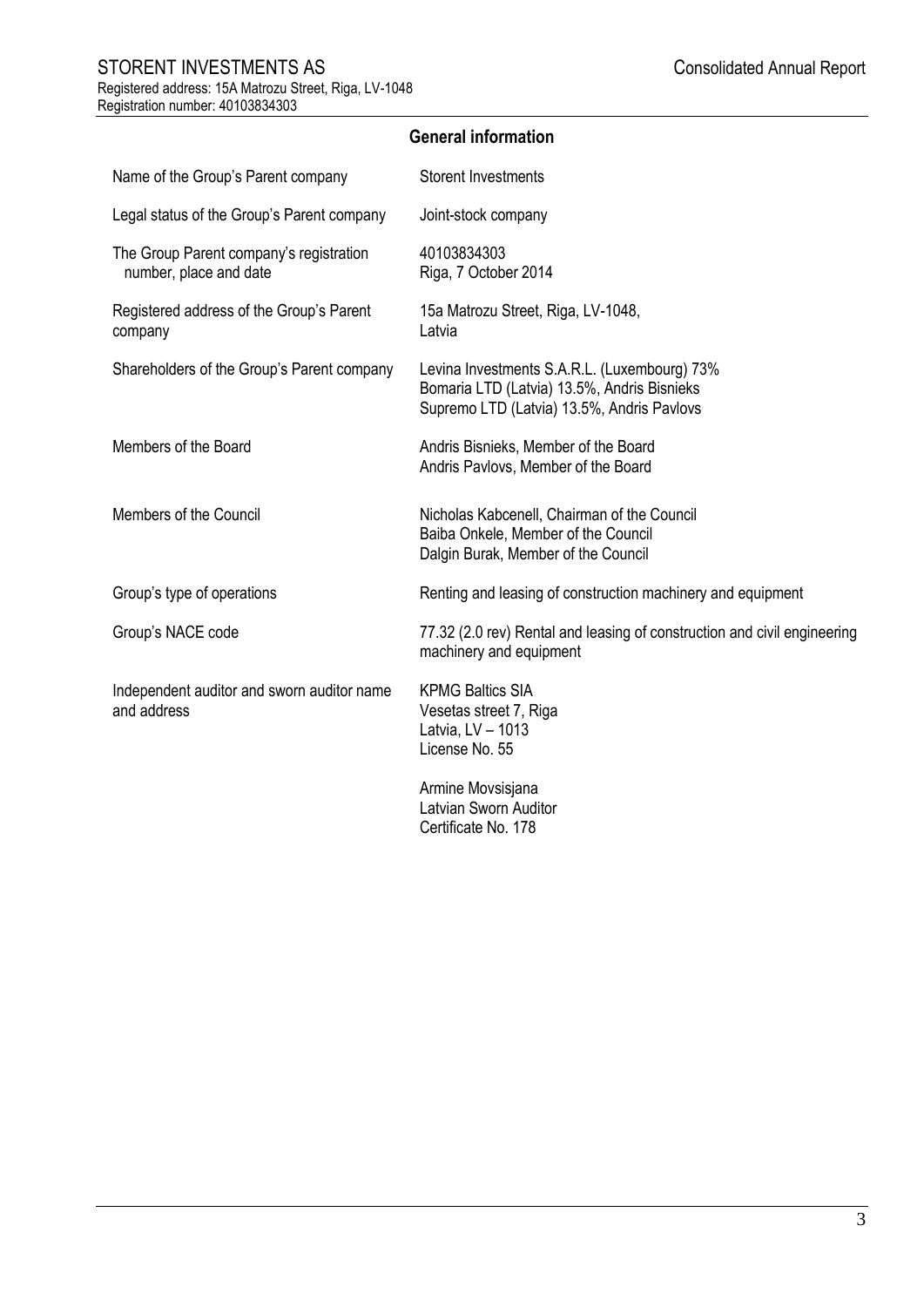## General information

| | |
|---|---|
| Name of the Group's Parent company | Storent Investments |
| Legal status of the Group's Parent company | Joint-stock company |
| The Group Parent company's registration number, place and date | 40103834303<br>Riga, 7 October 2014 |
| Registered address of the Group's Parent company | 15a Matrozu Street, Riga, LV-1048, Latvia |
| Shareholders of the Group's Parent company | Levina Investments S.A.R.L. (Luxembourg) 73%<br>Bomaria LTD (Latvia) 13.5%, Andris Bisnieks<br>Supremo LTD (Latvia) 13.5%, Andris Pavlovs |
| Members of the Board | Andris Bisnieks, Member of the Board<br>Andris Pavlovs, Member of the Board |
| Members of the Council | Nicholas Kabcenell, Chairman of the Council<br>Baiba Onkele, Member of the Council<br>Dalgin Burak, Member of the Council |
| Group's type of operations | Renting and leasing of construction machinery and equipment |
| Group's NACE code | 77.32 (2.0 rev) Rental and leasing of construction and civil engineering machinery and equipment |
| Independent auditor and sworn auditor name and address | KPMG Baltics SIA<br>Vesetas street 7, Riga<br>Latvia, LV – 1013<br>License No. 55<br><br>Armine Movsisjana<br>Latvian Sworn Auditor<br>Certificate No. 178 |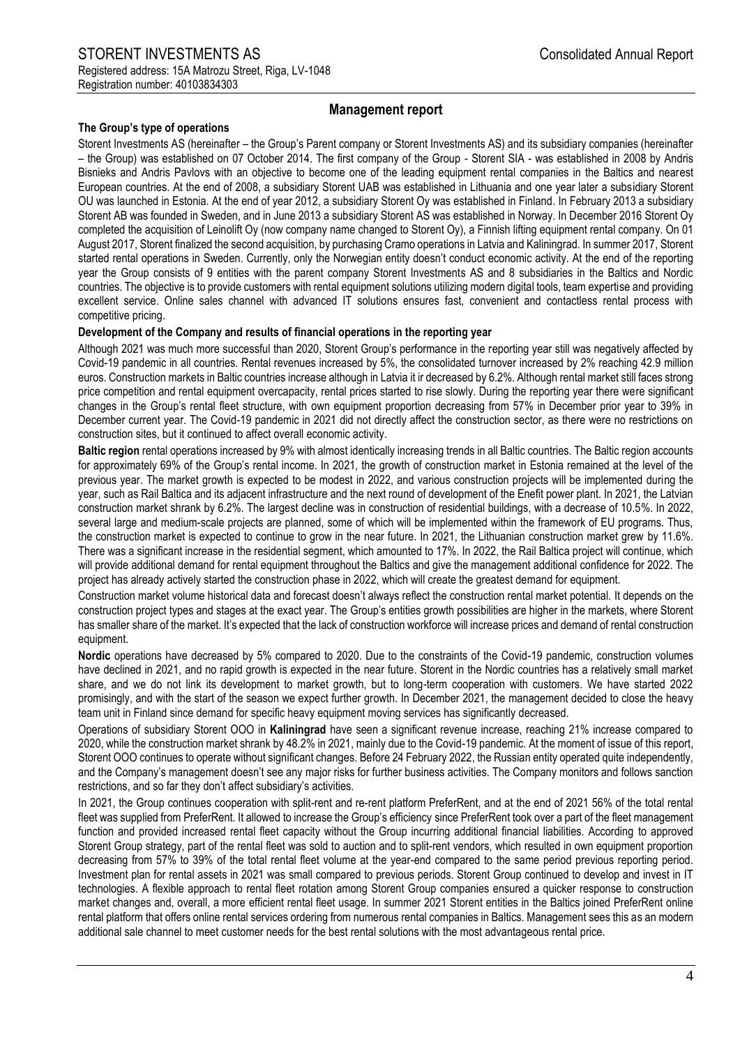## Management report

**The Group's type of operations**

Storent Investments AS (hereinafter – the Group's Parent company or Storent Investments AS) and its subsidiary companies (hereinafter – the Group) was established on 07 October 2014. The first company of the Group - Storent SIA - was established in 2008 by Andris Bisnieks and Andris Pavlovs with an objective to become one of the leading equipment rental companies in the Baltics and nearest European countries. At the end of 2008, a subsidiary Storent UAB was established in Lithuania and one year later a subsidiary Storent OU was launched in Estonia. At the end of year 2012, a subsidiary Storent Oy was established in Finland. In February 2013 a subsidiary Storent AB was founded in Sweden, and in June 2013 a subsidiary Storent AS was established in Norway. In December 2016 Storent Oy completed the acquisition of Leinolift Oy (now company name changed to Storent Oy), a Finnish lifting equipment rental company. On 01 August 2017, Storent finalized the second acquisition, by purchasing Cramo operations in Latvia and Kaliningrad. In summer 2017, Storent started rental operations in Sweden. Currently, only the Norwegian entity doesn't conduct economic activity. At the end of the reporting year the Group consists of 9 entities with the parent company Storent Investments AS and 8 subsidiaries in the Baltics and Nordic countries. The objective is to provide customers with rental equipment solutions utilizing modern digital tools, team expertise and providing excellent service. Online sales channel with advanced IT solutions ensures fast, convenient and contactless rental process with competitive pricing.

**Development of the Company and results of financial operations in the reporting year**

Although 2021 was much more successful than 2020, Storent Group's performance in the reporting year still was negatively affected by Covid-19 pandemic in all countries. Rental revenues increased by 5%, the consolidated turnover increased by 2% reaching 42.9 million euros. Construction markets in Baltic countries increase although in Latvia it ir decreased by 6.2%. Although rental market still faces strong price competition and rental equipment overcapacity, rental prices started to rise slowly. During the reporting year there were significant changes in the Group's rental fleet structure, with own equipment proportion decreasing from 57% in December prior year to 39% in December current year. The Covid-19 pandemic in 2021 did not directly affect the construction sector, as there were no restrictions on construction sites, but it continued to affect overall economic activity.

**Baltic region** rental operations increased by 9% with almost identically increasing trends in all Baltic countries. The Baltic region accounts for approximately 69% of the Group's rental income. In 2021, the growth of construction market in Estonia remained at the level of the previous year. The market growth is expected to be modest in 2022, and various construction projects will be implemented during the year, such as Rail Baltica and its adjacent infrastructure and the next round of development of the Enefit power plant. In 2021, the Latvian construction market shrank by 6.2%. The largest decline was in construction of residential buildings, with a decrease of 10.5%. In 2022, several large and medium-scale projects are planned, some of which will be implemented within the framework of EU programs. Thus, the construction market is expected to continue to grow in the near future. In 2021, the Lithuanian construction market grew by 11.6%. There was a significant increase in the residential segment, which amounted to 17%. In 2022, the Rail Baltica project will continue, which will provide additional demand for rental equipment throughout the Baltics and give the management additional confidence for 2022. The project has already actively started the construction phase in 2022, which will create the greatest demand for equipment.

Construction market volume historical data and forecast doesn't always reflect the construction rental market potential. It depends on the construction project types and stages at the exact year. The Group's entities growth possibilities are higher in the markets, where Storent has smaller share of the market. It's expected that the lack of construction workforce will increase prices and demand of rental construction equipment.

**Nordic** operations have decreased by 5% compared to 2020. Due to the constraints of the Covid-19 pandemic, construction volumes have declined in 2021, and no rapid growth is expected in the near future. Storent in the Nordic countries has a relatively small market share, and we do not link its development to market growth, but to long-term cooperation with customers. We have started 2022 promisingly, and with the start of the season we expect further growth. In December 2021, the management decided to close the heavy team unit in Finland since demand for specific heavy equipment moving services has significantly decreased.

Operations of subsidiary Storent OOO in **Kaliningrad** have seen a significant revenue increase, reaching 21% increase compared to 2020, while the construction market shrank by 48.2% in 2021, mainly due to the Covid-19 pandemic. At the moment of issue of this report, Storent OOO continues to operate without significant changes. Before 24 February 2022, the Russian entity operated quite independently, and the Company's management doesn't see any major risks for further business activities. The Company monitors and follows sanction restrictions, and so far they don't affect subsidiary's activities.

In 2021, the Group continues cooperation with split-rent and re-rent platform PreferRent, and at the end of 2021 56% of the total rental fleet was supplied from PreferRent. It allowed to increase the Group's efficiency since PreferRent took over a part of the fleet management function and provided increased rental fleet capacity without the Group incurring additional financial liabilities. According to approved Storent Group strategy, part of the rental fleet was sold to auction and to split-rent vendors, which resulted in own equipment proportion decreasing from 57% to 39% of the total rental fleet volume at the year-end compared to the same period previous reporting period. Investment plan for rental assets in 2021 was small compared to previous periods. Storent Group continued to develop and invest in IT technologies. A flexible approach to rental fleet rotation among Storent Group companies ensured a quicker response to construction market changes and, overall, a more efficient rental fleet usage. In summer 2021 Storent entities in the Baltics joined PreferRent online rental platform that offers online rental services ordering from numerous rental companies in Baltics. Management sees this as an modern additional sale channel to meet customer needs for the best rental solutions with the most advantageous rental price.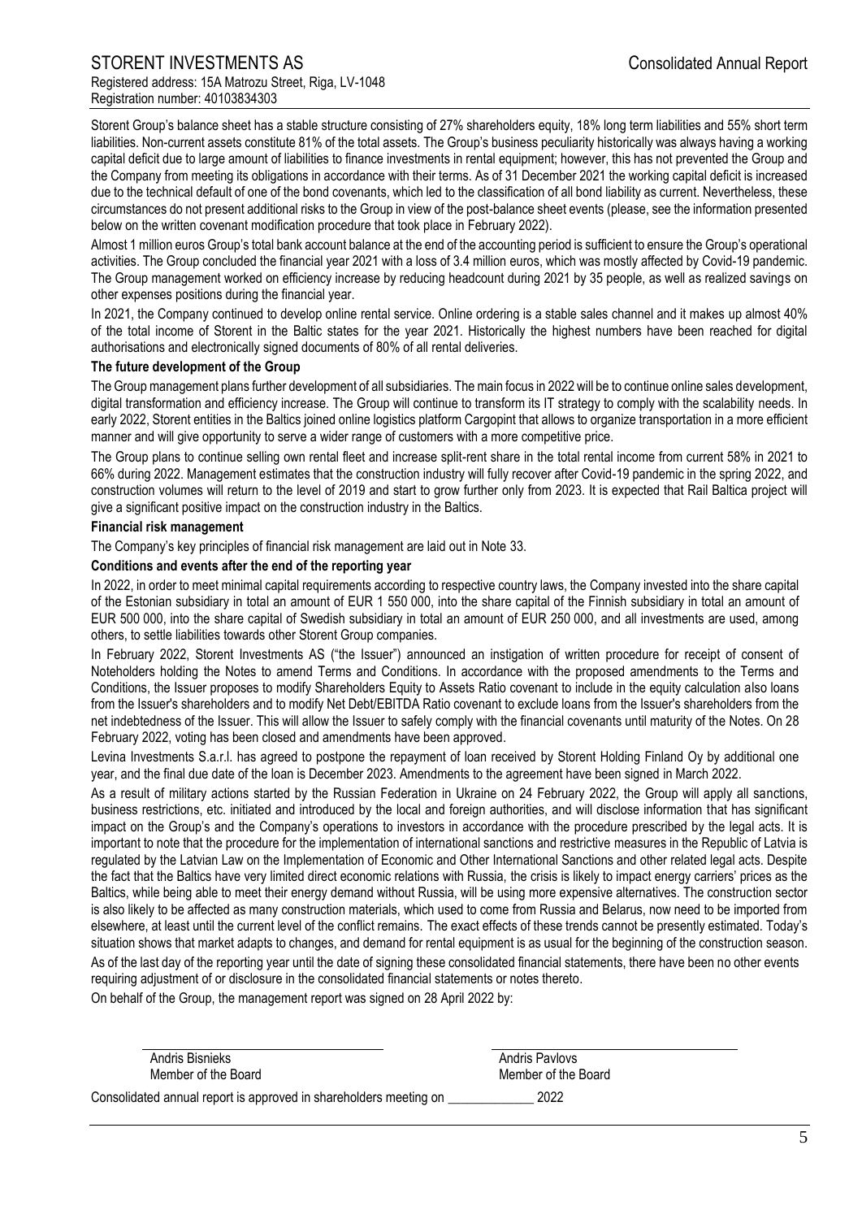Storent Group's balance sheet has a stable structure consisting of 27% shareholders equity, 18% long term liabilities and 55% short term liabilities. Non-current assets constitute 81% of the total assets. The Group's business peculiarity historically was always having a working capital deficit due to large amount of liabilities to finance investments in rental equipment; however, this has not prevented the Group and the Company from meeting its obligations in accordance with their terms. As of 31 December 2021 the working capital deficit is increased due to the technical default of one of the bond covenants, which led to the classification of all bond liability as current. Nevertheless, these circumstances do not present additional risks to the Group in view of the post-balance sheet events (please, see the information presented below on the written covenant modification procedure that took place in February 2022).

Almost 1 million euros Group's total bank account balance at the end of the accounting period is sufficient to ensure the Group's operational activities. The Group concluded the financial year 2021 with a loss of 3.4 million euros, which was mostly affected by Covid-19 pandemic. The Group management worked on efficiency increase by reducing headcount during 2021 by 35 people, as well as realized savings on other expenses positions during the financial year.

In 2021, the Company continued to develop online rental service. Online ordering is a stable sales channel and it makes up almost 40% of the total income of Storent in the Baltic states for the year 2021. Historically the highest numbers have been reached for digital authorisations and electronically signed documents of 80% of all rental deliveries.

**The future development of the Group**

The Group management plans further development of all subsidiaries. The main focus in 2022 will be to continue online sales development, digital transformation and efficiency increase. The Group will continue to transform its IT strategy to comply with the scalability needs. In early 2022, Storent entities in the Baltics joined online logistics platform Cargopint that allows to organize transportation in a more efficient manner and will give opportunity to serve a wider range of customers with a more competitive price.

The Group plans to continue selling own rental fleet and increase split-rent share in the total rental income from current 58% in 2021 to 66% during 2022. Management estimates that the construction industry will fully recover after Covid-19 pandemic in the spring 2022, and construction volumes will return to the level of 2019 and start to grow further only from 2023. It is expected that Rail Baltica project will give a significant positive impact on the construction industry in the Baltics.

**Financial risk management**

The Company's key principles of financial risk management are laid out in Note 33.

**Conditions and events after the end of the reporting year**

In 2022, in order to meet minimal capital requirements according to respective country laws, the Company invested into the share capital of the Estonian subsidiary in total an amount of EUR 1 550 000, into the share capital of the Finnish subsidiary in total an amount of EUR 500 000, into the share capital of Swedish subsidiary in total an amount of EUR 250 000, and all investments are used, among others, to settle liabilities towards other Storent Group companies.

In February 2022, Storent Investments AS ("the Issuer") announced an instigation of written procedure for receipt of consent of Noteholders holding the Notes to amend Terms and Conditions. In accordance with the proposed amendments to the Terms and Conditions, the Issuer proposes to modify Shareholders Equity to Assets Ratio covenant to include in the equity calculation also loans from the Issuer's shareholders and to modify Net Debt/EBITDA Ratio covenant to exclude loans from the Issuer's shareholders from the net indebtedness of the Issuer. This will allow the Issuer to safely comply with the financial covenants until maturity of the Notes. On 28 February 2022, voting has been closed and amendments have been approved.

Levina Investments S.a.r.l. has agreed to postpone the repayment of loan received by Storent Holding Finland Oy by additional one year, and the final due date of the loan is December 2023. Amendments to the agreement have been signed in March 2022.

As a result of military actions started by the Russian Federation in Ukraine on 24 February 2022, the Group will apply all sanctions, business restrictions, etc. initiated and introduced by the local and foreign authorities, and will disclose information that has significant impact on the Group's and the Company's operations to investors in accordance with the procedure prescribed by the legal acts. It is important to note that the procedure for the implementation of international sanctions and restrictive measures in the Republic of Latvia is regulated by the Latvian Law on the Implementation of Economic and Other International Sanctions and other related legal acts. Despite the fact that the Baltics have very limited direct economic relations with Russia, the crisis is likely to impact energy carriers' prices as the Baltics, while being able to meet their energy demand without Russia, will be using more expensive alternatives. The construction sector is also likely to be affected as many construction materials, which used to come from Russia and Belarus, now need to be imported from elsewhere, at least until the current level of the conflict remains. The exact effects of these trends cannot be presently estimated. Today's situation shows that market adapts to changes, and demand for rental equipment is as usual for the beginning of the construction season.

As of the last day of the reporting year until the date of signing these consolidated financial statements, there have been no other events requiring adjustment of or disclosure in the consolidated financial statements or notes thereto.

On behalf of the Group, the management report was signed on 28 April 2022 by:

| | |
|---|---|
| Andris Bisnieks | Andris Pavlovs |
| Member of the Board | Member of the Board |

Consolidated annual report is approved in shareholders meeting on _____________ 2022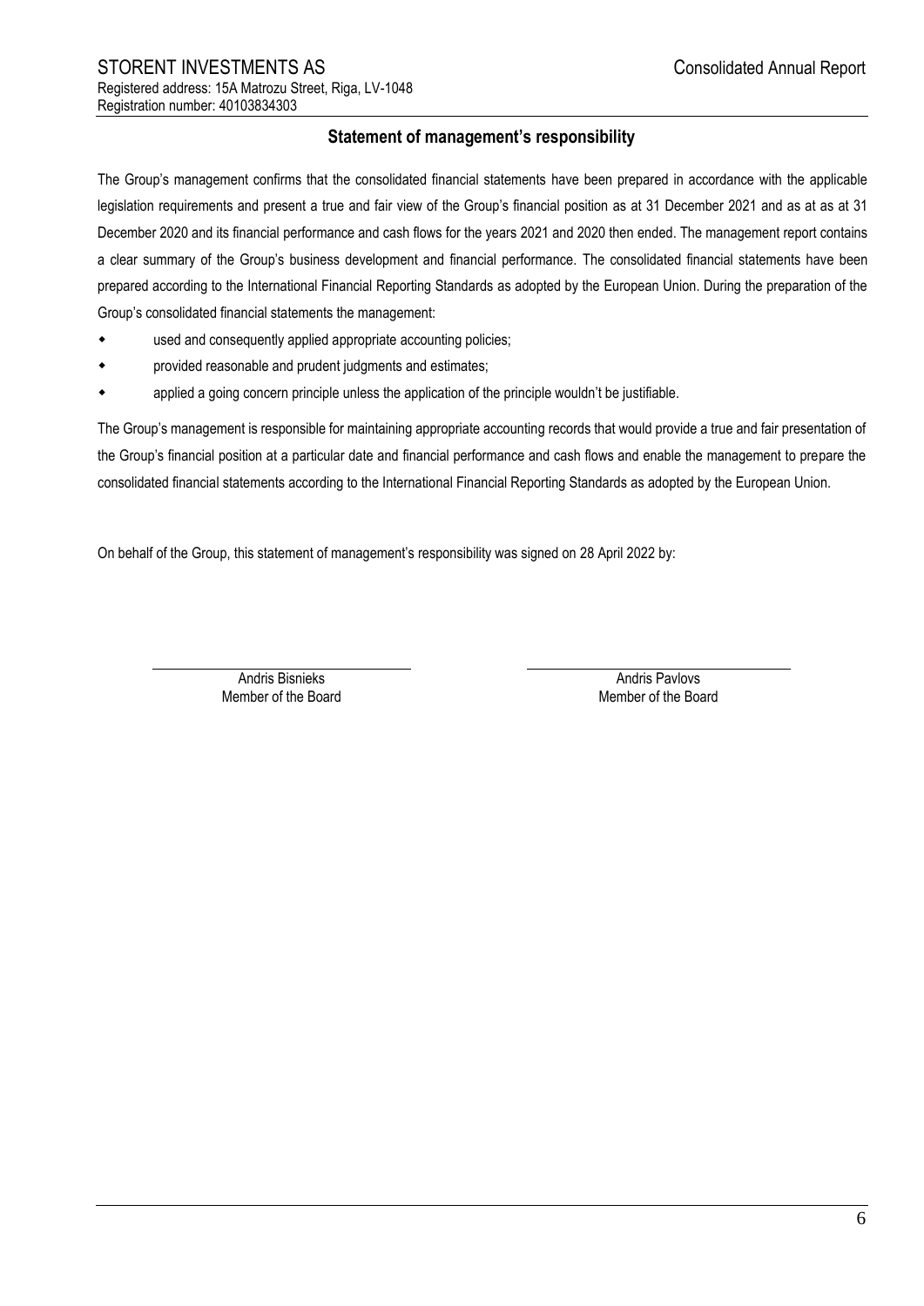## Statement of management's responsibility

The Group's management confirms that the consolidated financial statements have been prepared in accordance with the applicable legislation requirements and present a true and fair view of the Group's financial position as at 31 December 2021 and as at as at 31 December 2020 and its financial performance and cash flows for the years 2021 and 2020 then ended. The management report contains a clear summary of the Group's business development and financial performance. The consolidated financial statements have been prepared according to the International Financial Reporting Standards as adopted by the European Union. During the preparation of the Group's consolidated financial statements the management:

- used and consequently applied appropriate accounting policies;
- provided reasonable and prudent judgments and estimates;
- applied a going concern principle unless the application of the principle wouldn't be justifiable.

The Group's management is responsible for maintaining appropriate accounting records that would provide a true and fair presentation of the Group's financial position at a particular date and financial performance and cash flows and enable the management to prepare the consolidated financial statements according to the International Financial Reporting Standards as adopted by the European Union.

On behalf of the Group, this statement of management's responsibility was signed on 28 April 2022 by:

| Andris Bisnieks | Andris Pavlovs |
| --- | --- |
| Member of the Board | Member of the Board |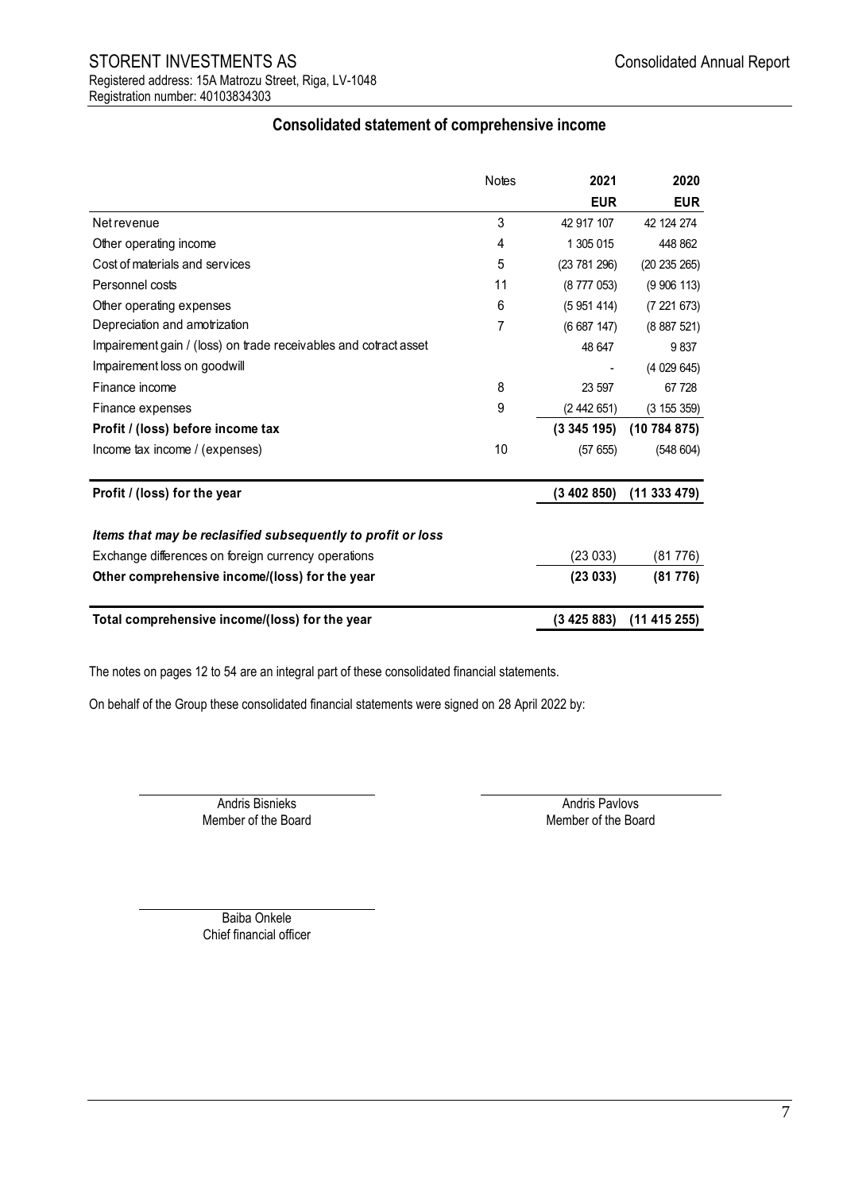STORENT INVESTMENTS AS
Registered address: 15A Matrozu Street, Riga, LV-1048
Registration number: 40103834303

## Consolidated statement of comprehensive income

| | Notes | 2021 | 2020 |
|---|---|---|---|
| | | **EUR** | **EUR** |
| Net revenue | 3 | 42 917 107 | 42 124 274 |
| Other operating income | 4 | 1 305 015 | 448 862 |
| Cost of materials and services | 5 | (23 781 296) | (20 235 265) |
| Personnel costs | 11 | (8 777 053) | (9 906 113) |
| Other operating expenses | 6 | (5 951 414) | (7 221 673) |
| Depreciation and amotrization | 7 | (6 687 147) | (8 887 521) |
| Impairement gain / (loss) on trade receivables and cotract asset | | 48 647 | 9 837 |
| Impairement loss on goodwill | | - | (4 029 645) |
| Finance income | 8 | 23 597 | 67 728 |
| Finance expenses | 9 | (2 442 651) | (3 155 359) |
| **Profit / (loss) before income tax** | | **(3 345 195)** | **(10 784 875)** |
| Income tax income / (expenses) | 10 | (57 655) | (548 604) |
| **Profit / (loss) for the year** | | **(3 402 850)** | **(11 333 479)** |
| ***Items that may be reclasified subsequently to profit or loss*** | | | |
| Exchange differences on foreign currency operations | | (23 033) | (81 776) |
| **Other comprehensive income/(loss) for the year** | | **(23 033)** | **(81 776)** |
| **Total comprehensive income/(loss) for the year** | | **(3 425 883)** | **(11 415 255)** |

The notes on pages 12 to 54 are an integral part of these consolidated financial statements.

On behalf of the Group these consolidated financial statements were signed on 28 April 2022 by:

Andris Bisnieks
Member of the Board

Andris Pavlovs
Member of the Board

Baiba Onkele
Chief financial officer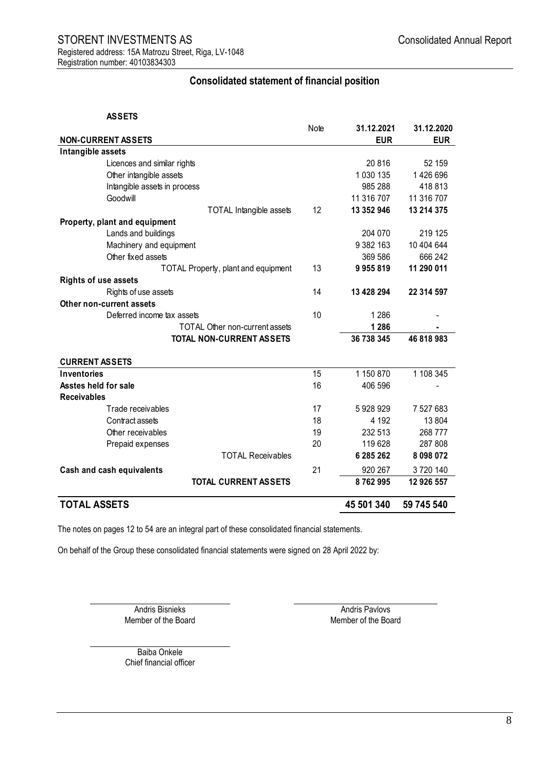STORENT INVESTMENTS AS

Registered address: 15A Matrozu Street, Riga, LV-1048

Registration number: 40103834303

## Consolidated statement of financial position

**ASSETS**

| | Note | 31.12.2021 | 31.12.2020 |
|---|---|---|---|
| **NON-CURRENT ASSETS** | | **EUR** | **EUR** |
| **Intangible assets** | | | |
| Licences and similar rights | | 20 816 | 52 159 |
| Other intangible assets | | 1 030 135 | 1 426 696 |
| Intangible assets in process | | 985 288 | 418 813 |
| Goodwill | | 11 316 707 | 11 316 707 |
| TOTAL Intangible assets | 12 | **13 352 946** | **13 214 375** |
| **Property, plant and equipment** | | | |
| Lands and buildings | | 204 070 | 219 125 |
| Machinery and equipment | | 9 382 163 | 10 404 644 |
| Other fixed assets | | 369 586 | 666 242 |
| TOTAL Property, plant and equipment | 13 | **9 955 819** | **11 290 011** |
| **Rights of use assets** | | | |
| Rights of use assets | 14 | **13 428 294** | **22 314 597** |
| **Other non-current assets** | | | |
| Deferred income tax assets | 10 | 1 286 | - |
| TOTAL Other non-current assets | | **1 286** | **-** |
| **TOTAL NON-CURRENT ASSETS** | | **36 738 345** | **46 818 983** |
| **CURRENT ASSETS** | | | |
| **Inventories** | 15 | 1 150 870 | 1 108 345 |
| **Asstes held for sale** | 16 | 406 596 | - |
| **Receivables** | | | |
| Trade receivables | 17 | 5 928 929 | 7 527 683 |
| Contract assets | 18 | 4 192 | 13 804 |
| Other receivables | 19 | 232 513 | 268 777 |
| Prepaid expenses | 20 | 119 628 | 287 808 |
| TOTAL Receivables | | **6 285 262** | **8 098 072** |
| **Cash and cash equivalents** | 21 | 920 267 | 3 720 140 |
| **TOTAL CURRENT ASSETS** | | **8 762 995** | **12 926 557** |
| **TOTAL ASSETS** | | **45 501 340** | **59 745 540** |

The notes on pages 12 to 54 are an integral part of these consolidated financial statements.

On behalf of the Group these consolidated financial statements were signed on 28 April 2022 by:

Andris Bisnieks
Member of the Board

Andris Pavlovs
Member of the Board

Baiba Onkele
Chief financial officer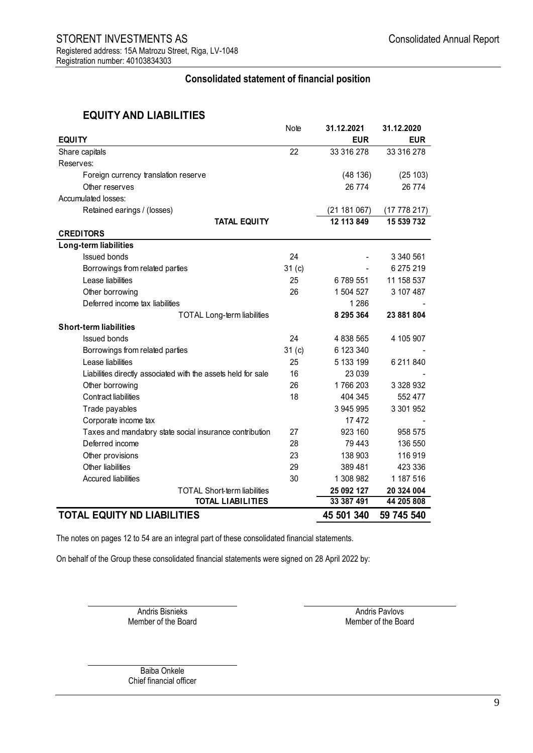STORENT INVESTMENTS AS
Registered address: 15A Matrozu Street, Riga, LV-1048
Registration number: 40103834303

## Consolidated statement of financial position

### EQUITY AND LIABILITIES

| | Note | 31.12.2021 | 31.12.2020 |
|---|---|---|---|
| **EQUITY** | | **EUR** | **EUR** |
| Share capitals | 22 | 33 316 278 | 33 316 278 |
| Reserves: | | | |
| Foreign currency translation reserve | | (48 136) | (25 103) |
| Other reserves | | 26 774 | 26 774 |
| Accumulated losses: | | | |
| Retained earings / (losses) | | (21 181 067) | (17 778 217) |
| **TATAL EQUITY** | | **12 113 849** | **15 539 732** |
| **CREDITORS** | | | |
| **Long-term liabilities** | | | |
| Issued bonds | 24 | - | 3 340 561 |
| Borrowings from related parties | 31 (c) | - | 6 275 219 |
| Lease liabilities | 25 | 6 789 551 | 11 158 537 |
| Other borrowing | 26 | 1 504 527 | 3 107 487 |
| Deferred income tax liabilities | | 1 286 | - |
| TOTAL Long-term liabilities | | **8 295 364** | **23 881 804** |
| **Short-term liabilities** | | | |
| Issued bonds | 24 | 4 838 565 | 4 105 907 |
| Borrowings from related parties | 31 (c) | 6 123 340 | - |
| Lease liabilities | 25 | 5 133 199 | 6 211 840 |
| Liabilities directly associated with the assets held for sale | 16 | 23 039 | - |
| Other borrowing | 26 | 1 766 203 | 3 328 932 |
| Contract liabilities | 18 | 404 345 | 552 477 |
| Trade payables | | 3 945 995 | 3 301 952 |
| Corporate income tax | | 17 472 | - |
| Taxes and mandatory state social insurance contribution | 27 | 923 160 | 958 575 |
| Deferred income | 28 | 79 443 | 136 550 |
| Other provisions | 23 | 138 903 | 116 919 |
| Other liabilities | 29 | 389 481 | 423 336 |
| Accured liabilities | 30 | 1 308 982 | 1 187 516 |
| TOTAL Short-term liabilities | | **25 092 127** | **20 324 004** |
| **TOTAL LIABILITIES** | | **33 387 491** | **44 205 808** |
| **TOTAL EQUITY ND LIABILITIES** | | **45 501 340** | **59 745 540** |

The notes on pages 12 to 54 are an integral part of these consolidated financial statements.

On behalf of the Group these consolidated financial statements were signed on 28 April 2022 by:

Andris Bisnieks
Member of the Board

Andris Pavlovs
Member of the Board

Baiba Onkele
Chief financial officer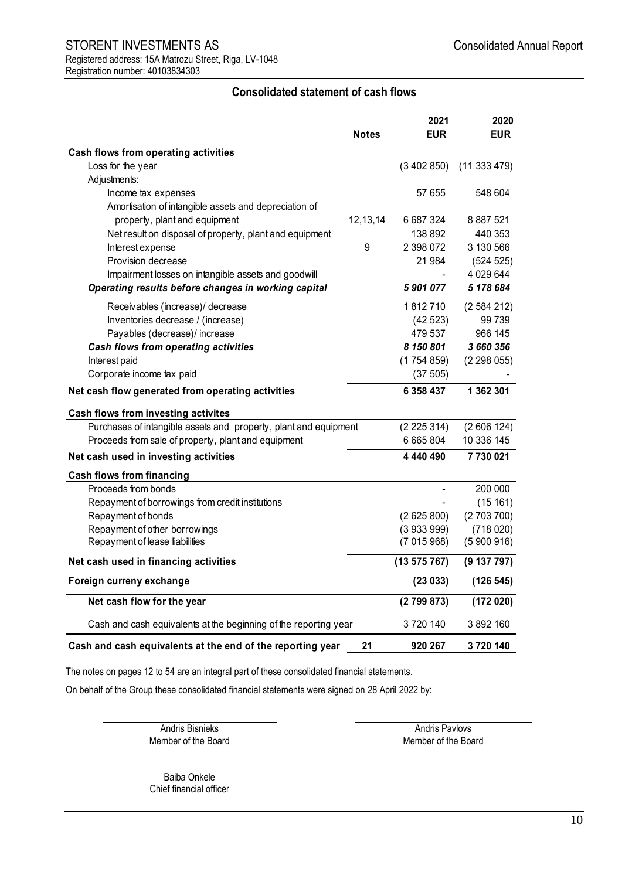STORENT INVESTMENTS AS

Registered address: 15A Matrozu Street, Riga, LV-1048
Registration number: 40103834303

Consolidated Annual Report

## Consolidated statement of cash flows

| | Notes | 2021 EUR | 2020 EUR |
|---|---|---|---|
| **Cash flows from operating activities** | | | |
| Loss for the year | | (3 402 850) | (11 333 479) |
| Adjustments: | | | |
| Income tax expenses | | 57 655 | 548 604 |
| Amortisation of intangible assets and depreciation of property, plant and equipment | 12,13,14 | 6 687 324 | 8 887 521 |
| Net result on disposal of property, plant and equipment | | 138 892 | 440 353 |
| Interest expense | 9 | 2 398 072 | 3 130 566 |
| Provision decrease | | 21 984 | (524 525) |
| Impairment losses on intangible assets and goodwill | | - | 4 029 644 |
| ***Operating results before changes in working capital*** | | ***5 901 077*** | ***5 178 684*** |
| Receivables (increase)/ decrease | | 1 812 710 | (2 584 212) |
| Inventories decrease / (increase) | | (42 523) | 99 739 |
| Payables (decrease)/ increase | | 479 537 | 966 145 |
| ***Cash flows from operating activities*** | | ***8 150 801*** | ***3 660 356*** |
| Interest paid | | (1 754 859) | (2 298 055) |
| Corporate income tax paid | | (37 505) | - |
| **Net cash flow generated from operating activities** | | **6 358 437** | **1 362 301** |
| **Cash flows from investing activites** | | | |
| Purchases of intangible assets and property, plant and equipment | | (2 225 314) | (2 606 124) |
| Proceeds from sale of property, plant and equipment | | 6 665 804 | 10 336 145 |
| **Net cash used in investing activities** | | **4 440 490** | **7 730 021** |
| **Cash flows from financing** | | | |
| Proceeds from bonds | | - | 200 000 |
| Repayment of borrowings from credit institutions | | - | (15 161) |
| Repayment of bonds | | (2 625 800) | (2 703 700) |
| Repayment of other borrowings | | (3 933 999) | (718 020) |
| Repayment of lease liabilities | | (7 015 968) | (5 900 916) |
| **Net cash used in financing activities** | | **(13 575 767)** | **(9 137 797)** |
| **Foreign curreny exchange** | | **(23 033)** | **(126 545)** |
| **Net cash flow for the year** | | **(2 799 873)** | **(172 020)** |
| Cash and cash equivalents at the beginning of the reporting year | | 3 720 140 | 3 892 160 |
| **Cash and cash equivalents at the end of the reporting year** | **21** | **920 267** | **3 720 140** |

The notes on pages 12 to 54 are an integral part of these consolidated financial statements.

On behalf of the Group these consolidated financial statements were signed on 28 April 2022 by:

Andris Bisnieks
Member of the Board

Andris Pavlovs
Member of the Board

Baiba Onkele
Chief financial officer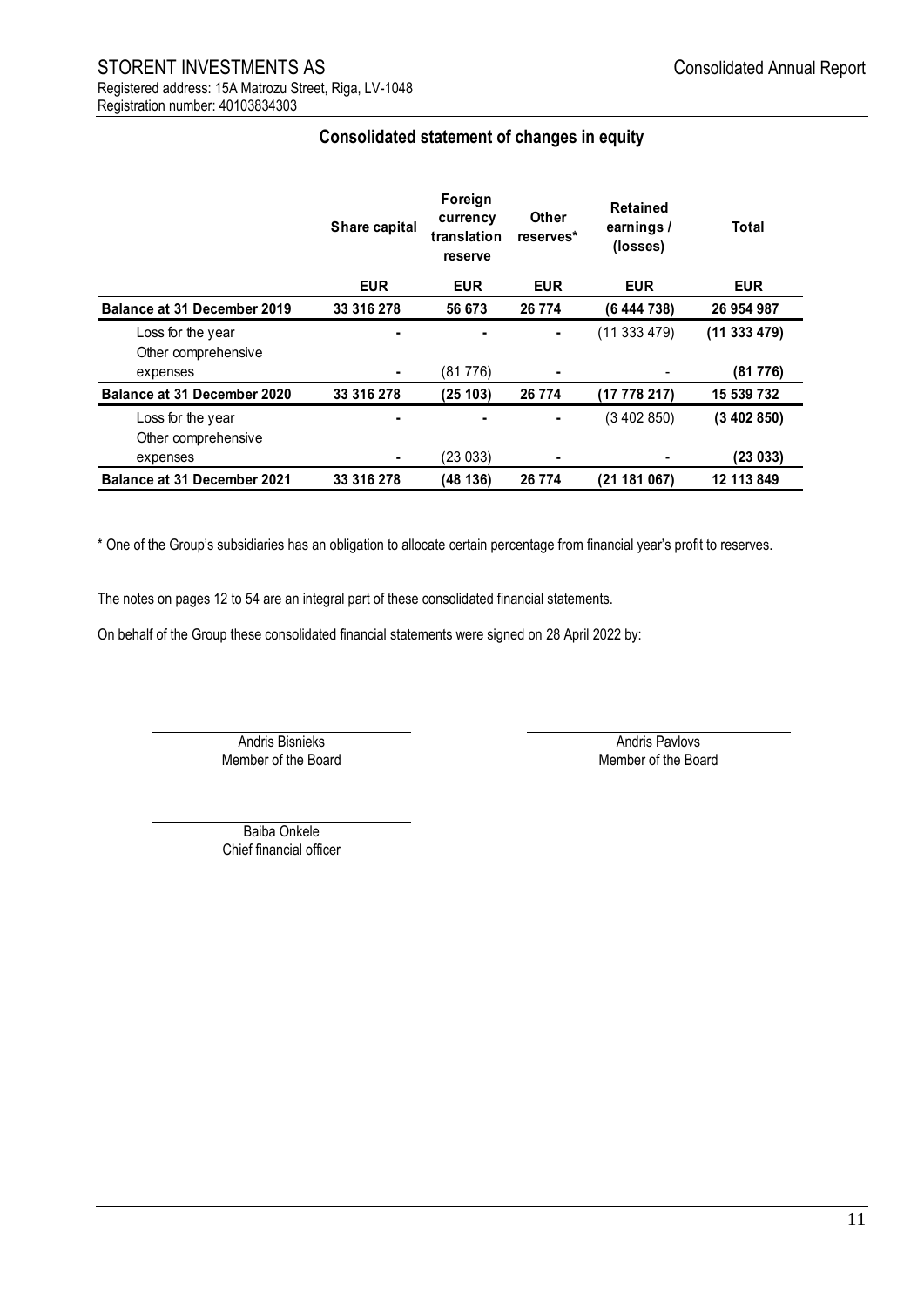STORENT INVESTMENTS AS
Registered address: 15A Matrozu Street, Riga, LV-1048
Registration number: 40103834303

## Consolidated statement of changes in equity

| | Share capital | Foreign currency translation reserve | Other reserves* | Retained earnings / (losses) | Total |
|---|---|---|---|---|---|
| | EUR | EUR | EUR | EUR | EUR |
| **Balance at 31 December 2019** | **33 316 278** | **56 673** | **26 774** | **(6 444 738)** | **26 954 987** |
| Loss for the year | - | - | - | (11 333 479) | **(11 333 479)** |
| Other comprehensive expenses | - | (81 776) | - | - | **(81 776)** |
| **Balance at 31 December 2020** | **33 316 278** | **(25 103)** | **26 774** | **(17 778 217)** | **15 539 732** |
| Loss for the year | - | - | - | (3 402 850) | **(3 402 850)** |
| Other comprehensive expenses | - | (23 033) | - | - | **(23 033)** |
| **Balance at 31 December 2021** | **33 316 278** | **(48 136)** | **26 774** | **(21 181 067)** | **12 113 849** |

* One of the Group's subsidiaries has an obligation to allocate certain percentage from financial year's profit to reserves.

The notes on pages 12 to 54 are an integral part of these consolidated financial statements.

On behalf of the Group these consolidated financial statements were signed on 28 April 2022 by:

Andris Bisnieks
Member of the Board

Andris Pavlovs
Member of the Board

Baiba Onkele
Chief financial officer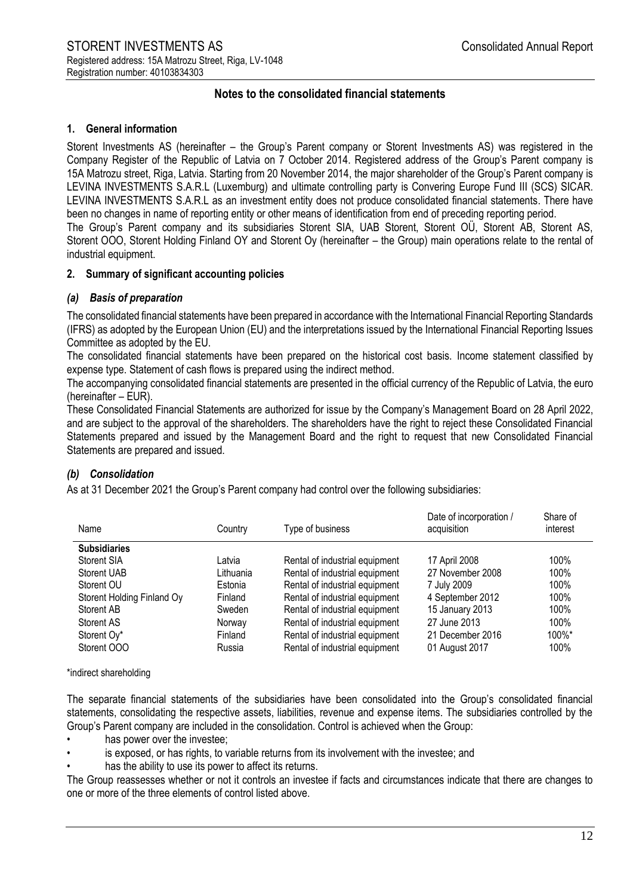## Notes to the consolidated financial statements

### 1. General information

Storent Investments AS (hereinafter – the Group's Parent company or Storent Investments AS) was registered in the Company Register of the Republic of Latvia on 7 October 2014. Registered address of the Group's Parent company is 15A Matrozu street, Riga, Latvia. Starting from 20 November 2014, the major shareholder of the Group's Parent company is LEVINA INVESTMENTS S.A.R.L (Luxemburg) and ultimate controlling party is Convering Europe Fund III (SCS) SICAR. LEVINA INVESTMENTS S.A.R.L as an investment entity does not produce consolidated financial statements. There have been no changes in name of reporting entity or other means of identification from end of preceding reporting period.

The Group's Parent company and its subsidiaries Storent SIA, UAB Storent, Storent OÜ, Storent AB, Storent AS, Storent OOO, Storent Holding Finland OY and Storent Oy (hereinafter – the Group) main operations relate to the rental of industrial equipment.

### 2. Summary of significant accounting policies

#### *(a) Basis of preparation*

The consolidated financial statements have been prepared in accordance with the International Financial Reporting Standards (IFRS) as adopted by the European Union (EU) and the interpretations issued by the International Financial Reporting Issues Committee as adopted by the EU.

The consolidated financial statements have been prepared on the historical cost basis. Income statement classified by expense type. Statement of cash flows is prepared using the indirect method.

The accompanying consolidated financial statements are presented in the official currency of the Republic of Latvia, the euro (hereinafter – EUR).

These Consolidated Financial Statements are authorized for issue by the Company's Management Board on 28 April 2022, and are subject to the approval of the shareholders. The shareholders have the right to reject these Consolidated Financial Statements prepared and issued by the Management Board and the right to request that new Consolidated Financial Statements are prepared and issued.

#### *(b) Consolidation*

As at 31 December 2021 the Group's Parent company had control over the following subsidiaries:

| Name | Country | Type of business | Date of incorporation / acquisition | Share of interest |
|---|---|---|---|---|
| **Subsidiaries** | | | | |
| Storent SIA | Latvia | Rental of industrial equipment | 17 April 2008 | 100% |
| Storent UAB | Lithuania | Rental of industrial equipment | 27 November 2008 | 100% |
| Storent OU | Estonia | Rental of industrial equipment | 7 July 2009 | 100% |
| Storent Holding Finland Oy | Finland | Rental of industrial equipment | 4 September 2012 | 100% |
| Storent AB | Sweden | Rental of industrial equipment | 15 January 2013 | 100% |
| Storent AS | Norway | Rental of industrial equipment | 27 June 2013 | 100% |
| Storent Oy* | Finland | Rental of industrial equipment | 21 December 2016 | 100%* |
| Storent OOO | Russia | Rental of industrial equipment | 01 August 2017 | 100% |

*indirect shareholding

The separate financial statements of the subsidiaries have been consolidated into the Group's consolidated financial statements, consolidating the respective assets, liabilities, revenue and expense items. The subsidiaries controlled by the Group's Parent company are included in the consolidation. Control is achieved when the Group:

- has power over the investee;
- is exposed, or has rights, to variable returns from its involvement with the investee; and
- has the ability to use its power to affect its returns.

The Group reassesses whether or not it controls an investee if facts and circumstances indicate that there are changes to one or more of the three elements of control listed above.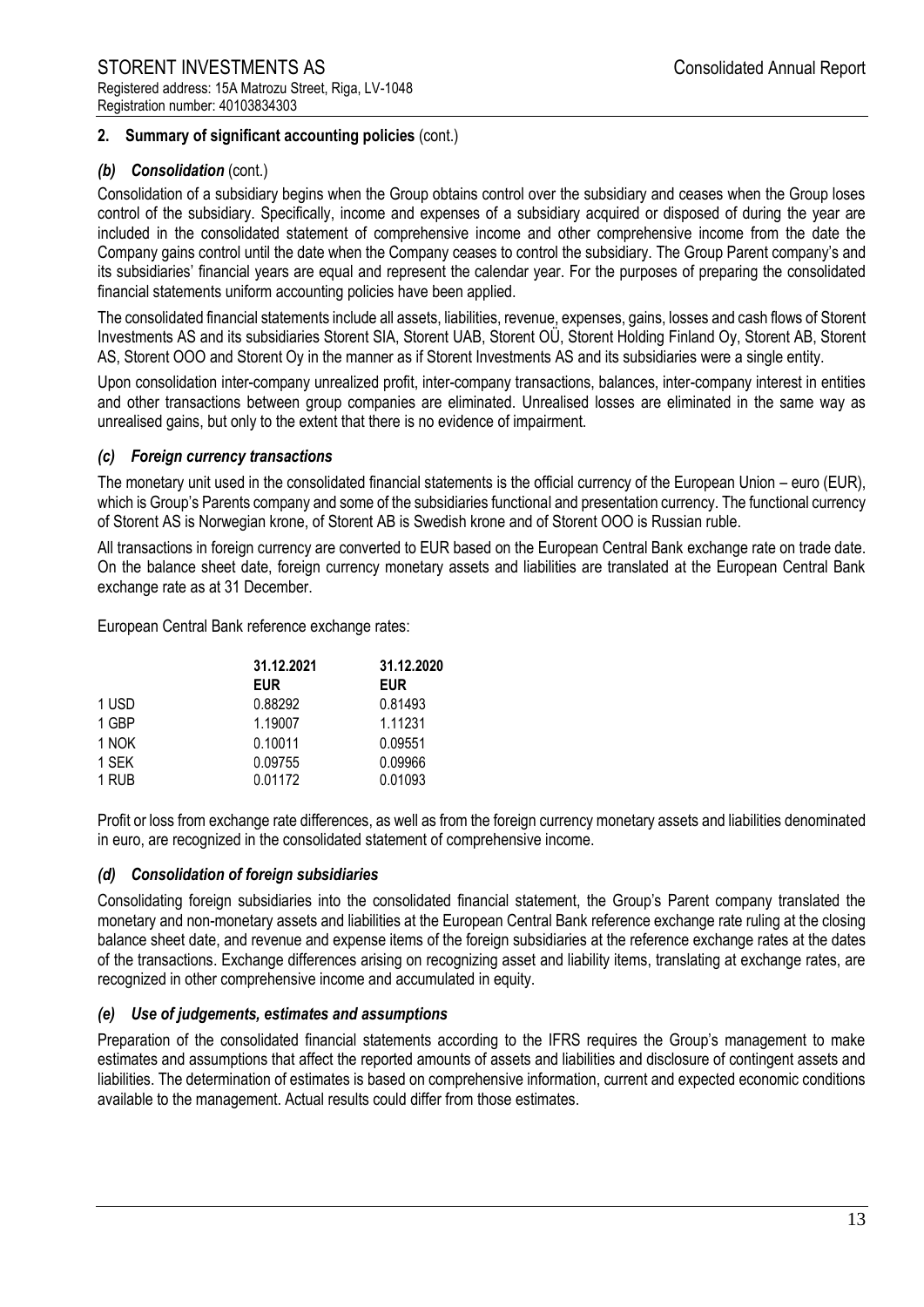## 2. Summary of significant accounting policies (cont.)

### *(b) Consolidation* (cont.)

Consolidation of a subsidiary begins when the Group obtains control over the subsidiary and ceases when the Group loses control of the subsidiary. Specifically, income and expenses of a subsidiary acquired or disposed of during the year are included in the consolidated statement of comprehensive income and other comprehensive income from the date the Company gains control until the date when the Company ceases to control the subsidiary. The Group Parent company's and its subsidiaries' financial years are equal and represent the calendar year. For the purposes of preparing the consolidated financial statements uniform accounting policies have been applied.

The consolidated financial statements include all assets, liabilities, revenue, expenses, gains, losses and cash flows of Storent Investments AS and its subsidiaries Storent SIA, Storent UAB, Storent OÜ, Storent Holding Finland Oy, Storent AB, Storent AS, Storent OOO and Storent Oy in the manner as if Storent Investments AS and its subsidiaries were a single entity.

Upon consolidation inter-company unrealized profit, inter-company transactions, balances, inter-company interest in entities and other transactions between group companies are eliminated. Unrealised losses are eliminated in the same way as unrealised gains, but only to the extent that there is no evidence of impairment.

### *(c) Foreign currency transactions*

The monetary unit used in the consolidated financial statements is the official currency of the European Union – euro (EUR), which is Group's Parents company and some of the subsidiaries functional and presentation currency. The functional currency of Storent AS is Norwegian krone, of Storent AB is Swedish krone and of Storent OOO is Russian ruble.

All transactions in foreign currency are converted to EUR based on the European Central Bank exchange rate on trade date. On the balance sheet date, foreign currency monetary assets and liabilities are translated at the European Central Bank exchange rate as at 31 December.

European Central Bank reference exchange rates:

| | 31.12.2021 | 31.12.2020 |
|---|---|---|
| | EUR | EUR |
| 1 USD | 0.88292 | 0.81493 |
| 1 GBP | 1.19007 | 1.11231 |
| 1 NOK | 0.10011 | 0.09551 |
| 1 SEK | 0.09755 | 0.09966 |
| 1 RUB | 0.01172 | 0.01093 |

Profit or loss from exchange rate differences, as well as from the foreign currency monetary assets and liabilities denominated in euro, are recognized in the consolidated statement of comprehensive income.

### *(d) Consolidation of foreign subsidiaries*

Consolidating foreign subsidiaries into the consolidated financial statement, the Group's Parent company translated the monetary and non-monetary assets and liabilities at the European Central Bank reference exchange rate ruling at the closing balance sheet date, and revenue and expense items of the foreign subsidiaries at the reference exchange rates at the dates of the transactions. Exchange differences arising on recognizing asset and liability items, translating at exchange rates, are recognized in other comprehensive income and accumulated in equity.

### *(e) Use of judgements, estimates and assumptions*

Preparation of the consolidated financial statements according to the IFRS requires the Group's management to make estimates and assumptions that affect the reported amounts of assets and liabilities and disclosure of contingent assets and liabilities. The determination of estimates is based on comprehensive information, current and expected economic conditions available to the management. Actual results could differ from those estimates.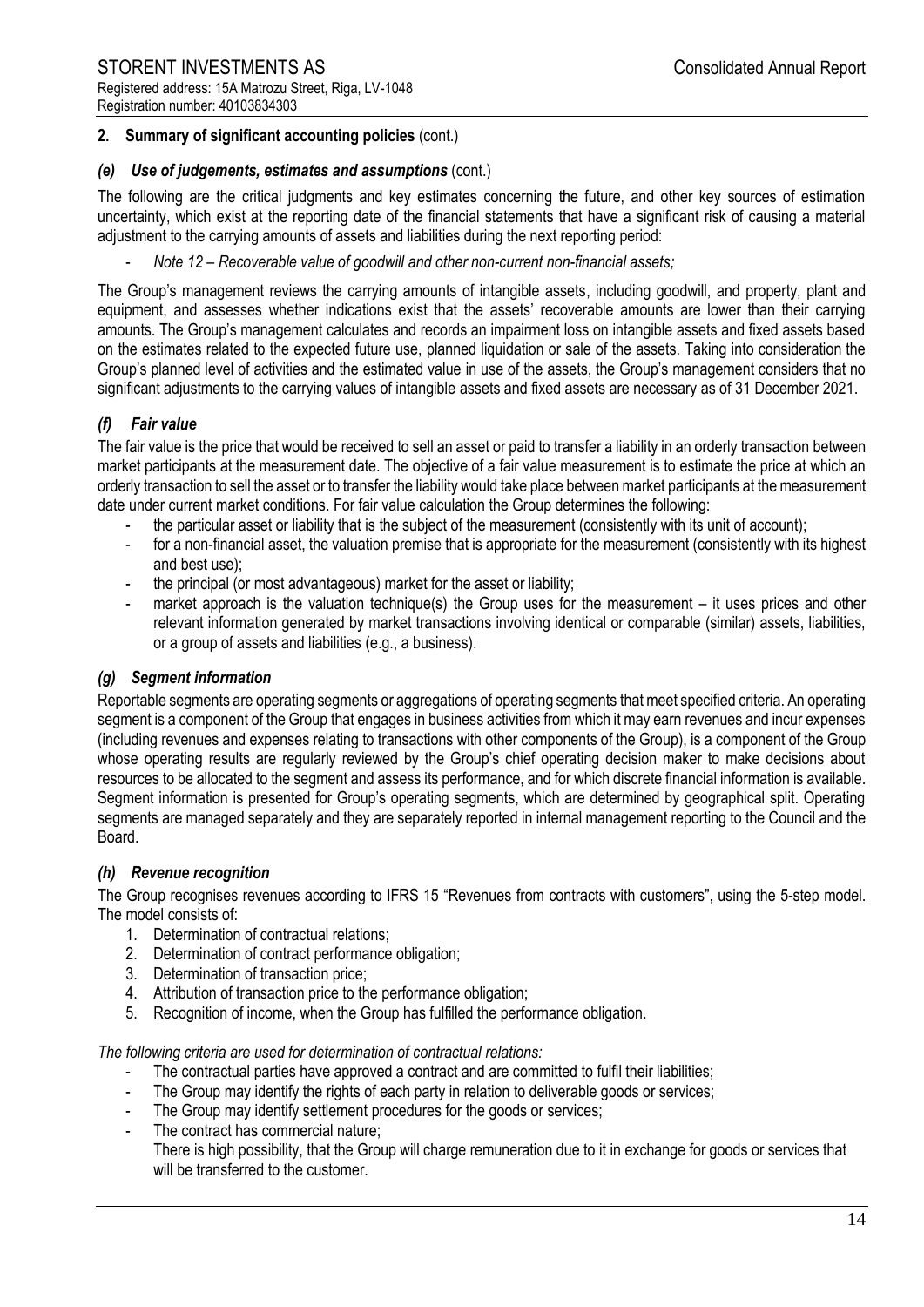## 2. Summary of significant accounting policies (cont.)

### *(e) Use of judgements, estimates and assumptions* (cont.)

The following are the critical judgments and key estimates concerning the future, and other key sources of estimation uncertainty, which exist at the reporting date of the financial statements that have a significant risk of causing a material adjustment to the carrying amounts of assets and liabilities during the next reporting period:

- *Note 12 – Recoverable value of goodwill and other non-current non-financial assets;*

The Group's management reviews the carrying amounts of intangible assets, including goodwill, and property, plant and equipment, and assesses whether indications exist that the assets' recoverable amounts are lower than their carrying amounts. The Group's management calculates and records an impairment loss on intangible assets and fixed assets based on the estimates related to the expected future use, planned liquidation or sale of the assets. Taking into consideration the Group's planned level of activities and the estimated value in use of the assets, the Group's management considers that no significant adjustments to the carrying values of intangible assets and fixed assets are necessary as of 31 December 2021.

### *(f) Fair value*

The fair value is the price that would be received to sell an asset or paid to transfer a liability in an orderly transaction between market participants at the measurement date. The objective of a fair value measurement is to estimate the price at which an orderly transaction to sell the asset or to transfer the liability would take place between market participants at the measurement date under current market conditions. For fair value calculation the Group determines the following:

- the particular asset or liability that is the subject of the measurement (consistently with its unit of account);
- for a non-financial asset, the valuation premise that is appropriate for the measurement (consistently with its highest and best use);
- the principal (or most advantageous) market for the asset or liability;
- market approach is the valuation technique(s) the Group uses for the measurement – it uses prices and other relevant information generated by market transactions involving identical or comparable (similar) assets, liabilities, or a group of assets and liabilities (e.g., a business).

### *(g) Segment information*

Reportable segments are operating segments or aggregations of operating segments that meet specified criteria. An operating segment is a component of the Group that engages in business activities from which it may earn revenues and incur expenses (including revenues and expenses relating to transactions with other components of the Group), is a component of the Group whose operating results are regularly reviewed by the Group's chief operating decision maker to make decisions about resources to be allocated to the segment and assess its performance, and for which discrete financial information is available. Segment information is presented for Group's operating segments, which are determined by geographical split. Operating segments are managed separately and they are separately reported in internal management reporting to the Council and the Board.

### *(h) Revenue recognition*

The Group recognises revenues according to IFRS 15 "Revenues from contracts with customers", using the 5-step model. The model consists of:

1. Determination of contractual relations;
2. Determination of contract performance obligation;
3. Determination of transaction price;
4. Attribution of transaction price to the performance obligation;
5. Recognition of income, when the Group has fulfilled the performance obligation.

*The following criteria are used for determination of contractual relations:*

- The contractual parties have approved a contract and are committed to fulfil their liabilities;
- The Group may identify the rights of each party in relation to deliverable goods or services;
- The Group may identify settlement procedures for the goods or services;
- The contract has commercial nature;
  There is high possibility, that the Group will charge remuneration due to it in exchange for goods or services that will be transferred to the customer.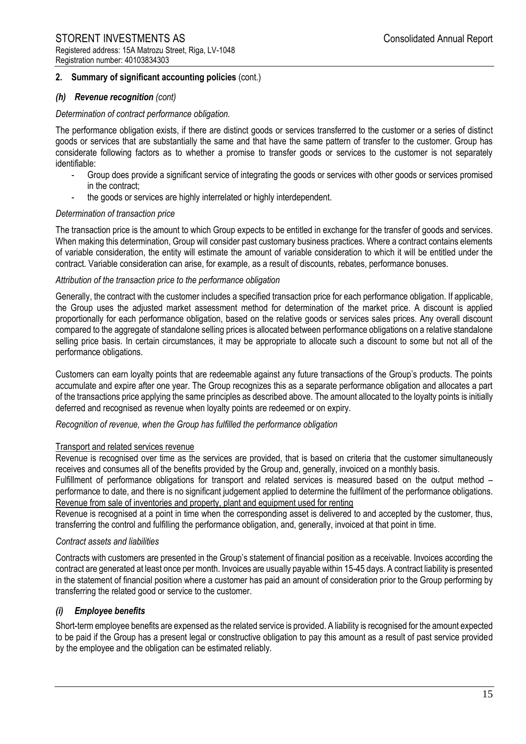## 2. Summary of significant accounting policies (cont.)

### *(h) Revenue recognition (cont)*

*Determination of contract performance obligation.*

The performance obligation exists, if there are distinct goods or services transferred to the customer or a series of distinct goods or services that are substantially the same and that have the same pattern of transfer to the customer. Group has considerate following factors as to whether a promise to transfer goods or services to the customer is not separately identifiable:

- Group does provide a significant service of integrating the goods or services with other goods or services promised in the contract;
- the goods or services are highly interrelated or highly interdependent.

*Determination of transaction price*

The transaction price is the amount to which Group expects to be entitled in exchange for the transfer of goods and services. When making this determination, Group will consider past customary business practices. Where a contract contains elements of variable consideration, the entity will estimate the amount of variable consideration to which it will be entitled under the contract. Variable consideration can arise, for example, as a result of discounts, rebates, performance bonuses.

*Attribution of the transaction price to the performance obligation*

Generally, the contract with the customer includes a specified transaction price for each performance obligation. If applicable, the Group uses the adjusted market assessment method for determination of the market price. A discount is applied proportionally for each performance obligation, based on the relative goods or services sales prices. Any overall discount compared to the aggregate of standalone selling prices is allocated between performance obligations on a relative standalone selling price basis. In certain circumstances, it may be appropriate to allocate such a discount to some but not all of the performance obligations.

Customers can earn loyalty points that are redeemable against any future transactions of the Group's products. The points accumulate and expire after one year. The Group recognizes this as a separate performance obligation and allocates a part of the transactions price applying the same principles as described above. The amount allocated to the loyalty points is initially deferred and recognised as revenue when loyalty points are redeemed or on expiry.

*Recognition of revenue, when the Group has fulfilled the performance obligation*

Transport and related services revenue

Revenue is recognised over time as the services are provided, that is based on criteria that the customer simultaneously receives and consumes all of the benefits provided by the Group and, generally, invoiced on a monthly basis.

Fulfillment of performance obligations for transport and related services is measured based on the output method – performance to date, and there is no significant judgement applied to determine the fulfilment of the performance obligations.

Revenue from sale of inventories and property, plant and equipment used for renting

Revenue is recognised at a point in time when the corresponding asset is delivered to and accepted by the customer, thus, transferring the control and fulfilling the performance obligation, and, generally, invoiced at that point in time.

*Contract assets and liabilities*

Contracts with customers are presented in the Group's statement of financial position as a receivable. Invoices according the contract are generated at least once per month. Invoices are usually payable within 15-45 days. A contract liability is presented in the statement of financial position where a customer has paid an amount of consideration prior to the Group performing by transferring the related good or service to the customer.

### *(i) Employee benefits*

Short-term employee benefits are expensed as the related service is provided. A liability is recognised for the amount expected to be paid if the Group has a present legal or constructive obligation to pay this amount as a result of past service provided by the employee and the obligation can be estimated reliably.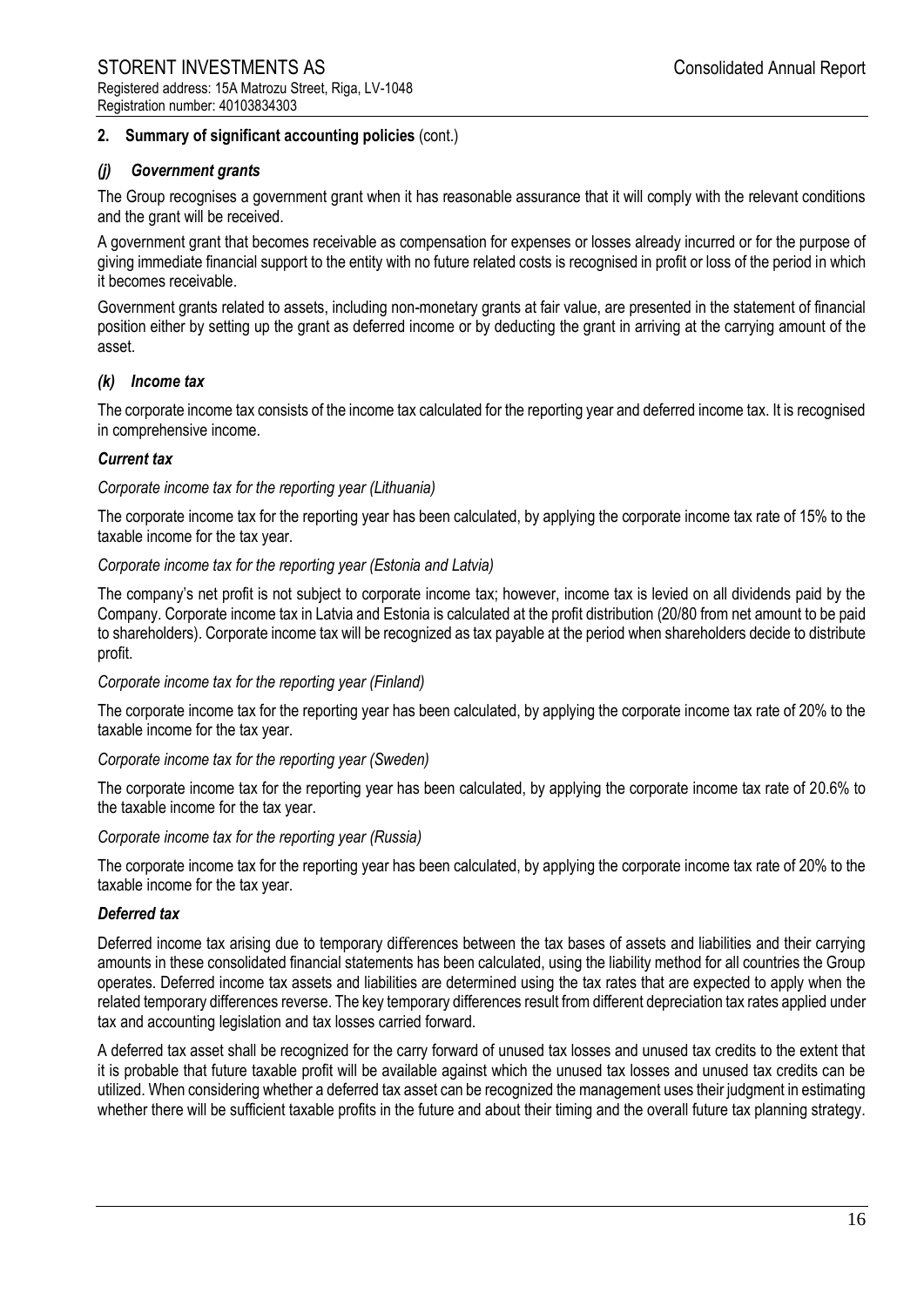## 2. Summary of significant accounting policies (cont.)

### *(j) Government grants*

The Group recognises a government grant when it has reasonable assurance that it will comply with the relevant conditions and the grant will be received.

A government grant that becomes receivable as compensation for expenses or losses already incurred or for the purpose of giving immediate financial support to the entity with no future related costs is recognised in profit or loss of the period in which it becomes receivable.

Government grants related to assets, including non-monetary grants at fair value, are presented in the statement of financial position either by setting up the grant as deferred income or by deducting the grant in arriving at the carrying amount of the asset.

### *(k) Income tax*

The corporate income tax consists of the income tax calculated for the reporting year and deferred income tax. It is recognised in comprehensive income.

#### *Current tax*

*Corporate income tax for the reporting year (Lithuania)*

The corporate income tax for the reporting year has been calculated, by applying the corporate income tax rate of 15% to the taxable income for the tax year.

*Corporate income tax for the reporting year (Estonia and Latvia)*

The company's net profit is not subject to corporate income tax; however, income tax is levied on all dividends paid by the Company. Corporate income tax in Latvia and Estonia is calculated at the profit distribution (20/80 from net amount to be paid to shareholders). Corporate income tax will be recognized as tax payable at the period when shareholders decide to distribute profit.

*Corporate income tax for the reporting year (Finland)*

The corporate income tax for the reporting year has been calculated, by applying the corporate income tax rate of 20% to the taxable income for the tax year.

*Corporate income tax for the reporting year (Sweden)*

The corporate income tax for the reporting year has been calculated, by applying the corporate income tax rate of 20.6% to the taxable income for the tax year.

*Corporate income tax for the reporting year (Russia)*

The corporate income tax for the reporting year has been calculated, by applying the corporate income tax rate of 20% to the taxable income for the tax year.

#### *Deferred tax*

Deferred income tax arising due to temporary differences between the tax bases of assets and liabilities and their carrying amounts in these consolidated financial statements has been calculated, using the liability method for all countries the Group operates. Deferred income tax assets and liabilities are determined using the tax rates that are expected to apply when the related temporary differences reverse. The key temporary differences result from different depreciation tax rates applied under tax and accounting legislation and tax losses carried forward.

A deferred tax asset shall be recognized for the carry forward of unused tax losses and unused tax credits to the extent that it is probable that future taxable profit will be available against which the unused tax losses and unused tax credits can be utilized. When considering whether a deferred tax asset can be recognized the management uses their judgment in estimating whether there will be sufficient taxable profits in the future and about their timing and the overall future tax planning strategy.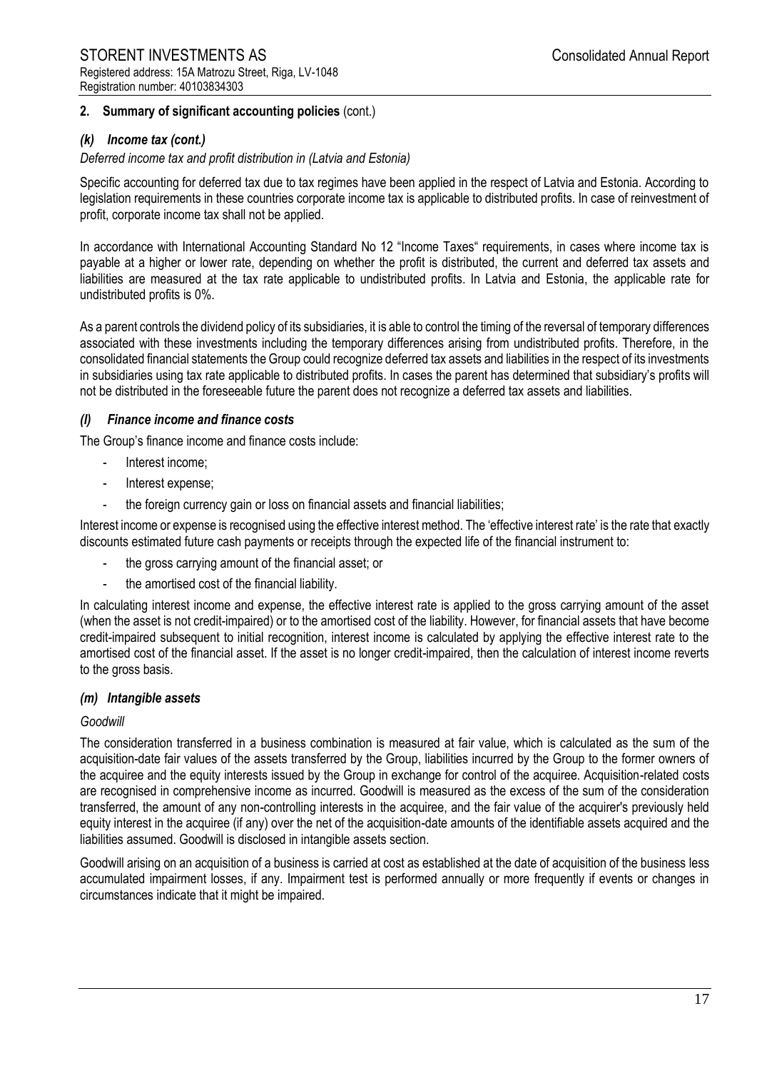## 2. Summary of significant accounting policies (cont.)

### *(k) Income tax (cont.)*

*Deferred income tax and profit distribution in (Latvia and Estonia)*

Specific accounting for deferred tax due to tax regimes have been applied in the respect of Latvia and Estonia. According to legislation requirements in these countries corporate income tax is applicable to distributed profits. In case of reinvestment of profit, corporate income tax shall not be applied.

In accordance with International Accounting Standard No 12 "Income Taxes" requirements, in cases where income tax is payable at a higher or lower rate, depending on whether the profit is distributed, the current and deferred tax assets and liabilities are measured at the tax rate applicable to undistributed profits. In Latvia and Estonia, the applicable rate for undistributed profits is 0%.

As a parent controls the dividend policy of its subsidiaries, it is able to control the timing of the reversal of temporary differences associated with these investments including the temporary differences arising from undistributed profits. Therefore, in the consolidated financial statements the Group could recognize deferred tax assets and liabilities in the respect of its investments in subsidiaries using tax rate applicable to distributed profits. In cases the parent has determined that subsidiary's profits will not be distributed in the foreseeable future the parent does not recognize a deferred tax assets and liabilities.

### *(l) Finance income and finance costs*

The Group's finance income and finance costs include:

- Interest income;
- Interest expense;
- the foreign currency gain or loss on financial assets and financial liabilities;

Interest income or expense is recognised using the effective interest method. The 'effective interest rate' is the rate that exactly discounts estimated future cash payments or receipts through the expected life of the financial instrument to:

- the gross carrying amount of the financial asset; or
- the amortised cost of the financial liability.

In calculating interest income and expense, the effective interest rate is applied to the gross carrying amount of the asset (when the asset is not credit-impaired) or to the amortised cost of the liability. However, for financial assets that have become credit-impaired subsequent to initial recognition, interest income is calculated by applying the effective interest rate to the amortised cost of the financial asset. If the asset is no longer credit-impaired, then the calculation of interest income reverts to the gross basis.

### *(m) Intangible assets*

*Goodwill*

The consideration transferred in a business combination is measured at fair value, which is calculated as the sum of the acquisition-date fair values of the assets transferred by the Group, liabilities incurred by the Group to the former owners of the acquiree and the equity interests issued by the Group in exchange for control of the acquiree. Acquisition-related costs are recognised in comprehensive income as incurred. Goodwill is measured as the excess of the sum of the consideration transferred, the amount of any non-controlling interests in the acquiree, and the fair value of the acquirer's previously held equity interest in the acquiree (if any) over the net of the acquisition-date amounts of the identifiable assets acquired and the liabilities assumed. Goodwill is disclosed in intangible assets section.

Goodwill arising on an acquisition of a business is carried at cost as established at the date of acquisition of the business less accumulated impairment losses, if any. Impairment test is performed annually or more frequently if events or changes in circumstances indicate that it might be impaired.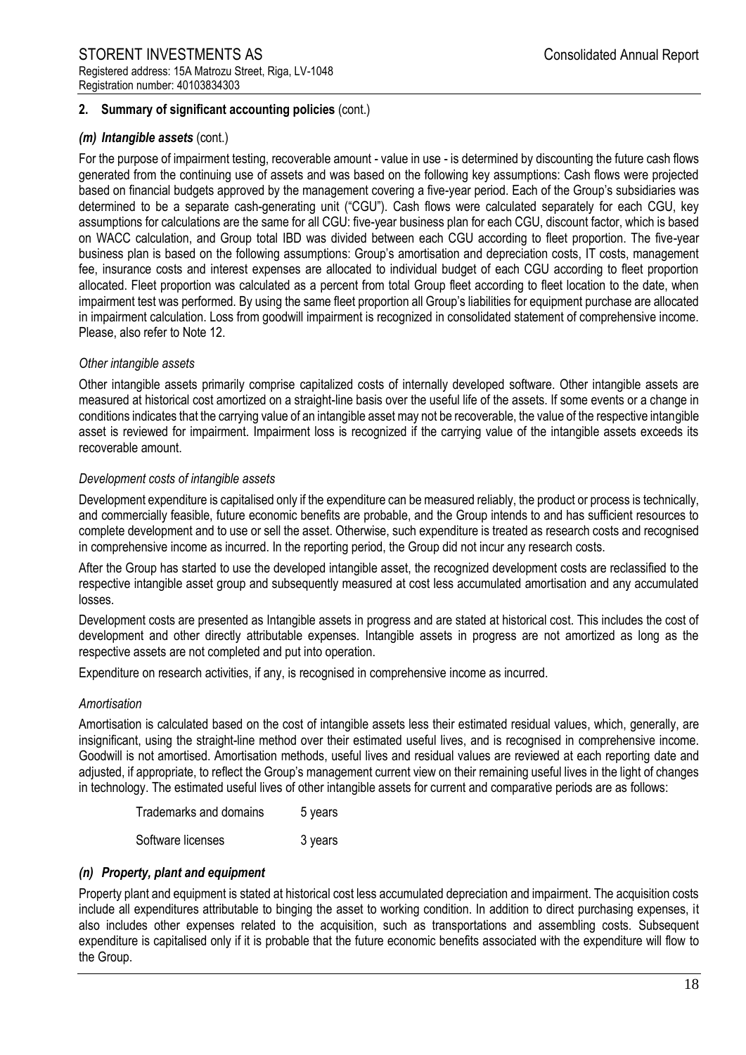## 2. Summary of significant accounting policies (cont.)

### *(m) Intangible assets* (cont.)

For the purpose of impairment testing, recoverable amount - value in use - is determined by discounting the future cash flows generated from the continuing use of assets and was based on the following key assumptions: Cash flows were projected based on financial budgets approved by the management covering a five-year period. Each of the Group's subsidiaries was determined to be a separate cash-generating unit ("CGU"). Cash flows were calculated separately for each CGU, key assumptions for calculations are the same for all CGU: five-year business plan for each CGU, discount factor, which is based on WACC calculation, and Group total IBD was divided between each CGU according to fleet proportion. The five-year business plan is based on the following assumptions: Group's amortisation and depreciation costs, IT costs, management fee, insurance costs and interest expenses are allocated to individual budget of each CGU according to fleet proportion allocated. Fleet proportion was calculated as a percent from total Group fleet according to fleet location to the date, when impairment test was performed. By using the same fleet proportion all Group's liabilities for equipment purchase are allocated in impairment calculation. Loss from goodwill impairment is recognized in consolidated statement of comprehensive income. Please, also refer to Note 12.

*Other intangible assets*

Other intangible assets primarily comprise capitalized costs of internally developed software. Other intangible assets are measured at historical cost amortized on a straight-line basis over the useful life of the assets. If some events or a change in conditions indicates that the carrying value of an intangible asset may not be recoverable, the value of the respective intangible asset is reviewed for impairment. Impairment loss is recognized if the carrying value of the intangible assets exceeds its recoverable amount.

*Development costs of intangible assets*

Development expenditure is capitalised only if the expenditure can be measured reliably, the product or process is technically, and commercially feasible, future economic benefits are probable, and the Group intends to and has sufficient resources to complete development and to use or sell the asset. Otherwise, such expenditure is treated as research costs and recognised in comprehensive income as incurred. In the reporting period, the Group did not incur any research costs.

After the Group has started to use the developed intangible asset, the recognized development costs are reclassified to the respective intangible asset group and subsequently measured at cost less accumulated amortisation and any accumulated losses.

Development costs are presented as Intangible assets in progress and are stated at historical cost. This includes the cost of development and other directly attributable expenses. Intangible assets in progress are not amortized as long as the respective assets are not completed and put into operation.

Expenditure on research activities, if any, is recognised in comprehensive income as incurred.

*Amortisation*

Amortisation is calculated based on the cost of intangible assets less their estimated residual values, which, generally, are insignificant, using the straight-line method over their estimated useful lives, and is recognised in comprehensive income. Goodwill is not amortised. Amortisation methods, useful lives and residual values are reviewed at each reporting date and adjusted, if appropriate, to reflect the Group's management current view on their remaining useful lives in the light of changes in technology. The estimated useful lives of other intangible assets for current and comparative periods are as follows:

| | |
|---|---|
| Trademarks and domains | 5 years |
| Software licenses | 3 years |

### *(n) Property, plant and equipment*

Property plant and equipment is stated at historical cost less accumulated depreciation and impairment. The acquisition costs include all expenditures attributable to binging the asset to working condition. In addition to direct purchasing expenses, it also includes other expenses related to the acquisition, such as transportations and assembling costs. Subsequent expenditure is capitalised only if it is probable that the future economic benefits associated with the expenditure will flow to the Group.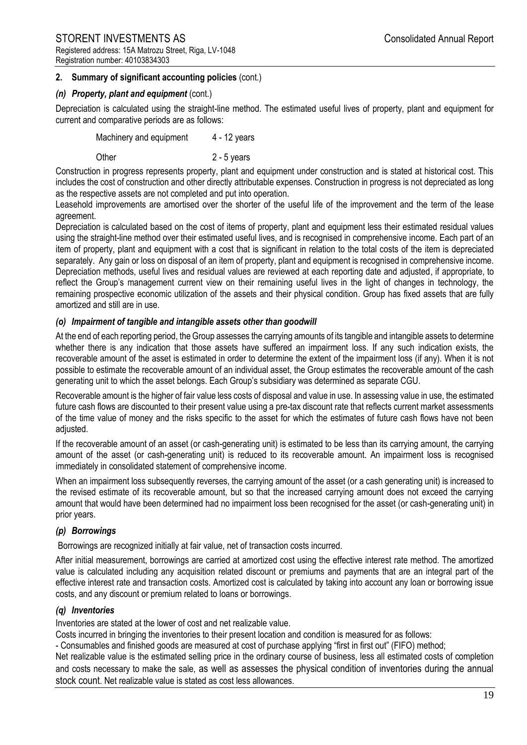## 2. Summary of significant accounting policies (cont.)

### *(n) Property, plant and equipment* (cont.)

Depreciation is calculated using the straight-line method. The estimated useful lives of property, plant and equipment for current and comparative periods are as follows:

| | |
|---|---|
| Machinery and equipment | 4 - 12 years |
| Other | 2 - 5 years |

Construction in progress represents property, plant and equipment under construction and is stated at historical cost. This includes the cost of construction and other directly attributable expenses. Construction in progress is not depreciated as long as the respective assets are not completed and put into operation.

Leasehold improvements are amortised over the shorter of the useful life of the improvement and the term of the lease agreement.

Depreciation is calculated based on the cost of items of property, plant and equipment less their estimated residual values using the straight-line method over their estimated useful lives, and is recognised in comprehensive income. Each part of an item of property, plant and equipment with a cost that is significant in relation to the total costs of the item is depreciated separately. Any gain or loss on disposal of an item of property, plant and equipment is recognised in comprehensive income. Depreciation methods, useful lives and residual values are reviewed at each reporting date and adjusted, if appropriate, to reflect the Group's management current view on their remaining useful lives in the light of changes in technology, the remaining prospective economic utilization of the assets and their physical condition. Group has fixed assets that are fully amortized and still are in use.

### *(o) Impairment of tangible and intangible assets other than goodwill*

At the end of each reporting period, the Group assesses the carrying amounts of its tangible and intangible assets to determine whether there is any indication that those assets have suffered an impairment loss. If any such indication exists, the recoverable amount of the asset is estimated in order to determine the extent of the impairment loss (if any). When it is not possible to estimate the recoverable amount of an individual asset, the Group estimates the recoverable amount of the cash generating unit to which the asset belongs. Each Group's subsidiary was determined as separate CGU.

Recoverable amount is the higher of fair value less costs of disposal and value in use. In assessing value in use, the estimated future cash flows are discounted to their present value using a pre-tax discount rate that reflects current market assessments of the time value of money and the risks specific to the asset for which the estimates of future cash flows have not been adjusted.

If the recoverable amount of an asset (or cash-generating unit) is estimated to be less than its carrying amount, the carrying amount of the asset (or cash-generating unit) is reduced to its recoverable amount. An impairment loss is recognised immediately in consolidated statement of comprehensive income.

When an impairment loss subsequently reverses, the carrying amount of the asset (or a cash generating unit) is increased to the revised estimate of its recoverable amount, but so that the increased carrying amount does not exceed the carrying amount that would have been determined had no impairment loss been recognised for the asset (or cash-generating unit) in prior years.

### *(p) Borrowings*

Borrowings are recognized initially at fair value, net of transaction costs incurred.

After initial measurement, borrowings are carried at amortized cost using the effective interest rate method. The amortized value is calculated including any acquisition related discount or premiums and payments that are an integral part of the effective interest rate and transaction costs. Amortized cost is calculated by taking into account any loan or borrowing issue costs, and any discount or premium related to loans or borrowings.

### *(q) Inventories*

Inventories are stated at the lower of cost and net realizable value.

Costs incurred in bringing the inventories to their present location and condition is measured for as follows:

- Consumables and finished goods are measured at cost of purchase applying "first in first out" (FIFO) method;

Net realizable value is the estimated selling price in the ordinary course of business, less all estimated costs of completion and costs necessary to make the sale, as well as assesses the physical condition of inventories during the annual stock count. Net realizable value is stated as cost less allowances.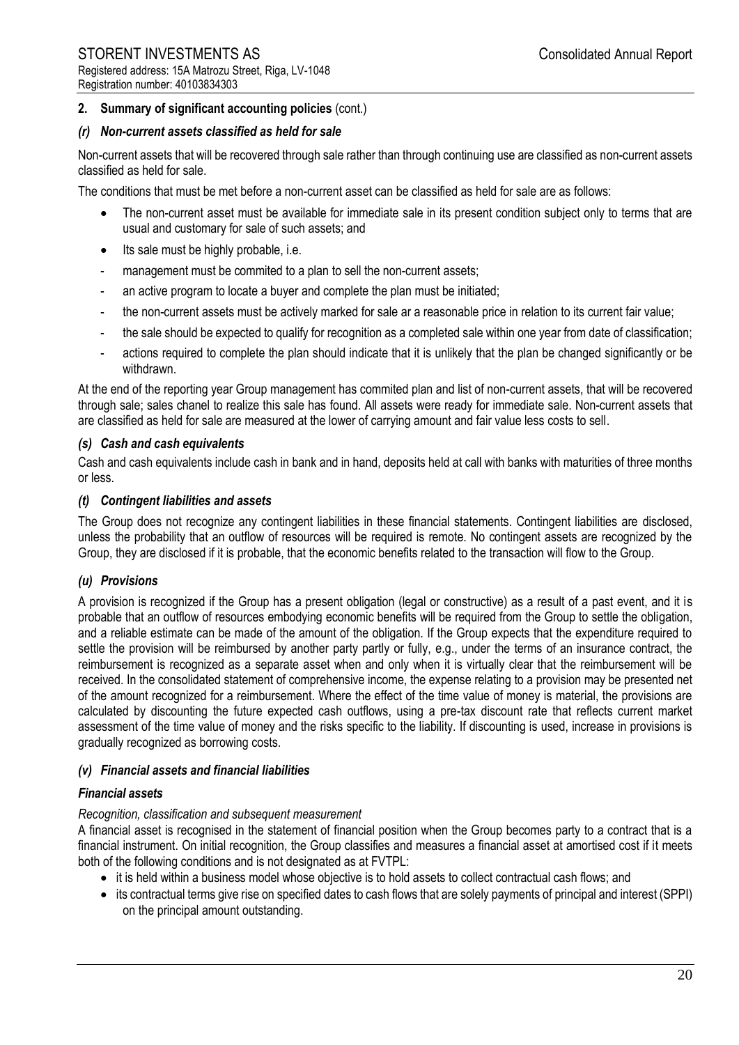## 2. Summary of significant accounting policies (cont.)

### *(r) Non-current assets classified as held for sale*

Non-current assets that will be recovered through sale rather than through continuing use are classified as non-current assets classified as held for sale.

The conditions that must be met before a non-current asset can be classified as held for sale are as follows:

- The non-current asset must be available for immediate sale in its present condition subject only to terms that are usual and customary for sale of such assets; and
- Its sale must be highly probable, i.e.
  - management must be commited to a plan to sell the non-current assets;
  - an active program to locate a buyer and complete the plan must be initiated;
  - the non-current assets must be actively marked for sale ar a reasonable price in relation to its current fair value;
  - the sale should be expected to qualify for recognition as a completed sale within one year from date of classification;
  - actions required to complete the plan should indicate that it is unlikely that the plan be changed significantly or be withdrawn.

At the end of the reporting year Group management has commited plan and list of non-current assets, that will be recovered through sale; sales chanel to realize this sale has found. All assets were ready for immediate sale. Non-current assets that are classified as held for sale are measured at the lower of carrying amount and fair value less costs to sell.

### *(s) Cash and cash equivalents*

Cash and cash equivalents include cash in bank and in hand, deposits held at call with banks with maturities of three months or less.

### *(t) Contingent liabilities and assets*

The Group does not recognize any contingent liabilities in these financial statements. Contingent liabilities are disclosed, unless the probability that an outflow of resources will be required is remote. No contingent assets are recognized by the Group, they are disclosed if it is probable, that the economic benefits related to the transaction will flow to the Group.

### *(u) Provisions*

A provision is recognized if the Group has a present obligation (legal or constructive) as a result of a past event, and it is probable that an outflow of resources embodying economic benefits will be required from the Group to settle the obligation, and a reliable estimate can be made of the amount of the obligation. If the Group expects that the expenditure required to settle the provision will be reimbursed by another party partly or fully, e.g., under the terms of an insurance contract, the reimbursement is recognized as a separate asset when and only when it is virtually clear that the reimbursement will be received. In the consolidated statement of comprehensive income, the expense relating to a provision may be presented net of the amount recognized for a reimbursement. Where the effect of the time value of money is material, the provisions are calculated by discounting the future expected cash outflows, using a pre-tax discount rate that reflects current market assessment of the time value of money and the risks specific to the liability. If discounting is used, increase in provisions is gradually recognized as borrowing costs.

### *(v) Financial assets and financial liabilities*

#### *Financial assets*

*Recognition, classification and subsequent measurement*

A financial asset is recognised in the statement of financial position when the Group becomes party to a contract that is a financial instrument. On initial recognition, the Group classifies and measures a financial asset at amortised cost if it meets both of the following conditions and is not designated as at FVTPL:

- it is held within a business model whose objective is to hold assets to collect contractual cash flows; and
- its contractual terms give rise on specified dates to cash flows that are solely payments of principal and interest (SPPI) on the principal amount outstanding.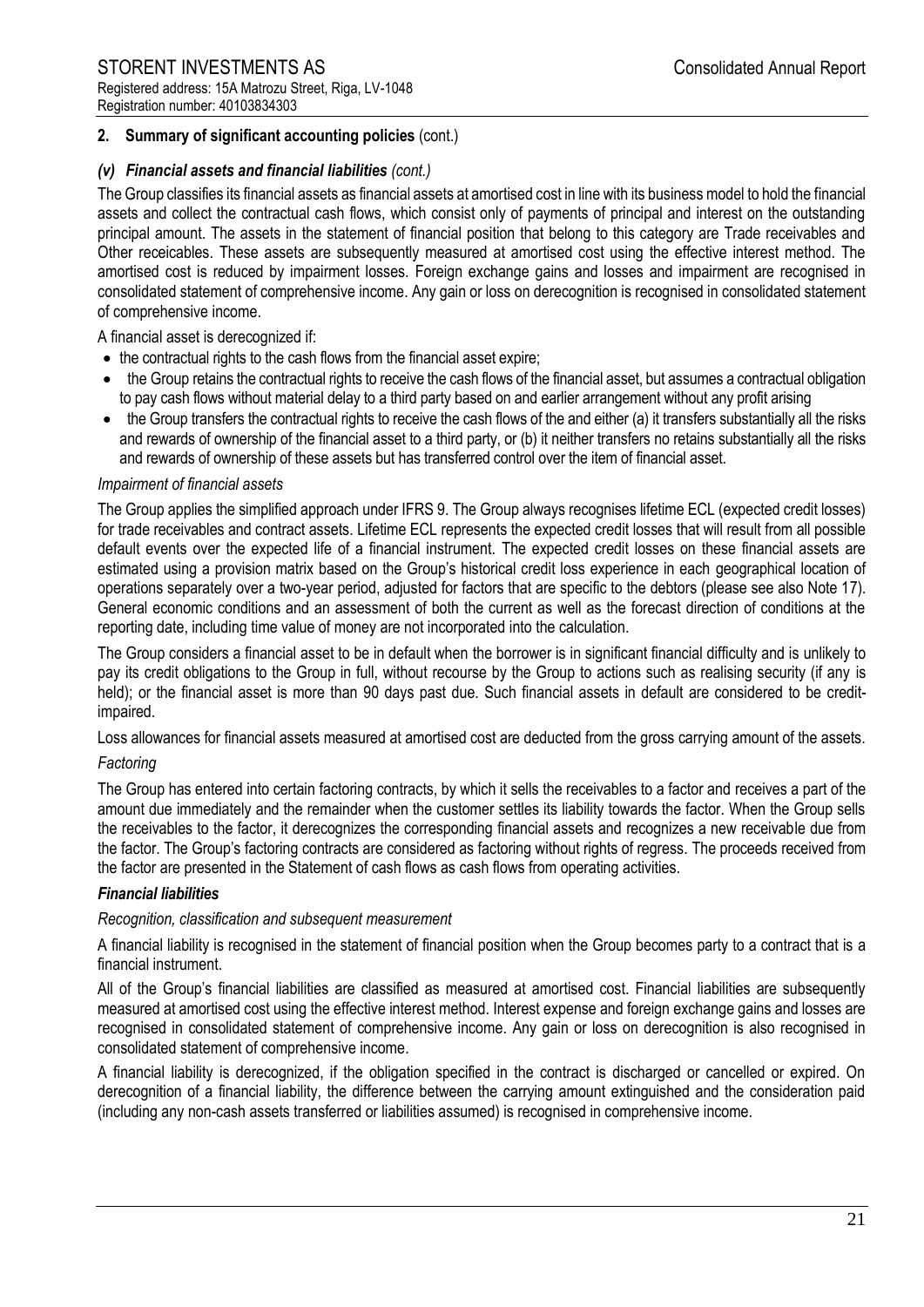## 2. Summary of significant accounting policies (cont.)

### *(v) Financial assets and financial liabilities (cont.)*

The Group classifies its financial assets as financial assets at amortised cost in line with its business model to hold the financial assets and collect the contractual cash flows, which consist only of payments of principal and interest on the outstanding principal amount. The assets in the statement of financial position that belong to this category are Trade receivables and Other receicables. These assets are subsequently measured at amortised cost using the effective interest method. The amortised cost is reduced by impairment losses. Foreign exchange gains and losses and impairment are recognised in consolidated statement of comprehensive income. Any gain or loss on derecognition is recognised in consolidated statement of comprehensive income.

A financial asset is derecognized if:

- the contractual rights to the cash flows from the financial asset expire;
- the Group retains the contractual rights to receive the cash flows of the financial asset, but assumes a contractual obligation to pay cash flows without material delay to a third party based on and earlier arrangement without any profit arising
- the Group transfers the contractual rights to receive the cash flows of the and either (a) it transfers substantially all the risks and rewards of ownership of the financial asset to a third party, or (b) it neither transfers no retains substantially all the risks and rewards of ownership of these assets but has transferred control over the item of financial asset.

*Impairment of financial assets*

The Group applies the simplified approach under IFRS 9. The Group always recognises lifetime ECL (expected credit losses) for trade receivables and contract assets. Lifetime ECL represents the expected credit losses that will result from all possible default events over the expected life of a financial instrument. The expected credit losses on these financial assets are estimated using a provision matrix based on the Group's historical credit loss experience in each geographical location of operations separately over a two-year period, adjusted for factors that are specific to the debtors (please see also Note 17). General economic conditions and an assessment of both the current as well as the forecast direction of conditions at the reporting date, including time value of money are not incorporated into the calculation.

The Group considers a financial asset to be in default when the borrower is in significant financial difficulty and is unlikely to pay its credit obligations to the Group in full, without recourse by the Group to actions such as realising security (if any is held); or the financial asset is more than 90 days past due. Such financial assets in default are considered to be credit-impaired.

Loss allowances for financial assets measured at amortised cost are deducted from the gross carrying amount of the assets.

*Factoring*

The Group has entered into certain factoring contracts, by which it sells the receivables to a factor and receives a part of the amount due immediately and the remainder when the customer settles its liability towards the factor. When the Group sells the receivables to the factor, it derecognizes the corresponding financial assets and recognizes a new receivable due from the factor. The Group's factoring contracts are considered as factoring without rights of regress. The proceeds received from the factor are presented in the Statement of cash flows as cash flows from operating activities.

### *Financial liabilities*

*Recognition, classification and subsequent measurement*

A financial liability is recognised in the statement of financial position when the Group becomes party to a contract that is a financial instrument.

All of the Group's financial liabilities are classified as measured at amortised cost. Financial liabilities are subsequently measured at amortised cost using the effective interest method. Interest expense and foreign exchange gains and losses are recognised in consolidated statement of comprehensive income. Any gain or loss on derecognition is also recognised in consolidated statement of comprehensive income.

A financial liability is derecognized, if the obligation specified in the contract is discharged or cancelled or expired. On derecognition of a financial liability, the difference between the carrying amount extinguished and the consideration paid (including any non-cash assets transferred or liabilities assumed) is recognised in comprehensive income.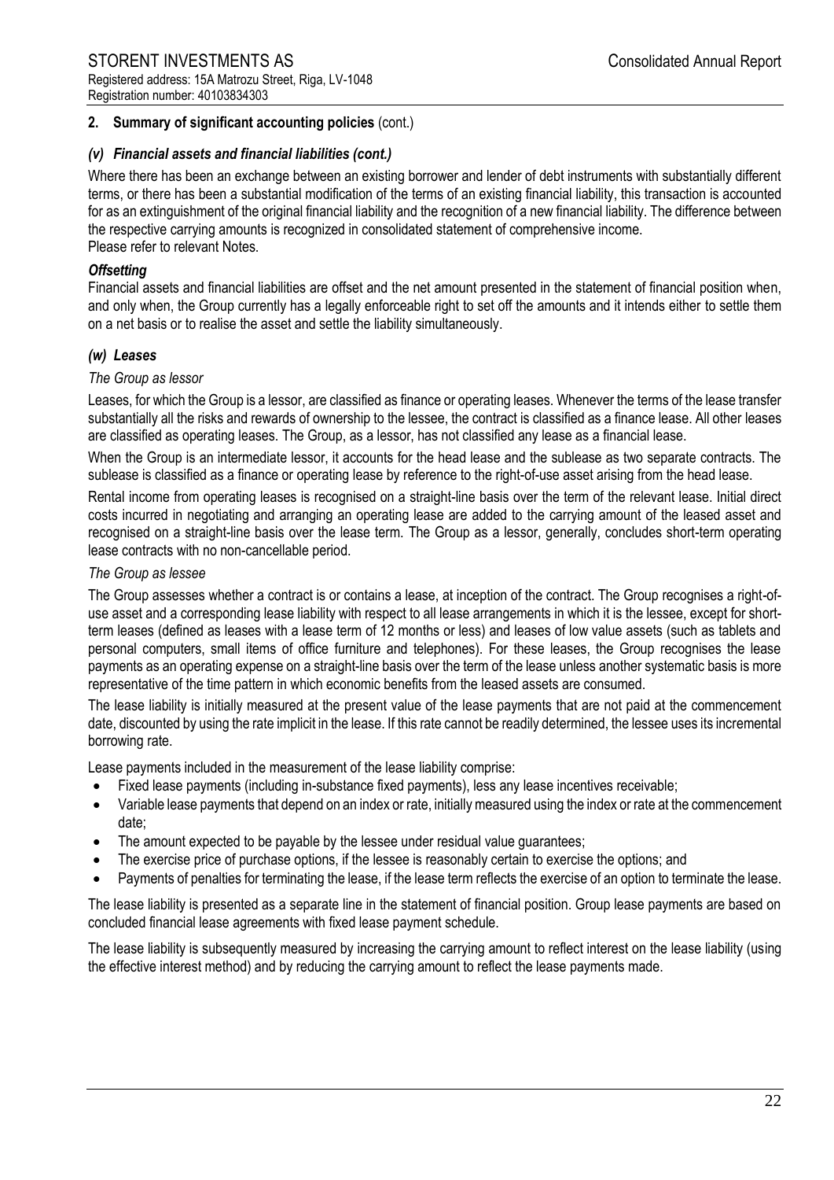## 2. Summary of significant accounting policies (cont.)

### *(v) Financial assets and financial liabilities (cont.)*

Where there has been an exchange between an existing borrower and lender of debt instruments with substantially different terms, or there has been a substantial modification of the terms of an existing financial liability, this transaction is accounted for as an extinguishment of the original financial liability and the recognition of a new financial liability. The difference between the respective carrying amounts is recognized in consolidated statement of comprehensive income.
Please refer to relevant Notes.

***Offsetting***

Financial assets and financial liabilities are offset and the net amount presented in the statement of financial position when, and only when, the Group currently has a legally enforceable right to set off the amounts and it intends either to settle them on a net basis or to realise the asset and settle the liability simultaneously.

### *(w) Leases*

*The Group as lessor*

Leases, for which the Group is a lessor, are classified as finance or operating leases. Whenever the terms of the lease transfer substantially all the risks and rewards of ownership to the lessee, the contract is classified as a finance lease. All other leases are classified as operating leases. The Group, as a lessor, has not classified any lease as a financial lease.

When the Group is an intermediate lessor, it accounts for the head lease and the sublease as two separate contracts. The sublease is classified as a finance or operating lease by reference to the right-of-use asset arising from the head lease.

Rental income from operating leases is recognised on a straight-line basis over the term of the relevant lease. Initial direct costs incurred in negotiating and arranging an operating lease are added to the carrying amount of the leased asset and recognised on a straight-line basis over the lease term. The Group as a lessor, generally, concludes short-term operating lease contracts with no non-cancellable period.

*The Group as lessee*

The Group assesses whether a contract is or contains a lease, at inception of the contract. The Group recognises a right-of-use asset and a corresponding lease liability with respect to all lease arrangements in which it is the lessee, except for short-term leases (defined as leases with a lease term of 12 months or less) and leases of low value assets (such as tablets and personal computers, small items of office furniture and telephones). For these leases, the Group recognises the lease payments as an operating expense on a straight-line basis over the term of the lease unless another systematic basis is more representative of the time pattern in which economic benefits from the leased assets are consumed.

The lease liability is initially measured at the present value of the lease payments that are not paid at the commencement date, discounted by using the rate implicit in the lease. If this rate cannot be readily determined, the lessee uses its incremental borrowing rate.

Lease payments included in the measurement of the lease liability comprise:

- Fixed lease payments (including in-substance fixed payments), less any lease incentives receivable;
- Variable lease payments that depend on an index or rate, initially measured using the index or rate at the commencement date;
- The amount expected to be payable by the lessee under residual value guarantees;
- The exercise price of purchase options, if the lessee is reasonably certain to exercise the options; and
- Payments of penalties for terminating the lease, if the lease term reflects the exercise of an option to terminate the lease.

The lease liability is presented as a separate line in the statement of financial position. Group lease payments are based on concluded financial lease agreements with fixed lease payment schedule.

The lease liability is subsequently measured by increasing the carrying amount to reflect interest on the lease liability (using the effective interest method) and by reducing the carrying amount to reflect the lease payments made.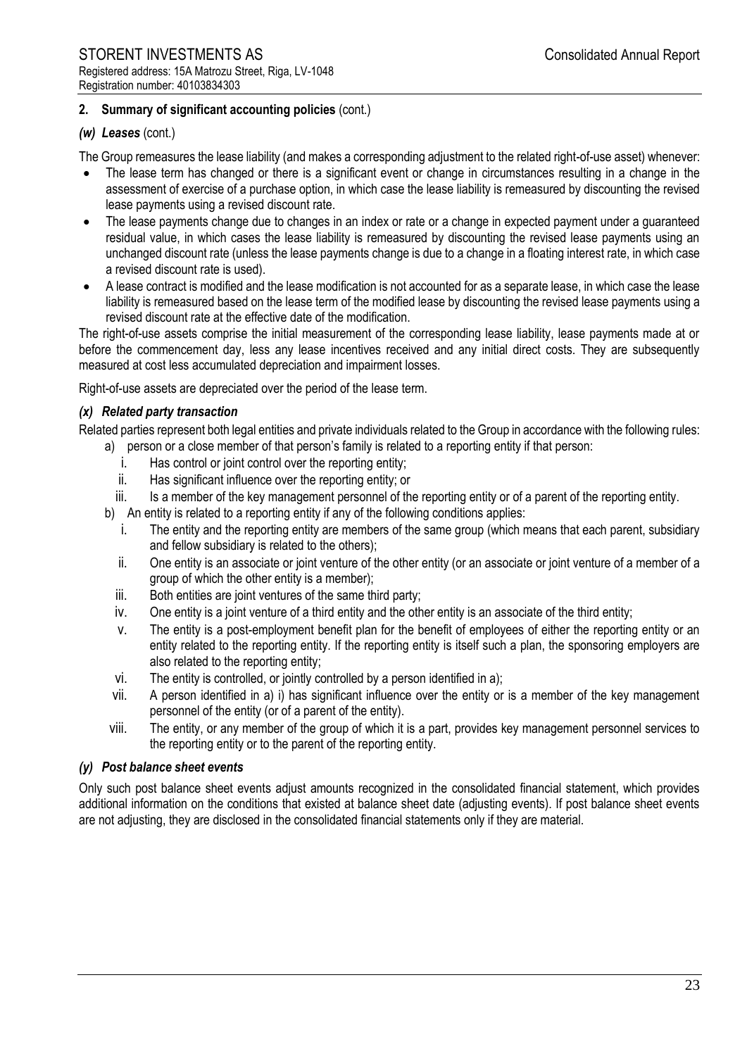## 2. Summary of significant accounting policies (cont.)

### *(w) Leases* (cont.)

The Group remeasures the lease liability (and makes a corresponding adjustment to the related right-of-use asset) whenever:

- The lease term has changed or there is a significant event or change in circumstances resulting in a change in the assessment of exercise of a purchase option, in which case the lease liability is remeasured by discounting the revised lease payments using a revised discount rate.
- The lease payments change due to changes in an index or rate or a change in expected payment under a guaranteed residual value, in which cases the lease liability is remeasured by discounting the revised lease payments using an unchanged discount rate (unless the lease payments change is due to a change in a floating interest rate, in which case a revised discount rate is used).
- A lease contract is modified and the lease modification is not accounted for as a separate lease, in which case the lease liability is remeasured based on the lease term of the modified lease by discounting the revised lease payments using a revised discount rate at the effective date of the modification.

The right-of-use assets comprise the initial measurement of the corresponding lease liability, lease payments made at or before the commencement day, less any lease incentives received and any initial direct costs. They are subsequently measured at cost less accumulated depreciation and impairment losses.

Right-of-use assets are depreciated over the period of the lease term.

### *(x) Related party transaction*

Related parties represent both legal entities and private individuals related to the Group in accordance with the following rules:

a) person or a close member of that person's family is related to a reporting entity if that person:
   i. Has control or joint control over the reporting entity;
   ii. Has significant influence over the reporting entity; or
   iii. Is a member of the key management personnel of the reporting entity or of a parent of the reporting entity.

b) An entity is related to a reporting entity if any of the following conditions applies:
   i. The entity and the reporting entity are members of the same group (which means that each parent, subsidiary and fellow subsidiary is related to the others);
   ii. One entity is an associate or joint venture of the other entity (or an associate or joint venture of a member of a group of which the other entity is a member);
   iii. Both entities are joint ventures of the same third party;
   iv. One entity is a joint venture of a third entity and the other entity is an associate of the third entity;
   v. The entity is a post-employment benefit plan for the benefit of employees of either the reporting entity or an entity related to the reporting entity. If the reporting entity is itself such a plan, the sponsoring employers are also related to the reporting entity;
   vi. The entity is controlled, or jointly controlled by a person identified in a);
   vii. A person identified in a) i) has significant influence over the entity or is a member of the key management personnel of the entity (or of a parent of the entity).
   viii. The entity, or any member of the group of which it is a part, provides key management personnel services to the reporting entity or to the parent of the reporting entity.

### *(y) Post balance sheet events*

Only such post balance sheet events adjust amounts recognized in the consolidated financial statement, which provides additional information on the conditions that existed at balance sheet date (adjusting events). If post balance sheet events are not adjusting, they are disclosed in the consolidated financial statements only if they are material.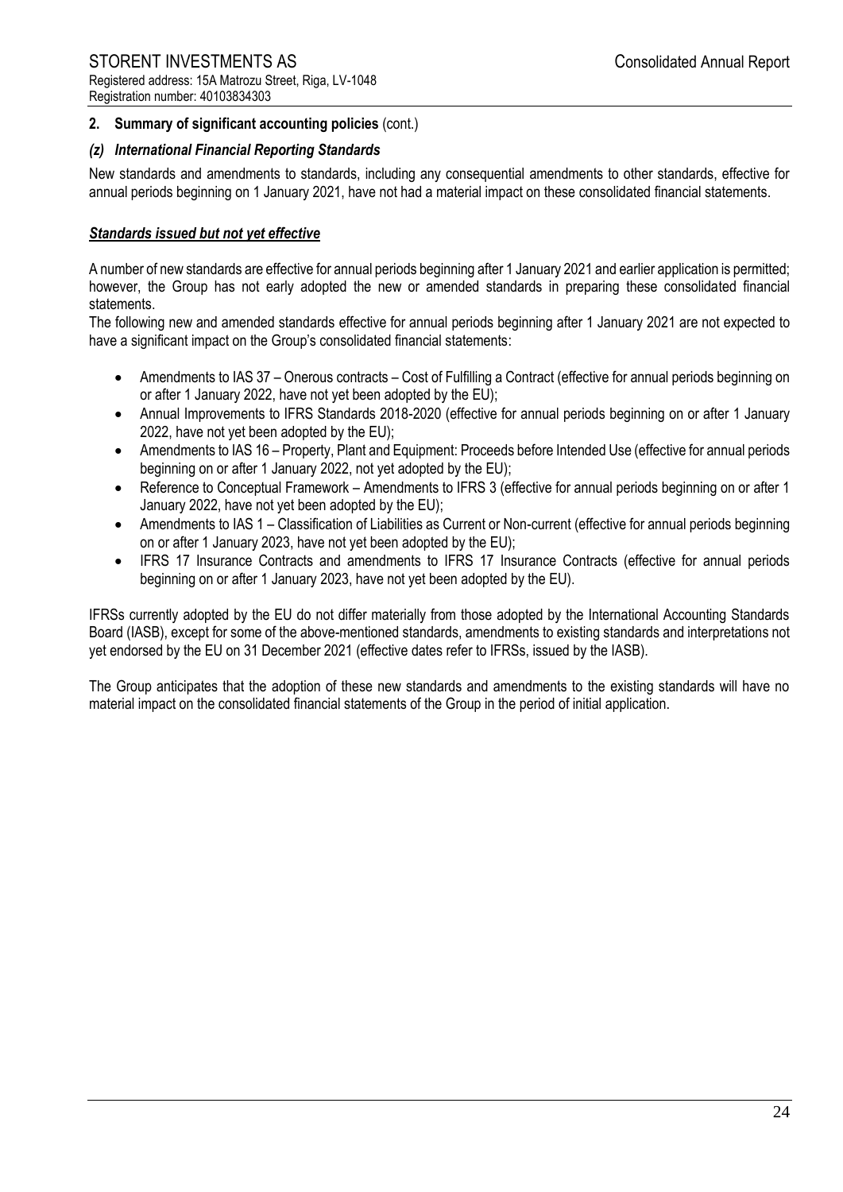## 2. Summary of significant accounting policies (cont.)

### *(z) International Financial Reporting Standards*

New standards and amendments to standards, including any consequential amendments to other standards, effective for annual periods beginning on 1 January 2021, have not had a material impact on these consolidated financial statements.

***Standards issued but not yet effective***

A number of new standards are effective for annual periods beginning after 1 January 2021 and earlier application is permitted; however, the Group has not early adopted the new or amended standards in preparing these consolidated financial statements.

The following new and amended standards effective for annual periods beginning after 1 January 2021 are not expected to have a significant impact on the Group's consolidated financial statements:

- Amendments to IAS 37 – Onerous contracts – Cost of Fulfilling a Contract (effective for annual periods beginning on or after 1 January 2022, have not yet been adopted by the EU);
- Annual Improvements to IFRS Standards 2018-2020 (effective for annual periods beginning on or after 1 January 2022, have not yet been adopted by the EU);
- Amendments to IAS 16 – Property, Plant and Equipment: Proceeds before Intended Use (effective for annual periods beginning on or after 1 January 2022, not yet adopted by the EU);
- Reference to Conceptual Framework – Amendments to IFRS 3 (effective for annual periods beginning on or after 1 January 2022, have not yet been adopted by the EU);
- Amendments to IAS 1 – Classification of Liabilities as Current or Non-current (effective for annual periods beginning on or after 1 January 2023, have not yet been adopted by the EU);
- IFRS 17 Insurance Contracts and amendments to IFRS 17 Insurance Contracts (effective for annual periods beginning on or after 1 January 2023, have not yet been adopted by the EU).

IFRSs currently adopted by the EU do not differ materially from those adopted by the International Accounting Standards Board (IASB), except for some of the above-mentioned standards, amendments to existing standards and interpretations not yet endorsed by the EU on 31 December 2021 (effective dates refer to IFRSs, issued by the IASB).

The Group anticipates that the adoption of these new standards and amendments to the existing standards will have no material impact on the consolidated financial statements of the Group in the period of initial application.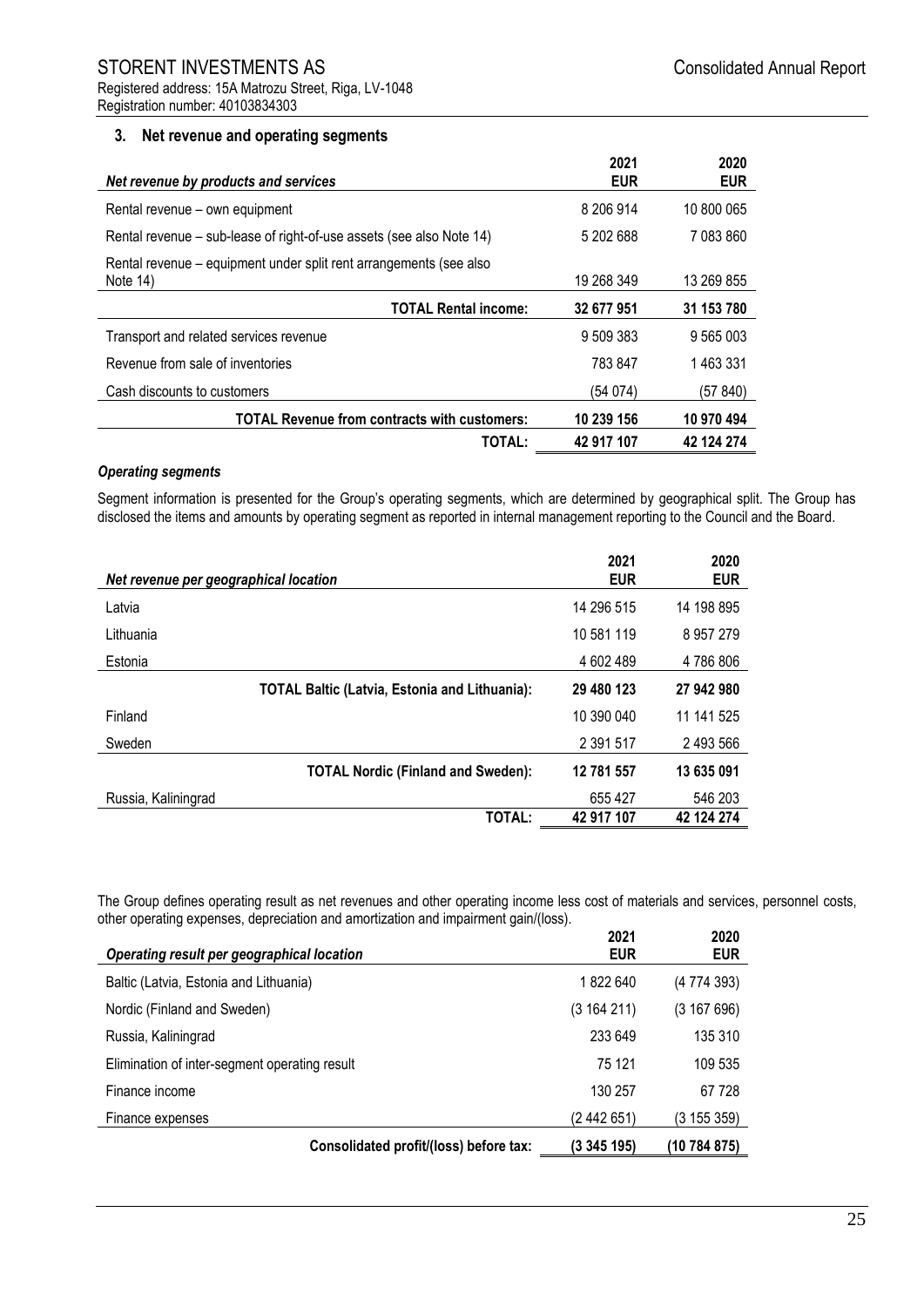## 3. Net revenue and operating segments

| *Net revenue by products and services* | 2021 EUR | 2020 EUR |
|---|---|---|
| Rental revenue – own equipment | 8 206 914 | 10 800 065 |
| Rental revenue – sub-lease of right-of-use assets (see also Note 14) | 5 202 688 | 7 083 860 |
| Rental revenue – equipment under split rent arrangements (see also Note 14) | 19 268 349 | 13 269 855 |
| **TOTAL Rental income:** | **32 677 951** | **31 153 780** |
| Transport and related services revenue | 9 509 383 | 9 565 003 |
| Revenue from sale of inventories | 783 847 | 1 463 331 |
| Cash discounts to customers | (54 074) | (57 840) |
| **TOTAL Revenue from contracts with customers:** | **10 239 156** | **10 970 494** |
| **TOTAL:** | **42 917 107** | **42 124 274** |

### *Operating segments*

Segment information is presented for the Group's operating segments, which are determined by geographical split. The Group has disclosed the items and amounts by operating segment as reported in internal management reporting to the Council and the Board.

| *Net revenue per geographical location* | 2021 EUR | 2020 EUR |
|---|---|---|
| Latvia | 14 296 515 | 14 198 895 |
| Lithuania | 10 581 119 | 8 957 279 |
| Estonia | 4 602 489 | 4 786 806 |
| **TOTAL Baltic (Latvia, Estonia and Lithuania):** | **29 480 123** | **27 942 980** |
| Finland | 10 390 040 | 11 141 525 |
| Sweden | 2 391 517 | 2 493 566 |
| **TOTAL Nordic (Finland and Sweden):** | **12 781 557** | **13 635 091** |
| Russia, Kaliningrad | 655 427 | 546 203 |
| **TOTAL:** | **42 917 107** | **42 124 274** |

The Group defines operating result as net revenues and other operating income less cost of materials and services, personnel costs, other operating expenses, depreciation and amortization and impairment gain/(loss).

| *Operating result per geographical location* | 2021 EUR | 2020 EUR |
|---|---|---|
| Baltic (Latvia, Estonia and Lithuania) | 1 822 640 | (4 774 393) |
| Nordic (Finland and Sweden) | (3 164 211) | (3 167 696) |
| Russia, Kaliningrad | 233 649 | 135 310 |
| Elimination of inter-segment operating result | 75 121 | 109 535 |
| Finance income | 130 257 | 67 728 |
| Finance expenses | (2 442 651) | (3 155 359) |
| **Consolidated profit/(loss) before tax:** | **(3 345 195)** | **(10 784 875)** |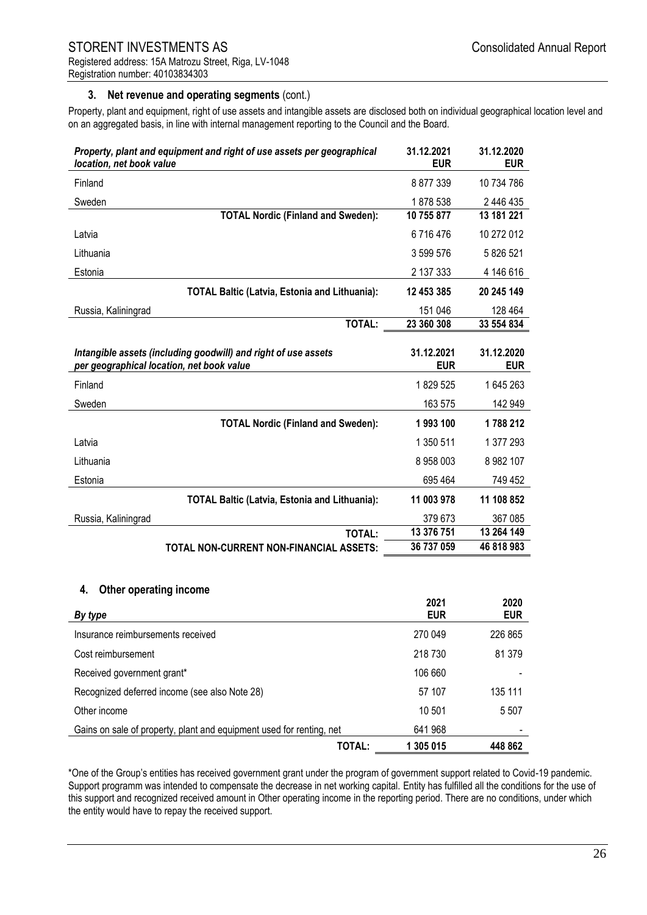### 3. Net revenue and operating segments (cont.)

Property, plant and equipment, right of use assets and intangible assets are disclosed both on individual geographical location level and on an aggregated basis, in line with internal management reporting to the Council and the Board.

| *Property, plant and equipment and right of use assets per geographical location, net book value* | 31.12.2021 EUR | 31.12.2020 EUR |
|---|---|---|
| Finland | 8 877 339 | 10 734 786 |
| Sweden | 1 878 538 | 2 446 435 |
| **TOTAL Nordic (Finland and Sweden):** | **10 755 877** | **13 181 221** |
| Latvia | 6 716 476 | 10 272 012 |
| Lithuania | 3 599 576 | 5 826 521 |
| Estonia | 2 137 333 | 4 146 616 |
| **TOTAL Baltic (Latvia, Estonia and Lithuania):** | **12 453 385** | **20 245 149** |
| Russia, Kaliningrad | 151 046 | 128 464 |
| **TOTAL:** | **23 360 308** | **33 554 834** |

| *Intangible assets (including goodwill) and right of use assets per geographical location, net book value* | 31.12.2021 EUR | 31.12.2020 EUR |
|---|---|---|
| Finland | 1 829 525 | 1 645 263 |
| Sweden | 163 575 | 142 949 |
| **TOTAL Nordic (Finland and Sweden):** | **1 993 100** | **1 788 212** |
| Latvia | 1 350 511 | 1 377 293 |
| Lithuania | 8 958 003 | 8 982 107 |
| Estonia | 695 464 | 749 452 |
| **TOTAL Baltic (Latvia, Estonia and Lithuania):** | **11 003 978** | **11 108 852** |
| Russia, Kaliningrad | 379 673 | 367 085 |
| **TOTAL:** | **13 376 751** | **13 264 149** |
| **TOTAL NON-CURRENT NON-FINANCIAL ASSETS:** | **36 737 059** | **46 818 983** |

### 4. Other operating income

| *By type* | 2021 EUR | 2020 EUR |
|---|---|---|
| Insurance reimbursements received | 270 049 | 226 865 |
| Cost reimbursement | 218 730 | 81 379 |
| Received government grant* | 106 660 | - |
| Recognized deferred income (see also Note 28) | 57 107 | 135 111 |
| Other income | 10 501 | 5 507 |
| Gains on sale of property, plant and equipment used for renting, net | 641 968 | - |
| **TOTAL:** | **1 305 015** | **448 862** |

*One of the Group's entities has received government grant under the program of government support related to Covid-19 pandemic. Support programm was intended to compensate the decrease in net working capital. Entity has fulfilled all the conditions for the use of this support and recognized received amount in Other operating income in the reporting period. There are no conditions, under which the entity would have to repay the received support.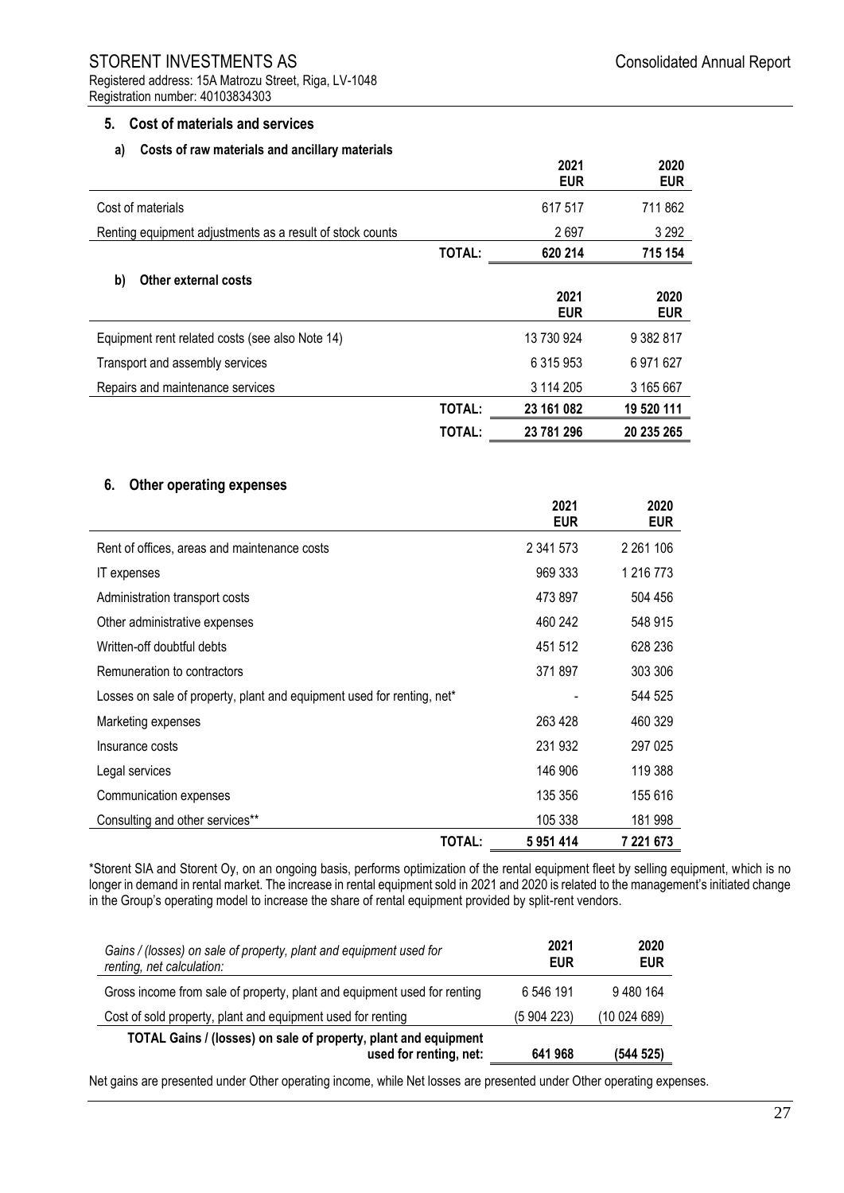## 5. Cost of materials and services

### a) Costs of raw materials and ancillary materials

| | | 2021 EUR | 2020 EUR |
|---|---|---|---|
| Cost of materials | | 617 517 | 711 862 |
| Renting equipment adjustments as a result of stock counts | | 2 697 | 3 292 |
| | **TOTAL:** | **620 214** | **715 154** |

### b) Other external costs

| | | 2021 EUR | 2020 EUR |
|---|---|---|---|
| Equipment rent related costs (see also Note 14) | | 13 730 924 | 9 382 817 |
| Transport and assembly services | | 6 315 953 | 6 971 627 |
| Repairs and maintenance services | | 3 114 205 | 3 165 667 |
| | **TOTAL:** | **23 161 082** | **19 520 111** |
| | **TOTAL:** | **23 781 296** | **20 235 265** |

## 6. Other operating expenses

| | | 2021 EUR | 2020 EUR |
|---|---|---|---|
| Rent of offices, areas and maintenance costs | | 2 341 573 | 2 261 106 |
| IT expenses | | 969 333 | 1 216 773 |
| Administration transport costs | | 473 897 | 504 456 |
| Other administrative expenses | | 460 242 | 548 915 |
| Written-off doubtful debts | | 451 512 | 628 236 |
| Remuneration to contractors | | 371 897 | 303 306 |
| Losses on sale of property, plant and equipment used for renting, net* | | - | 544 525 |
| Marketing expenses | | 263 428 | 460 329 |
| Insurance costs | | 231 932 | 297 025 |
| Legal services | | 146 906 | 119 388 |
| Communication expenses | | 135 356 | 155 616 |
| Consulting and other services** | | 105 338 | 181 998 |
| | **TOTAL:** | **5 951 414** | **7 221 673** |

*Storent SIA and Storent Oy, on an ongoing basis, performs optimization of the rental equipment fleet by selling equipment, which is no longer in demand in rental market. The increase in rental equipment sold in 2021 and 2020 is related to the management's initiated change in the Group's operating model to increase the share of rental equipment provided by split-rent vendors.

| *Gains / (losses) on sale of property, plant and equipment used for renting, net calculation:* | 2021 EUR | 2020 EUR |
|---|---|---|
| Gross income from sale of property, plant and equipment used for renting | 6 546 191 | 9 480 164 |
| Cost of sold property, plant and equipment used for renting | (5 904 223) | (10 024 689) |
| **TOTAL Gains / (losses) on sale of property, plant and equipment used for renting, net:** | **641 968** | **(544 525)** |

Net gains are presented under Other operating income, while Net losses are presented under Other operating expenses.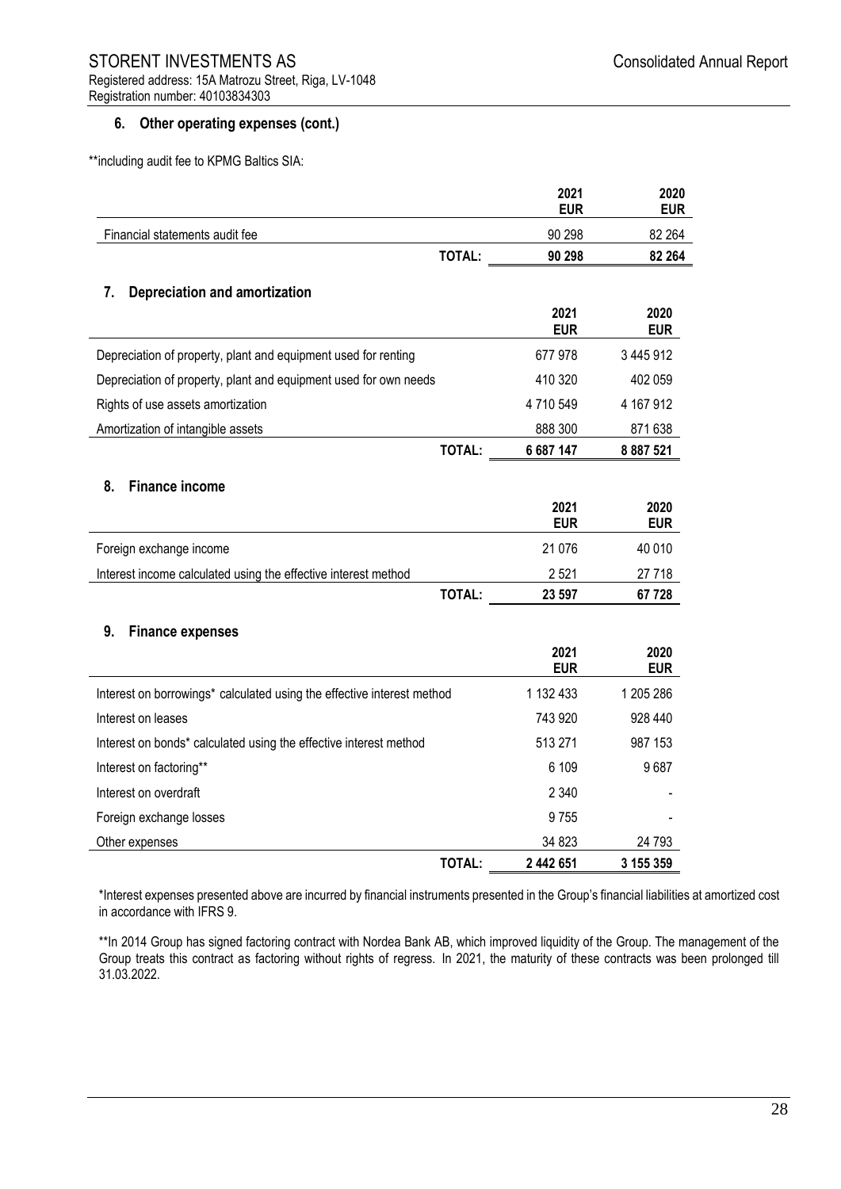## 6. Other operating expenses (cont.)

**including audit fee to KPMG Baltics SIA:

| | 2021<br>EUR | 2020<br>EUR |
|---|---|---|
| Financial statements audit fee | 90 298 | 82 264 |
| **TOTAL:** | **90 298** | **82 264** |

## 7. Depreciation and amortization

| | 2021<br>EUR | 2020<br>EUR |
|---|---|---|
| Depreciation of property, plant and equipment used for renting | 677 978 | 3 445 912 |
| Depreciation of property, plant and equipment used for own needs | 410 320 | 402 059 |
| Rights of use assets amortization | 4 710 549 | 4 167 912 |
| Amortization of intangible assets | 888 300 | 871 638 |
| **TOTAL:** | **6 687 147** | **8 887 521** |

## 8. Finance income

| | 2021<br>EUR | 2020<br>EUR |
|---|---|---|
| Foreign exchange income | 21 076 | 40 010 |
| Interest income calculated using the effective interest method | 2 521 | 27 718 |
| **TOTAL:** | **23 597** | **67 728** |

## 9. Finance expenses

| | 2021<br>EUR | 2020<br>EUR |
|---|---|---|
| Interest on borrowings* calculated using the effective interest method | 1 132 433 | 1 205 286 |
| Interest on leases | 743 920 | 928 440 |
| Interest on bonds* calculated using the effective interest method | 513 271 | 987 153 |
| Interest on factoring** | 6 109 | 9 687 |
| Interest on overdraft | 2 340 | - |
| Foreign exchange losses | 9 755 | - |
| Other expenses | 34 823 | 24 793 |
| **TOTAL:** | **2 442 651** | **3 155 359** |

*Interest expenses presented above are incurred by financial instruments presented in the Group's financial liabilities at amortized cost in accordance with IFRS 9.

**In 2014 Group has signed factoring contract with Nordea Bank AB, which improved liquidity of the Group. The management of the Group treats this contract as factoring without rights of regress. In 2021, the maturity of these contracts was been prolonged till 31.03.2022.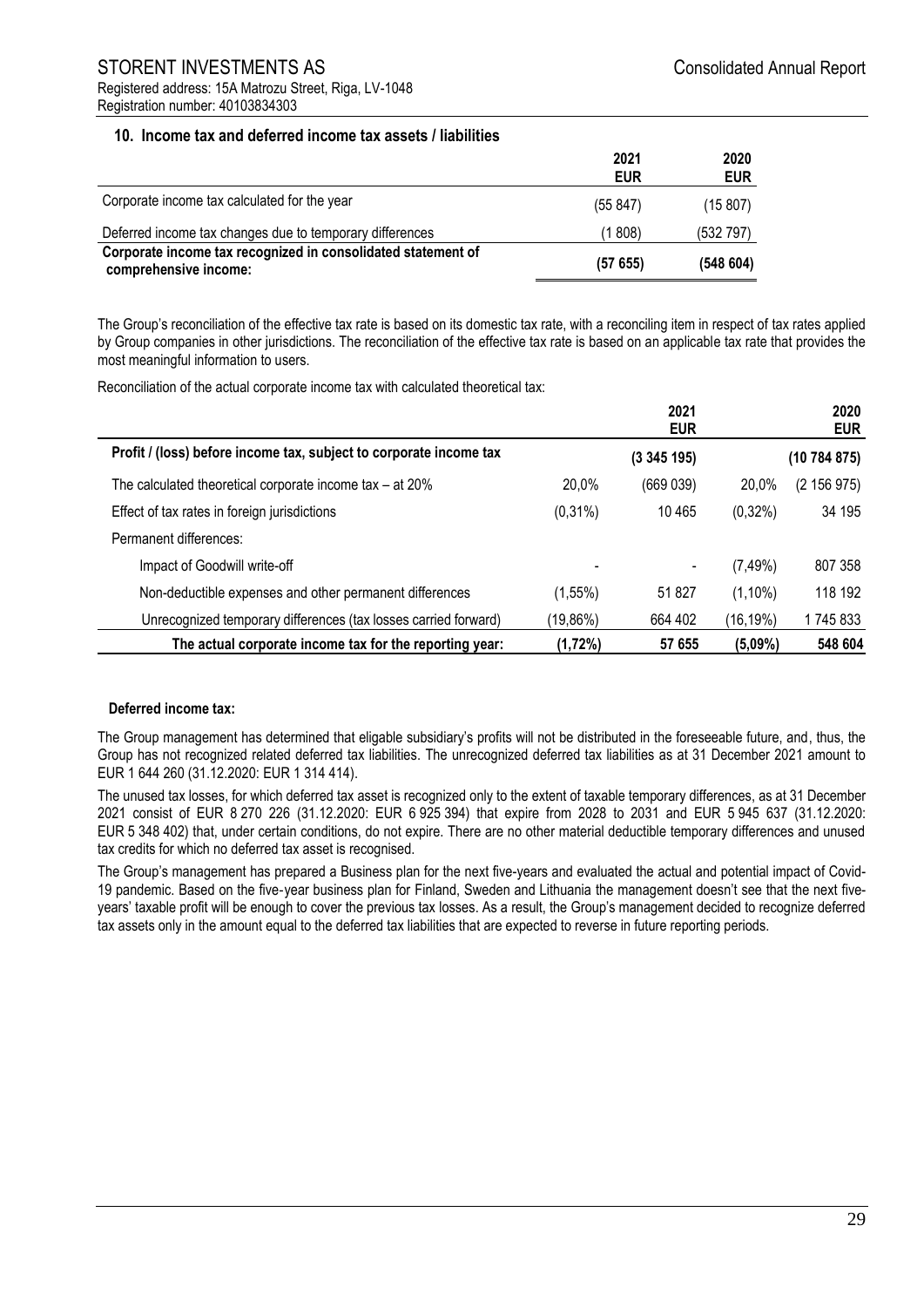## 10. Income tax and deferred income tax assets / liabilities

| | 2021<br>EUR | 2020<br>EUR |
|---|---|---|
| Corporate income tax calculated for the year | (55 847) | (15 807) |
| Deferred income tax changes due to temporary differences | (1 808) | (532 797) |
| **Corporate income tax recognized in consolidated statement of comprehensive income:** | **(57 655)** | **(548 604)** |

The Group's reconciliation of the effective tax rate is based on its domestic tax rate, with a reconciling item in respect of tax rates applied by Group companies in other jurisdictions. The reconciliation of the effective tax rate is based on an applicable tax rate that provides the most meaningful information to users.

Reconciliation of the actual corporate income tax with calculated theoretical tax:

| | | 2021<br>EUR | | 2020<br>EUR |
|---|---|---|---|---|
| **Profit / (loss) before income tax, subject to corporate income tax** | | **(3 345 195)** | | **(10 784 875)** |
| The calculated theoretical corporate income tax – at 20% | 20,0% | (669 039) | 20,0% | (2 156 975) |
| Effect of tax rates in foreign jurisdictions | (0,31%) | 10 465 | (0,32%) | 34 195 |
| Permanent differences: | | | | |
| Impact of Goodwill write-off | - | - | (7,49%) | 807 358 |
| Non-deductible expenses and other permanent differences | (1,55%) | 51 827 | (1,10%) | 118 192 |
| Unrecognized temporary differences (tax losses carried forward) | (19,86%) | 664 402 | (16,19%) | 1 745 833 |
| **The actual corporate income tax for the reporting year:** | **(1,72%)** | **57 655** | **(5,09%)** | **548 604** |

**Deferred income tax:**

The Group management has determined that eligable subsidiary's profits will not be distributed in the foreseeable future, and, thus, the Group has not recognized related deferred tax liabilities. The unrecognized deferred tax liabilities as at 31 December 2021 amount to EUR 1 644 260 (31.12.2020: EUR 1 314 414).

The unused tax losses, for which deferred tax asset is recognized only to the extent of taxable temporary differences, as at 31 December 2021 consist of EUR 8 270 226 (31.12.2020: EUR 6 925 394) that expire from 2028 to 2031 and EUR 5 945 637 (31.12.2020: EUR 5 348 402) that, under certain conditions, do not expire. There are no other material deductible temporary differences and unused tax credits for which no deferred tax asset is recognised.

The Group's management has prepared a Business plan for the next five-years and evaluated the actual and potential impact of Covid-19 pandemic. Based on the five-year business plan for Finland, Sweden and Lithuania the management doesn't see that the next five-years' taxable profit will be enough to cover the previous tax losses. As a result, the Group's management decided to recognize deferred tax assets only in the amount equal to the deferred tax liabilities that are expected to reverse in future reporting periods.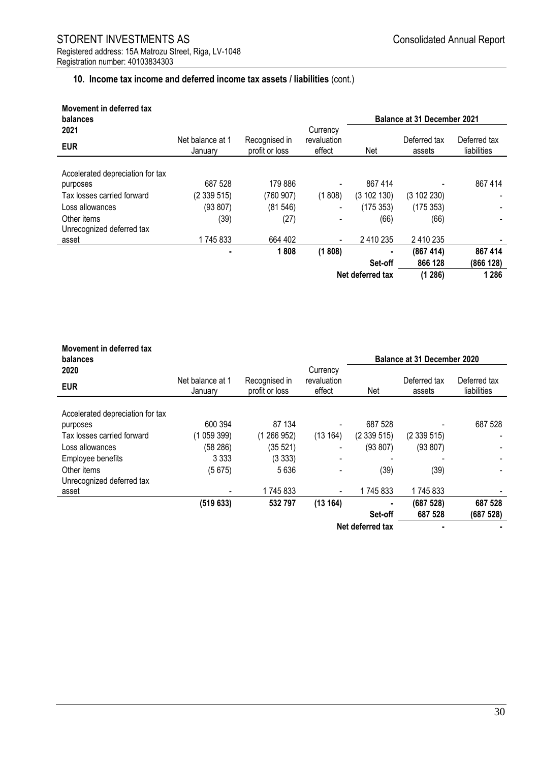## 10. Income tax income and deferred income tax assets / liabilities (cont.)

| Movement in deferred tax balances 2021 EUR | Net balance at 1 January | Recognised in profit or loss | Currency revaluation effect | Balance at 31 December 2021 | | |
|---|---|---|---|---|---|---|
| | | | | Net | Deferred tax assets | Deferred tax liabilities |
| Accelerated depreciation for tax purposes | 687 528 | 179 886 | - | 867 414 | - | 867 414 |
| Tax losses carried forward | (2 339 515) | (760 907) | (1 808) | (3 102 130) | (3 102 230) | - |
| Loss allowances | (93 807) | (81 546) | - | (175 353) | (175 353) | - |
| Other items | (39) | (27) | - | (66) | (66) | - |
| Unrecognized deferred tax asset | 1 745 833 | 664 402 | - | 2 410 235 | 2 410 235 | - |
| | **-** | **1 808** | **(1 808)** | **-** | **(867 414)** | **867 414** |
| | | | | **Set-off** | **866 128** | **(866 128)** |
| | | | | **Net deferred tax** | **(1 286)** | **1 286** |

| Movement in deferred tax balances 2020 EUR | Net balance at 1 January | Recognised in profit or loss | Currency revaluation effect | Balance at 31 December 2020 | | |
|---|---|---|---|---|---|---|
| | | | | Net | Deferred tax assets | Deferred tax liabilities |
| Accelerated depreciation for tax purposes | 600 394 | 87 134 | - | 687 528 | - | 687 528 |
| Tax losses carried forward | (1 059 399) | (1 266 952) | (13 164) | (2 339 515) | (2 339 515) | - |
| Loss allowances | (58 286) | (35 521) | - | (93 807) | (93 807) | - |
| Employee benefits | 3 333 | (3 333) | - | - | - | - |
| Other items | (5 675) | 5 636 | - | (39) | (39) | - |
| Unrecognized deferred tax asset | - | 1 745 833 | - | 1 745 833 | 1 745 833 | - |
| | **(519 633)** | **532 797** | **(13 164)** | **-** | **(687 528)** | **687 528** |
| | | | | **Set-off** | **687 528** | **(687 528)** |
| | | | | **Net deferred tax** | **-** | **-** |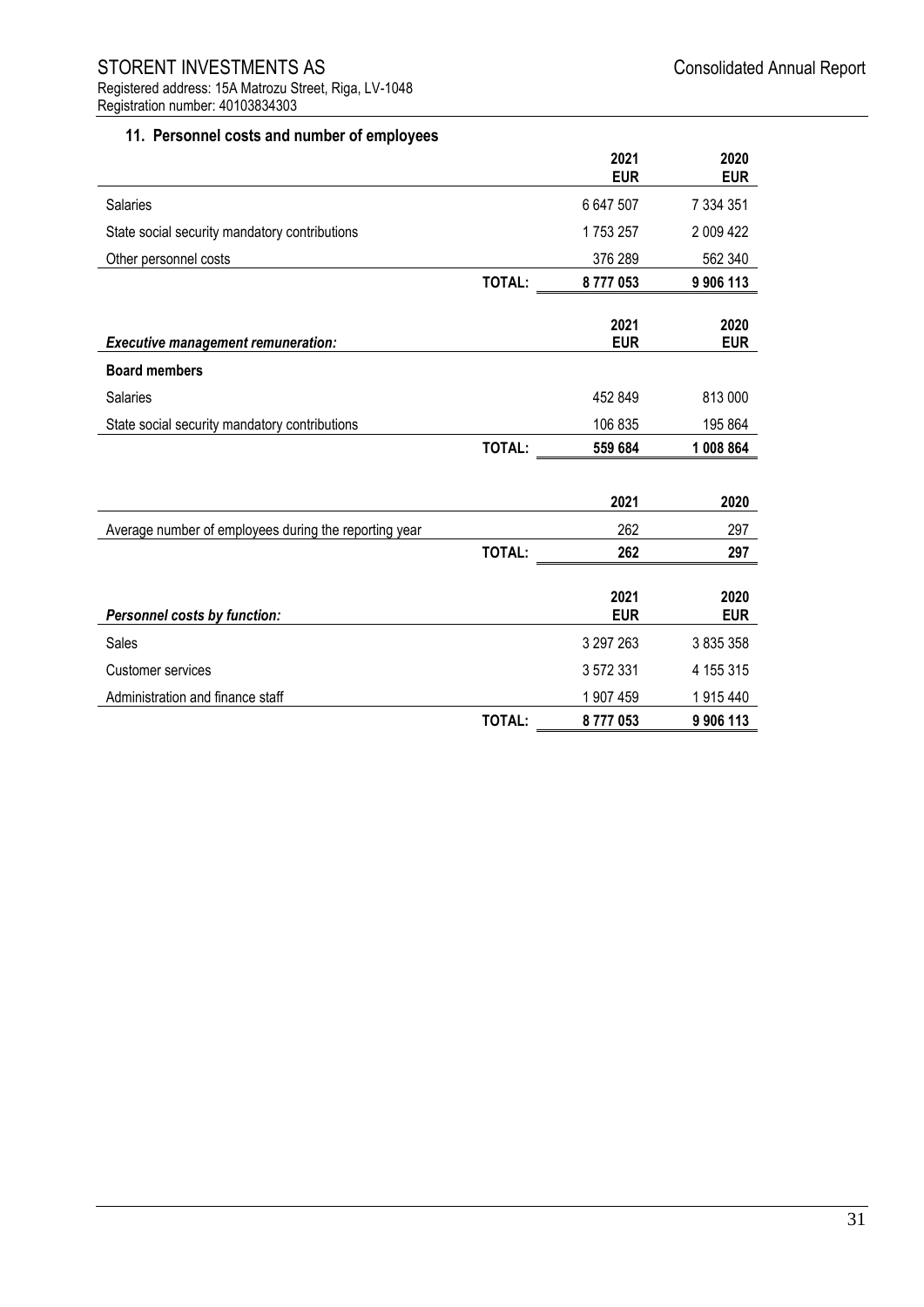## 11. Personnel costs and number of employees

| | | 2021 EUR | 2020 EUR |
|---|---|---|---|
| Salaries | | 6 647 507 | 7 334 351 |
| State social security mandatory contributions | | 1 753 257 | 2 009 422 |
| Other personnel costs | | 376 289 | 562 340 |
| | **TOTAL:** | **8 777 053** | **9 906 113** |

| ***Executive management remuneration:*** | | 2021 EUR | 2020 EUR |
|---|---|---|---|
| **Board members** | | | |
| Salaries | | 452 849 | 813 000 |
| State social security mandatory contributions | | 106 835 | 195 864 |
| | **TOTAL:** | **559 684** | **1 008 864** |

| | | 2021 | 2020 |
|---|---|---|---|
| Average number of employees during the reporting year | | 262 | 297 |
| | **TOTAL:** | **262** | **297** |

| ***Personnel costs by function:*** | | 2021 EUR | 2020 EUR |
|---|---|---|---|
| Sales | | 3 297 263 | 3 835 358 |
| Customer services | | 3 572 331 | 4 155 315 |
| Administration and finance staff | | 1 907 459 | 1 915 440 |
| | **TOTAL:** | **8 777 053** | **9 906 113** |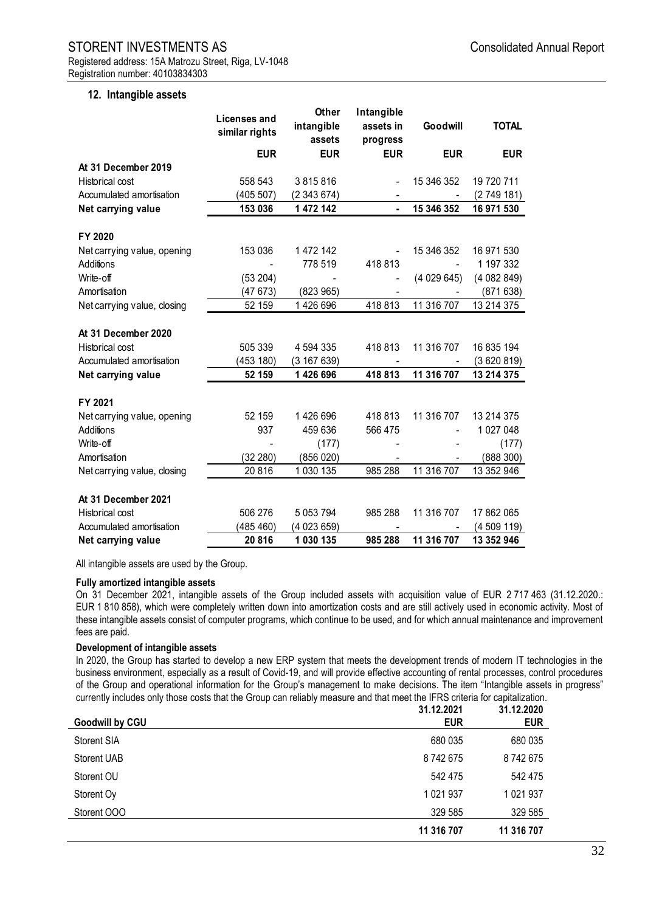## 12. Intangible assets

| | Licenses and similar rights | Other intangible assets | Intangible assets in progress | Goodwill | TOTAL |
|---|---|---|---|---|---|
| | EUR | EUR | EUR | EUR | EUR |
| **At 31 December 2019** | | | | | |
| Historical cost | 558 543 | 3 815 816 | - | 15 346 352 | 19 720 711 |
| Accumulated amortisation | (405 507) | (2 343 674) | - | - | (2 749 181) |
| **Net carrying value** | **153 036** | **1 472 142** | **-** | **15 346 352** | **16 971 530** |
| **FY 2020** | | | | | |
| Net carrying value, opening | 153 036 | 1 472 142 | - | 15 346 352 | 16 971 530 |
| Additions | - | 778 519 | 418 813 | - | 1 197 332 |
| Write-off | (53 204) | - | - | (4 029 645) | (4 082 849) |
| Amortisation | (47 673) | (823 965) | - | - | (871 638) |
| Net carrying value, closing | 52 159 | 1 426 696 | 418 813 | 11 316 707 | 13 214 375 |
| **At 31 December 2020** | | | | | |
| Historical cost | 505 339 | 4 594 335 | 418 813 | 11 316 707 | 16 835 194 |
| Accumulated amortisation | (453 180) | (3 167 639) | - | - | (3 620 819) |
| **Net carrying value** | **52 159** | **1 426 696** | **418 813** | **11 316 707** | **13 214 375** |
| **FY 2021** | | | | | |
| Net carrying value, opening | 52 159 | 1 426 696 | 418 813 | 11 316 707 | 13 214 375 |
| Additions | 937 | 459 636 | 566 475 | - | 1 027 048 |
| Write-off | - | (177) | - | - | (177) |
| Amortisation | (32 280) | (856 020) | - | - | (888 300) |
| Net carrying value, closing | 20 816 | 1 030 135 | 985 288 | 11 316 707 | 13 352 946 |
| **At 31 December 2021** | | | | | |
| Historical cost | 506 276 | 5 053 794 | 985 288 | 11 316 707 | 17 862 065 |
| Accumulated amortisation | (485 460) | (4 023 659) | - | - | (4 509 119) |
| **Net carrying value** | **20 816** | **1 030 135** | **985 288** | **11 316 707** | **13 352 946** |

All intangible assets are used by the Group.

**Fully amortized intangible assets**

On 31 December 2021, intangible assets of the Group included assets with acquisition value of EUR 2 717 463 (31.12.2020.: EUR 1 810 858), which were completely written down into amortization costs and are still actively used in economic activity. Most of these intangible assets consist of computer programs, which continue to be used, and for which annual maintenance and improvement fees are paid.

**Development of intangible assets**

In 2020, the Group has started to develop a new ERP system that meets the development trends of modern IT technologies in the business environment, especially as a result of Covid-19, and will provide effective accounting of rental processes, control procedures of the Group and operational information for the Group's management to make decisions. The item "Intangible assets in progress" currently includes only those costs that the Group can reliably measure and that meet the IFRS criteria for capitalization.

| Goodwill by CGU | 31.12.2021 EUR | 31.12.2020 EUR |
|---|---|---|
| Storent SIA | 680 035 | 680 035 |
| Storent UAB | 8 742 675 | 8 742 675 |
| Storent OU | 542 475 | 542 475 |
| Storent Oy | 1 021 937 | 1 021 937 |
| Storent OOO | 329 585 | 329 585 |
| | **11 316 707** | **11 316 707** |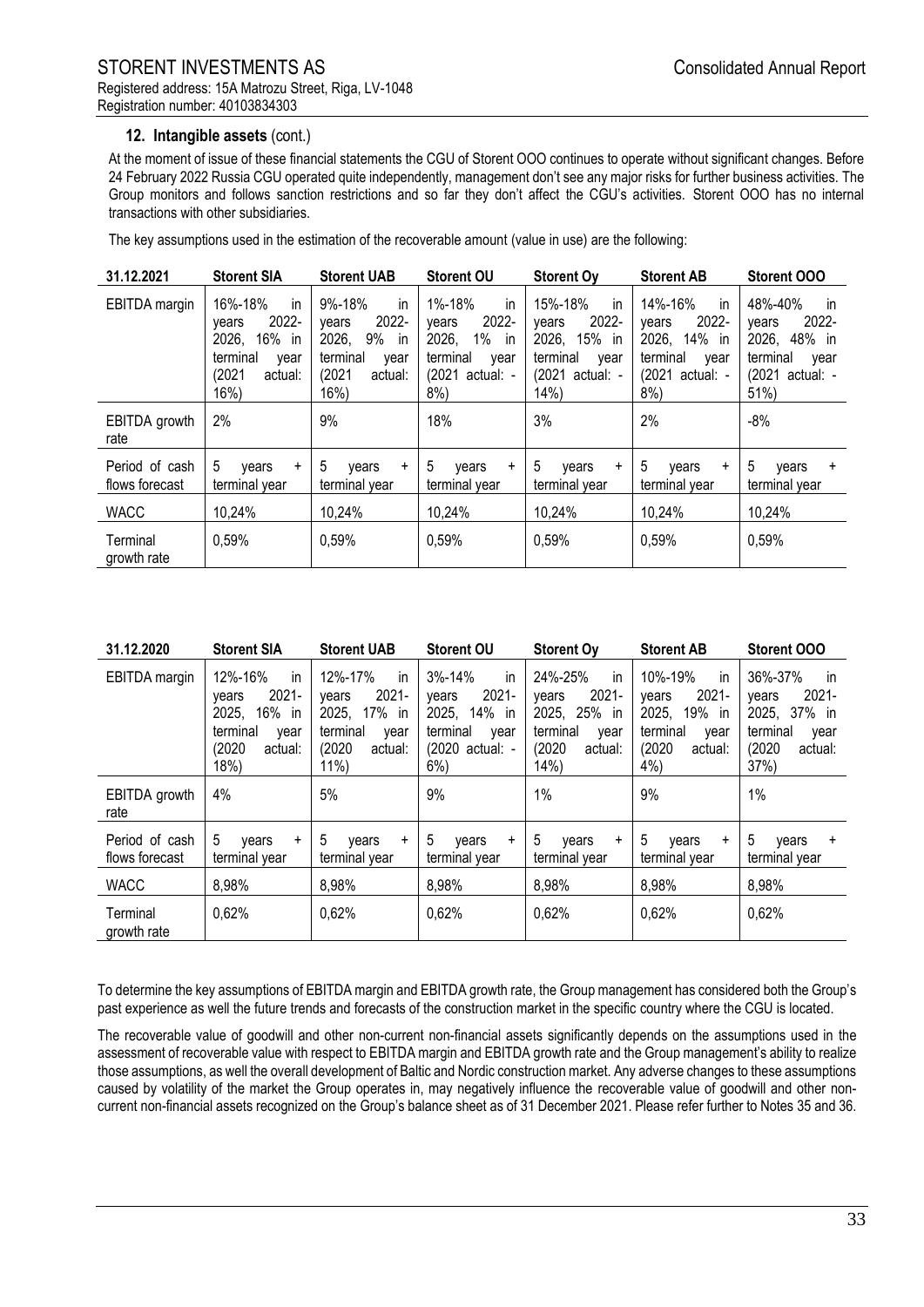## 12. Intangible assets (cont.)

At the moment of issue of these financial statements the CGU of Storent OOO continues to operate without significant changes. Before 24 February 2022 Russia CGU operated quite independently, management don't see any major risks for further business activities. The Group monitors and follows sanction restrictions and so far they don't affect the CGU's activities. Storent OOO has no internal transactions with other subsidiaries.

The key assumptions used in the estimation of the recoverable amount (value in use) are the following:

| 31.12.2021 | Storent SIA | Storent UAB | Storent OU | Storent Oy | Storent AB | Storent OOO |
|---|---|---|---|---|---|---|
| EBITDA margin | 16%-18% in years 2022-2026, 16% in terminal year (2021 actual: 16%) | 9%-18% in years 2022-2026, 9% in terminal year (2021 actual: 16%) | 1%-18% in years 2022-2026, 1% in terminal year (2021 actual: -8%) | 15%-18% in years 2022-2026, 15% in terminal year (2021 actual: -14%) | 14%-16% in years 2022-2026, 14% in terminal year (2021 actual: -8%) | 48%-40% in years 2022-2026, 48% in terminal year (2021 actual: -51%) |
| EBITDA growth rate | 2% | 9% | 18% | 3% | 2% | -8% |
| Period of cash flows forecast | 5 years + terminal year | 5 years + terminal year | 5 years + terminal year | 5 years + terminal year | 5 years + terminal year | 5 years + terminal year |
| WACC | 10,24% | 10,24% | 10,24% | 10,24% | 10,24% | 10,24% |
| Terminal growth rate | 0,59% | 0,59% | 0,59% | 0,59% | 0,59% | 0,59% |

| 31.12.2020 | Storent SIA | Storent UAB | Storent OU | Storent Oy | Storent AB | Storent OOO |
|---|---|---|---|---|---|---|
| EBITDA margin | 12%-16% in years 2021-2025, 16% in terminal year (2020 actual: 18%) | 12%-17% in years 2021-2025, 17% in terminal year (2020 actual: 11%) | 3%-14% in years 2021-2025, 14% in terminal year (2020 actual: -6%) | 24%-25% in years 2021-2025, 25% in terminal year (2020 actual: 14%) | 10%-19% in years 2021-2025, 19% in terminal year (2020 actual: 4%) | 36%-37% in years 2021-2025, 37% in terminal year (2020 actual: 37%) |
| EBITDA growth rate | 4% | 5% | 9% | 1% | 9% | 1% |
| Period of cash flows forecast | 5 years + terminal year | 5 years + terminal year | 5 years + terminal year | 5 years + terminal year | 5 years + terminal year | 5 years + terminal year |
| WACC | 8,98% | 8,98% | 8,98% | 8,98% | 8,98% | 8,98% |
| Terminal growth rate | 0,62% | 0,62% | 0,62% | 0,62% | 0,62% | 0,62% |

To determine the key assumptions of EBITDA margin and EBITDA growth rate, the Group management has considered both the Group's past experience as well the future trends and forecasts of the construction market in the specific country where the CGU is located.

The recoverable value of goodwill and other non-current non-financial assets significantly depends on the assumptions used in the assessment of recoverable value with respect to EBITDA margin and EBITDA growth rate and the Group management's ability to realize those assumptions, as well the overall development of Baltic and Nordic construction market. Any adverse changes to these assumptions caused by volatility of the market the Group operates in, may negatively influence the recoverable value of goodwill and other non-current non-financial assets recognized on the Group's balance sheet as of 31 December 2021. Please refer further to Notes 35 and 36.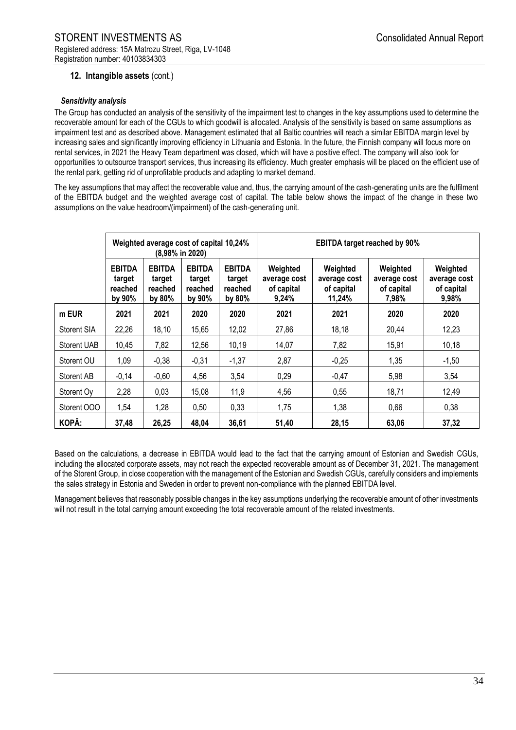## 12. Intangible assets (cont.)

### *Sensitivity analysis*

The Group has conducted an analysis of the sensitivity of the impairment test to changes in the key assumptions used to determine the recoverable amount for each of the CGUs to which goodwill is allocated. Analysis of the sensitivity is based on same assumptions as impairment test and as described above. Management estimated that all Baltic countries will reach a similar EBITDA margin level by increasing sales and significantly improving efficiency in Lithuania and Estonia. In the future, the Finnish company will focus more on rental services, in 2021 the Heavy Team department was closed, which will have a positive effect. The company will also look for opportunities to outsource transport services, thus increasing its efficiency. Much greater emphasis will be placed on the efficient use of the rental park, getting rid of unprofitable products and adapting to market demand.

The key assumptions that may affect the recoverable value and, thus, the carrying amount of the cash-generating units are the fulfilment of the EBITDA budget and the weighted average cost of capital. The table below shows the impact of the change in these two assumptions on the value headroom/(impairment) of the cash-generating unit.

| | Weighted average cost of capital 10,24% (8,98% in 2020) | | | | EBITDA target reached by 90% | | | |
|---|---|---|---|---|---|---|---|---|
| | EBITDA target reached by 90% | EBITDA target reached by 80% | EBITDA target reached by 90% | EBITDA target reached by 80% | Weighted average cost of capital 9,24% | Weighted average cost of capital 11,24% | Weighted average cost of capital 7,98% | Weighted average cost of capital 9,98% |
| **m EUR** | **2021** | **2021** | **2020** | **2020** | **2021** | **2021** | **2020** | **2020** |
| Storent SIA | 22,26 | 18,10 | 15,65 | 12,02 | 27,86 | 18,18 | 20,44 | 12,23 |
| Storent UAB | 10,45 | 7,82 | 12,56 | 10,19 | 14,07 | 7,82 | 15,91 | 10,18 |
| Storent OU | 1,09 | -0,38 | -0,31 | -1,37 | 2,87 | -0,25 | 1,35 | -1,50 |
| Storent AB | -0,14 | -0,60 | 4,56 | 3,54 | 0,29 | -0,47 | 5,98 | 3,54 |
| Storent Oy | 2,28 | 0,03 | 15,08 | 11,9 | 4,56 | 0,55 | 18,71 | 12,49 |
| Storent OOO | 1,54 | 1,28 | 0,50 | 0,33 | 1,75 | 1,38 | 0,66 | 0,38 |
| **KOPĀ:** | **37,48** | **26,25** | **48,04** | **36,61** | **51,40** | **28,15** | **63,06** | **37,32** |

Based on the calculations, a decrease in EBITDA would lead to the fact that the carrying amount of Estonian and Swedish CGUs, including the allocated corporate assets, may not reach the expected recoverable amount as of December 31, 2021. The management of the Storent Group, in close cooperation with the management of the Estonian and Swedish CGUs, carefully considers and implements the sales strategy in Estonia and Sweden in order to prevent non-compliance with the planned EBITDA level.

Management believes that reasonably possible changes in the key assumptions underlying the recoverable amount of other investments will not result in the total carrying amount exceeding the total recoverable amount of the related investments.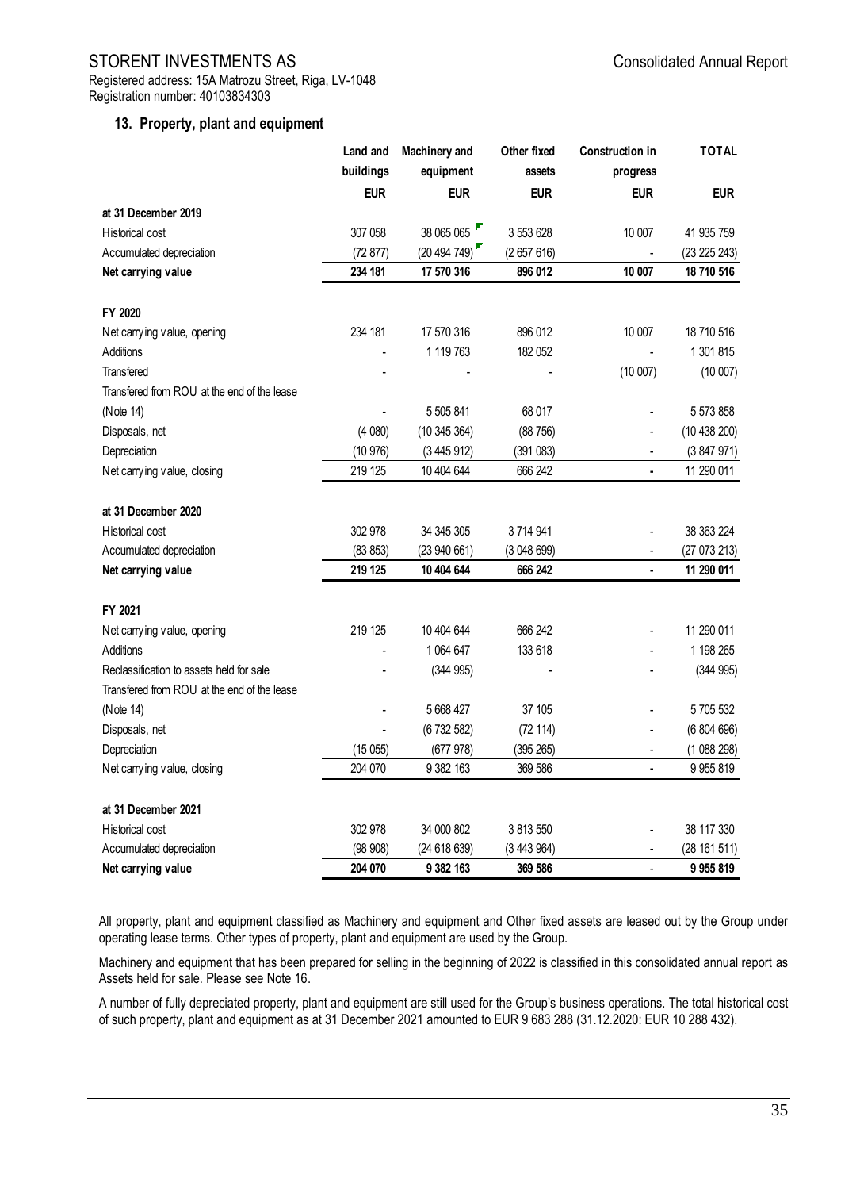STOREINT INVESTMENTS AS

## 13. Property, plant and equipment

| | Land and buildings | Machinery and equipment | Other fixed assets | Construction in progress | TOTAL |
|---|---|---|---|---|---|
| | EUR | EUR | EUR | EUR | EUR |
| **at 31 December 2019** | | | | | |
| Historical cost | 307 058 | 38 065 065 | 3 553 628 | 10 007 | 41 935 759 |
| Accumulated depreciation | (72 877) | (20 494 749) | (2 657 616) | - | (23 225 243) |
| **Net carrying value** | **234 181** | **17 570 316** | **896 012** | **10 007** | **18 710 516** |
| | | | | | |
| **FY 2020** | | | | | |
| Net carrying value, opening | 234 181 | 17 570 316 | 896 012 | 10 007 | 18 710 516 |
| Additions | - | 1 119 763 | 182 052 | - | 1 301 815 |
| Transfered | - | - | - | (10 007) | (10 007) |
| Transfered from ROU at the end of the lease (Note 14) | - | 5 505 841 | 68 017 | - | 5 573 858 |
| Disposals, net | (4 080) | (10 345 364) | (88 756) | - | (10 438 200) |
| Depreciation | (10 976) | (3 445 912) | (391 083) | - | (3 847 971) |
| Net carrying value, closing | 219 125 | 10 404 644 | 666 242 | - | 11 290 011 |
| | | | | | |
| **at 31 December 2020** | | | | | |
| Historical cost | 302 978 | 34 345 305 | 3 714 941 | - | 38 363 224 |
| Accumulated depreciation | (83 853) | (23 940 661) | (3 048 699) | - | (27 073 213) |
| **Net carrying value** | **219 125** | **10 404 644** | **666 242** | - | **11 290 011** |
| | | | | | |
| **FY 2021** | | | | | |
| Net carrying value, opening | 219 125 | 10 404 644 | 666 242 | - | 11 290 011 |
| Additions | - | 1 064 647 | 133 618 | - | 1 198 265 |
| Reclassification to assets held for sale | - | (344 995) | - | - | (344 995) |
| Transfered from ROU at the end of the lease (Note 14) | - | 5 668 427 | 37 105 | - | 5 705 532 |
| Disposals, net | - | (6 732 582) | (72 114) | - | (6 804 696) |
| Depreciation | (15 055) | (677 978) | (395 265) | - | (1 088 298) |
| Net carrying value, closing | 204 070 | 9 382 163 | 369 586 | - | 9 955 819 |
| | | | | | |
| **at 31 December 2021** | | | | | |
| Historical cost | 302 978 | 34 000 802 | 3 813 550 | - | 38 117 330 |
| Accumulated depreciation | (98 908) | (24 618 639) | (3 443 964) | - | (28 161 511) |
| **Net carrying value** | **204 070** | **9 382 163** | **369 586** | - | **9 955 819** |

All property, plant and equipment classified as Machinery and equipment and Other fixed assets are leased out by the Group under operating lease terms. Other types of property, plant and equipment are used by the Group.

Machinery and equipment that has been prepared for selling in the beginning of 2022 is classified in this consolidated annual report as Assets held for sale. Please see Note 16.

A number of fully depreciated property, plant and equipment are still used for the Group's business operations. The total historical cost of such property, plant and equipment as at 31 December 2021 amounted to EUR 9 683 288 (31.12.2020: EUR 10 288 432).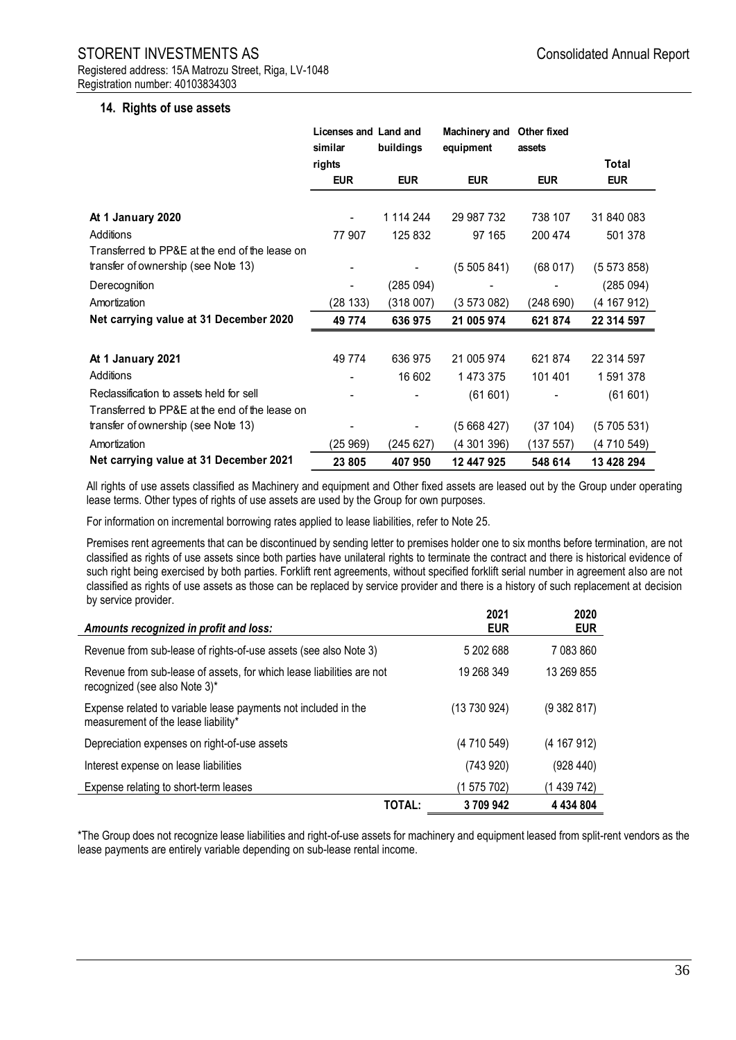## 14. Rights of use assets

| | Licenses and similar rights | Land and buildings | Machinery and equipment | Other fixed assets | Total |
|---|---|---|---|---|---|
| | EUR | EUR | EUR | EUR | EUR |
| **At 1 January 2020** | - | 1 114 244 | 29 987 732 | 738 107 | 31 840 083 |
| Additions | 77 907 | 125 832 | 97 165 | 200 474 | 501 378 |
| Transferred to PP&E at the end of the lease on transfer of ownership (see Note 13) | - | - | (5 505 841) | (68 017) | (5 573 858) |
| Derecognition | - | (285 094) | - | - | (285 094) |
| Amortization | (28 133) | (318 007) | (3 573 082) | (248 690) | (4 167 912) |
| **Net carrying value at 31 December 2020** | **49 774** | **636 975** | **21 005 974** | **621 874** | **22 314 597** |
| **At 1 January 2021** | 49 774 | 636 975 | 21 005 974 | 621 874 | 22 314 597 |
| Additions | - | 16 602 | 1 473 375 | 101 401 | 1 591 378 |
| Reclassification to assets held for sell | - | - | (61 601) | - | (61 601) |
| Transferred to PP&E at the end of the lease on transfer of ownership (see Note 13) | - | - | (5 668 427) | (37 104) | (5 705 531) |
| Amortization | (25 969) | (245 627) | (4 301 396) | (137 557) | (4 710 549) |
| **Net carrying value at 31 December 2021** | **23 805** | **407 950** | **12 447 925** | **548 614** | **13 428 294** |

All rights of use assets classified as Machinery and equipment and Other fixed assets are leased out by the Group under operating lease terms. Other types of rights of use assets are used by the Group for own purposes.

For information on incremental borrowing rates applied to lease liabilities, refer to Note 25.

Premises rent agreements that can be discontinued by sending letter to premises holder one to six months before termination, are not classified as rights of use assets since both parties have unilateral rights to terminate the contract and there is historical evidence of such right being exercised by both parties. Forklift rent agreements, without specified forklift serial number in agreement also are not classified as rights of use assets as those can be replaced by service provider and there is a history of such replacement at decision by service provider.

| *Amounts recognized in profit and loss:* | 2021 EUR | 2020 EUR |
|---|---|---|
| Revenue from sub-lease of rights-of-use assets (see also Note 3) | 5 202 688 | 7 083 860 |
| Revenue from sub-lease of assets, for which lease liabilities are not recognized (see also Note 3)* | 19 268 349 | 13 269 855 |
| Expense related to variable lease payments not included in the measurement of the lease liability* | (13 730 924) | (9 382 817) |
| Depreciation expenses on right-of-use assets | (4 710 549) | (4 167 912) |
| Interest expense on lease liabilities | (743 920) | (928 440) |
| Expense relating to short-term leases | (1 575 702) | (1 439 742) |
| **TOTAL:** | **3 709 942** | **4 434 804** |

*The Group does not recognize lease liabilities and right-of-use assets for machinery and equipment leased from split-rent vendors as the lease payments are entirely variable depending on sub-lease rental income.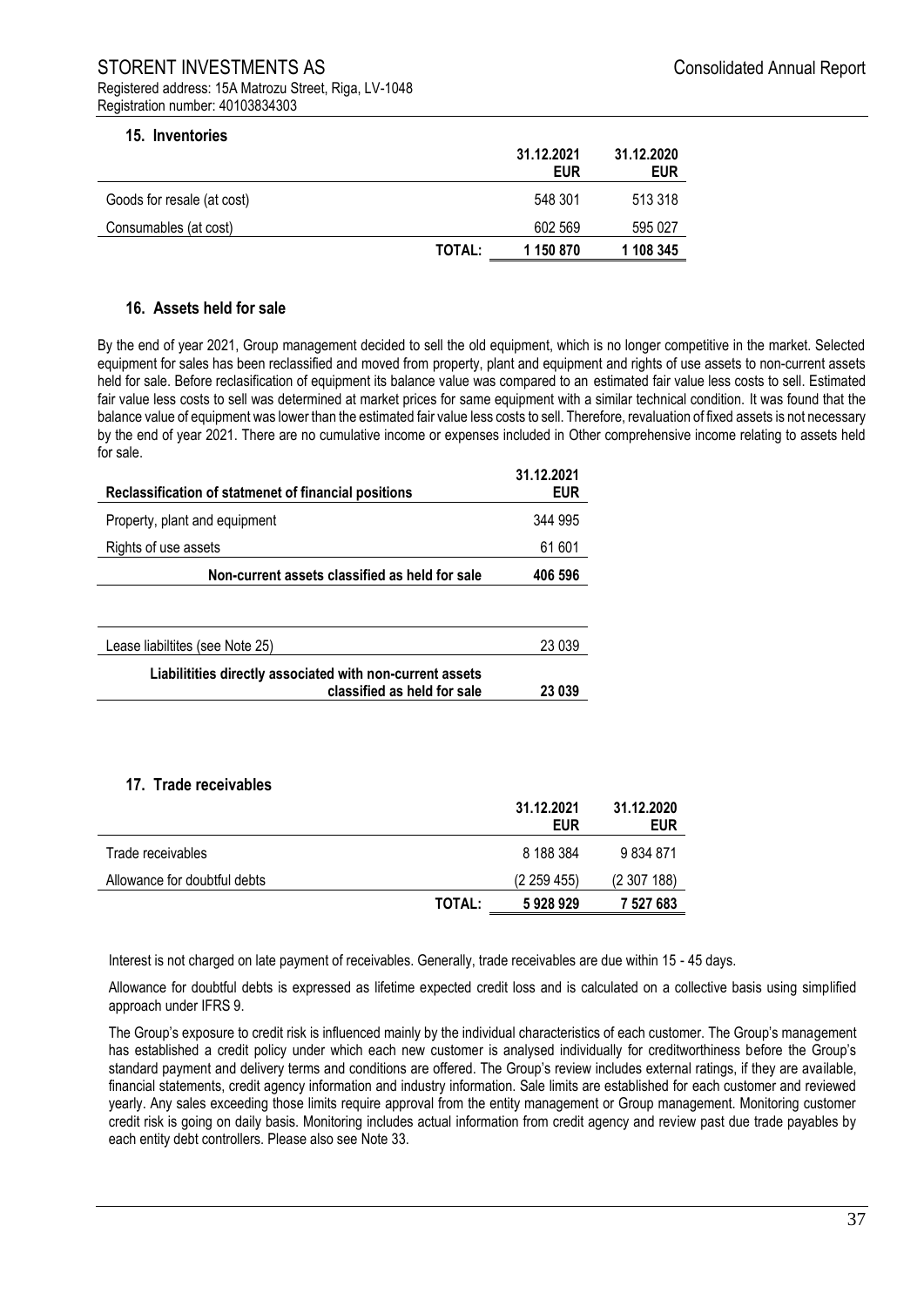## 15. Inventories

| | | 31.12.2021 EUR | 31.12.2020 EUR |
|---|---|---|---|
| Goods for resale (at cost) | | 548 301 | 513 318 |
| Consumables (at cost) | | 602 569 | 595 027 |
| | **TOTAL:** | **1 150 870** | **1 108 345** |

## 16. Assets held for sale

By the end of year 2021, Group management decided to sell the old equipment, which is no longer competitive in the market. Selected equipment for sales has been reclassified and moved from property, plant and equipment and rights of use assets to non-current assets held for sale. Before reclasification of equipment its balance value was compared to an estimated fair value less costs to sell. Estimated fair value less costs to sell was determined at market prices for same equipment with a similar technical condition. It was found that the balance value of equipment was lower than the estimated fair value less costs to sell. Therefore, revaluation of fixed assets is not necessary by the end of year 2021. There are no cumulative income or expenses included in Other comprehensive income relating to assets held for sale.

| **Reclassification of statmenet of financial positions** | **31.12.2021 EUR** |
|---|---|
| Property, plant and equipment | 344 995 |
| Rights of use assets | 61 601 |
| **Non-current assets classified as held for sale** | **406 596** |

| | |
|---|---|
| Lease liabiltites (see Note 25) | 23 039 |
| **Liabilitities directly associated with non-current assets classified as held for sale** | **23 039** |

## 17. Trade receivables

| | | 31.12.2021 EUR | 31.12.2020 EUR |
|---|---|---|---|
| Trade receivables | | 8 188 384 | 9 834 871 |
| Allowance for doubtful debts | | (2 259 455) | (2 307 188) |
| | **TOTAL:** | **5 928 929** | **7 527 683** |

Interest is not charged on late payment of receivables. Generally, trade receivables are due within 15 - 45 days.

Allowance for doubtful debts is expressed as lifetime expected credit loss and is calculated on a collective basis using simplified approach under IFRS 9.

The Group's exposure to credit risk is influenced mainly by the individual characteristics of each customer. The Group's management has established a credit policy under which each new customer is analysed individually for creditworthiness before the Group's standard payment and delivery terms and conditions are offered. The Group's review includes external ratings, if they are available, financial statements, credit agency information and industry information. Sale limits are established for each customer and reviewed yearly. Any sales exceeding those limits require approval from the entity management or Group management. Monitoring customer credit risk is going on daily basis. Monitoring includes actual information from credit agency and review past due trade payables by each entity debt controllers. Please also see Note 33.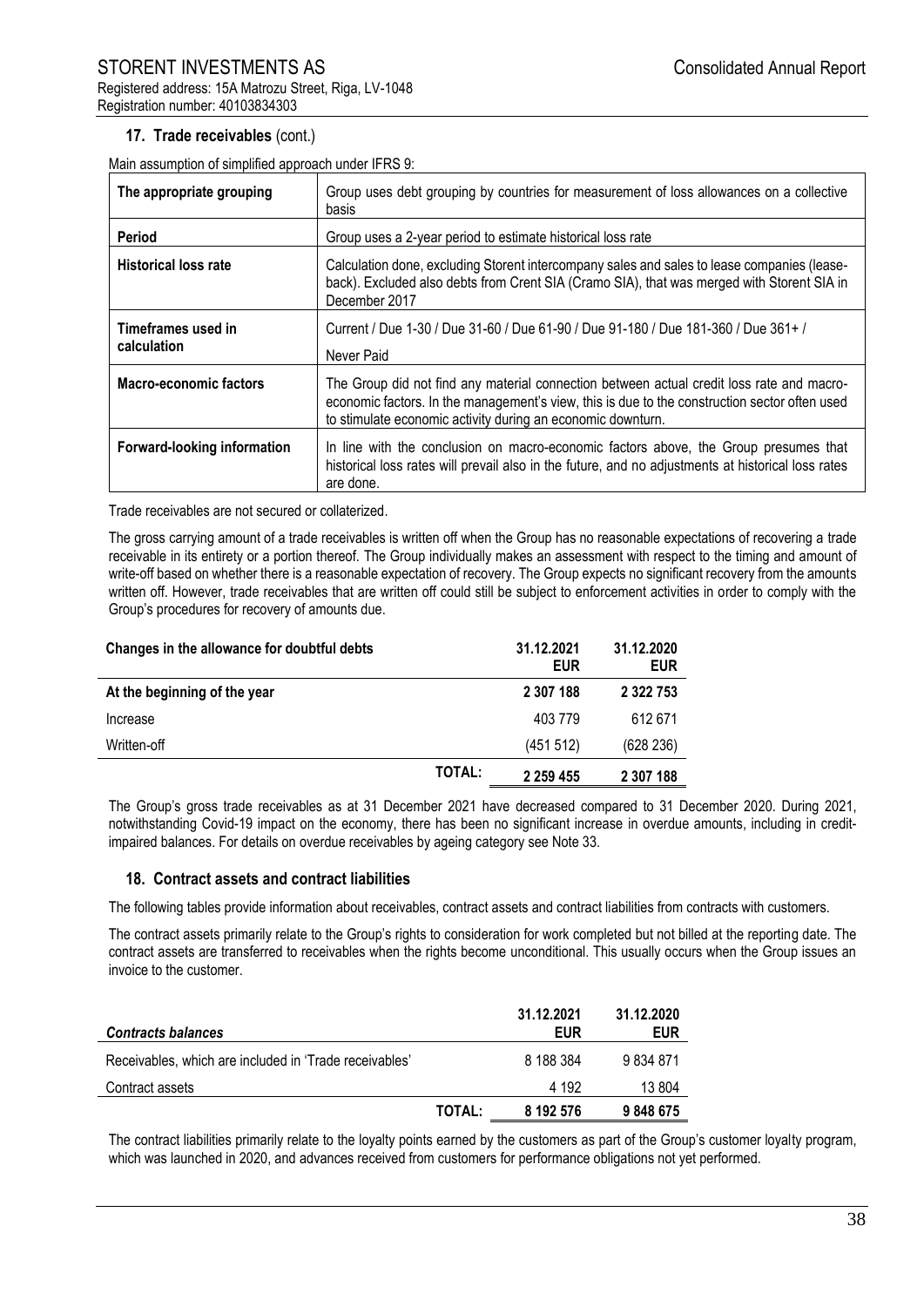## 17. Trade receivables (cont.)

Main assumption of simplified approach under IFRS 9:

| | |
|---|---|
| **The appropriate grouping** | Group uses debt grouping by countries for measurement of loss allowances on a collective basis |
| **Period** | Group uses a 2-year period to estimate historical loss rate |
| **Historical loss rate** | Calculation done, excluding Storent intercompany sales and sales to lease companies (lease-back). Excluded also debts from Crent SIA (Cramo SIA), that was merged with Storent SIA in December 2017 |
| **Timeframes used in calculation** | Current / Due 1-30 / Due 31-60 / Due 61-90 / Due 91-180 / Due 181-360 / Due 361+ / Never Paid |
| **Macro-economic factors** | The Group did not find any material connection between actual credit loss rate and macro-economic factors. In the management's view, this is due to the construction sector often used to stimulate economic activity during an economic downturn. |
| **Forward-looking information** | In line with the conclusion on macro-economic factors above, the Group presumes that historical loss rates will prevail also in the future, and no adjustments at historical loss rates are done. |

Trade receivables are not secured or collaterized.

The gross carrying amount of a trade receivables is written off when the Group has no reasonable expectations of recovering a trade receivable in its entirety or a portion thereof. The Group individually makes an assessment with respect to the timing and amount of write-off based on whether there is a reasonable expectation of recovery. The Group expects no significant recovery from the amounts written off. However, trade receivables that are written off could still be subject to enforcement activities in order to comply with the Group's procedures for recovery of amounts due.

| Changes in the allowance for doubtful debts | | 31.12.2021 EUR | 31.12.2020 EUR |
|---|---|---|---|
| **At the beginning of the year** | | **2 307 188** | **2 322 753** |
| Increase | | 403 779 | 612 671 |
| Written-off | | (451 512) | (628 236) |
| | **TOTAL:** | **2 259 455** | **2 307 188** |

The Group's gross trade receivables as at 31 December 2021 have decreased compared to 31 December 2020. During 2021, notwithstanding Covid-19 impact on the economy, there has been no significant increase in overdue amounts, including in credit-impaired balances. For details on overdue receivables by ageing category see Note 33.

## 18. Contract assets and contract liabilities

The following tables provide information about receivables, contract assets and contract liabilities from contracts with customers.

The contract assets primarily relate to the Group's rights to consideration for work completed but not billed at the reporting date. The contract assets are transferred to receivables when the rights become unconditional. This usually occurs when the Group issues an invoice to the customer.

| *Contracts balances* | | 31.12.2021 EUR | 31.12.2020 EUR |
|---|---|---|---|
| Receivables, which are included in 'Trade receivables' | | 8 188 384 | 9 834 871 |
| Contract assets | | 4 192 | 13 804 |
| | **TOTAL:** | **8 192 576** | **9 848 675** |

The contract liabilities primarily relate to the loyalty points earned by the customers as part of the Group's customer loyalty program, which was launched in 2020, and advances received from customers for performance obligations not yet performed.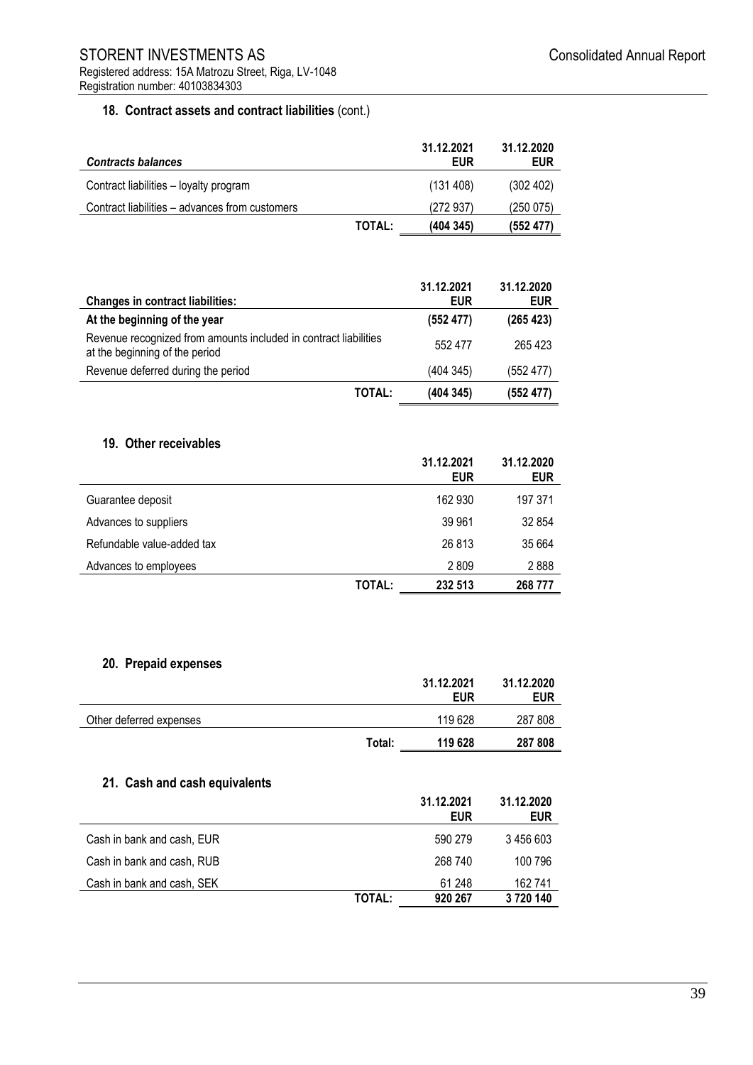### 18. Contract assets and contract liabilities (cont.)

| *Contracts balances* | | 31.12.2021 EUR | 31.12.2020 EUR |
|---|---|---|---|
| Contract liabilities – loyalty program | | (131 408) | (302 402) |
| Contract liabilities – advances from customers | | (272 937) | (250 075) |
| | **TOTAL:** | **(404 345)** | **(552 477)** |

| **Changes in contract liabilities:** | | 31.12.2021 EUR | 31.12.2020 EUR |
|---|---|---|---|
| **At the beginning of the year** | | **(552 477)** | **(265 423)** |
| Revenue recognized from amounts included in contract liabilities at the beginning of the period | | 552 477 | 265 423 |
| Revenue deferred during the period | | (404 345) | (552 477) |
| | **TOTAL:** | **(404 345)** | **(552 477)** |

### 19. Other receivables

| | | 31.12.2021 EUR | 31.12.2020 EUR |
|---|---|---|---|
| Guarantee deposit | | 162 930 | 197 371 |
| Advances to suppliers | | 39 961 | 32 854 |
| Refundable value-added tax | | 26 813 | 35 664 |
| Advances to employees | | 2 809 | 2 888 |
| | **TOTAL:** | **232 513** | **268 777** |

### 20. Prepaid expenses

| | | 31.12.2021 EUR | 31.12.2020 EUR |
|---|---|---|---|
| Other deferred expenses | | 119 628 | 287 808 |
| | **Total:** | **119 628** | **287 808** |

### 21. Cash and cash equivalents

| | | 31.12.2021 EUR | 31.12.2020 EUR |
|---|---|---|---|
| Cash in bank and cash, EUR | | 590 279 | 3 456 603 |
| Cash in bank and cash, RUB | | 268 740 | 100 796 |
| Cash in bank and cash, SEK | | 61 248 | 162 741 |
| | **TOTAL:** | **920 267** | **3 720 140** |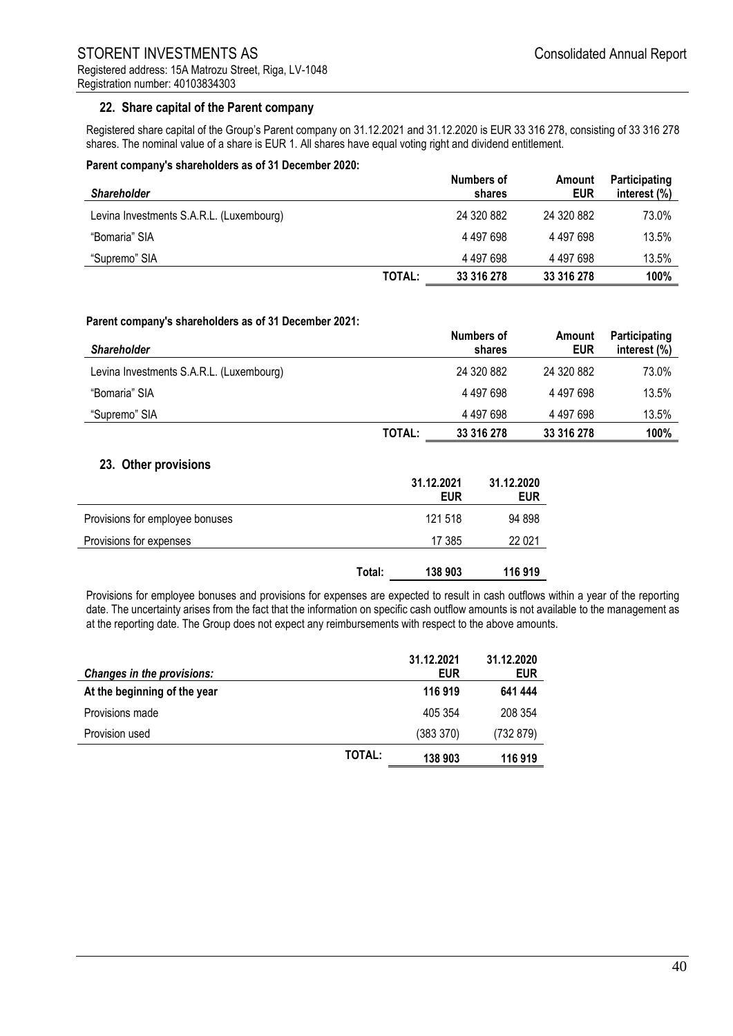## 22. Share capital of the Parent company

Registered share capital of the Group's Parent company on 31.12.2021 and 31.12.2020 is EUR 33 316 278, consisting of 33 316 278 shares. The nominal value of a share is EUR 1. All shares have equal voting right and dividend entitlement.

**Parent company's shareholders as of 31 December 2020:**

| *Shareholder* | | Numbers of shares | Amount EUR | Participating interest (%) |
|---|---|---|---|---|
| Levina Investments S.A.R.L. (Luxembourg) | | 24 320 882 | 24 320 882 | 73.0% |
| "Bomaria" SIA | | 4 497 698 | 4 497 698 | 13.5% |
| "Supremo" SIA | | 4 497 698 | 4 497 698 | 13.5% |
| | **TOTAL:** | **33 316 278** | **33 316 278** | **100%** |

**Parent company's shareholders as of 31 December 2021:**

| *Shareholder* | | Numbers of shares | Amount EUR | Participating interest (%) |
|---|---|---|---|---|
| Levina Investments S.A.R.L. (Luxembourg) | | 24 320 882 | 24 320 882 | 73.0% |
| "Bomaria" SIA | | 4 497 698 | 4 497 698 | 13.5% |
| "Supremo" SIA | | 4 497 698 | 4 497 698 | 13.5% |
| | **TOTAL:** | **33 316 278** | **33 316 278** | **100%** |

## 23. Other provisions

| | | 31.12.2021 EUR | 31.12.2020 EUR |
|---|---|---|---|
| Provisions for employee bonuses | | 121 518 | 94 898 |
| Provisions for expenses | | 17 385 | 22 021 |
| | **Total:** | **138 903** | **116 919** |

Provisions for employee bonuses and provisions for expenses are expected to result in cash outflows within a year of the reporting date. The uncertainty arises from the fact that the information on specific cash outflow amounts is not available to the management as at the reporting date. The Group does not expect any reimbursements with respect to the above amounts.

| *Changes in the provisions:* | | 31.12.2021 EUR | 31.12.2020 EUR |
|---|---|---|---|
| **At the beginning of the year** | | **116 919** | **641 444** |
| Provisions made | | 405 354 | 208 354 |
| Provision used | | (383 370) | (732 879) |
| | **TOTAL:** | **138 903** | **116 919** |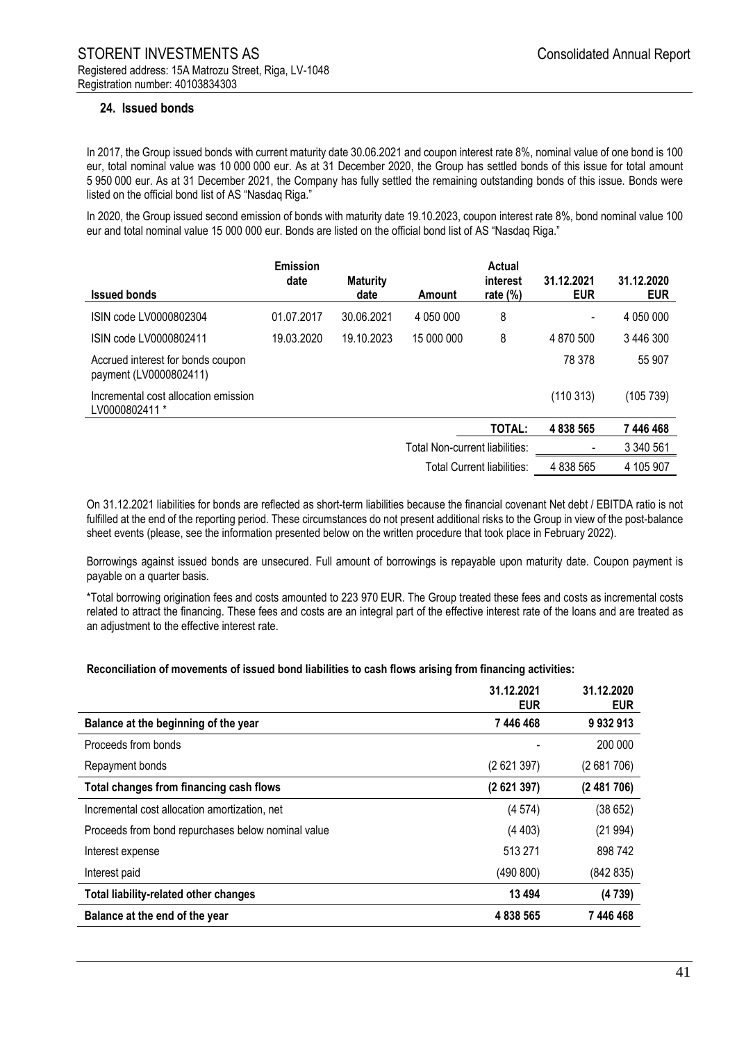## 24. Issued bonds

In 2017, the Group issued bonds with current maturity date 30.06.2021 and coupon interest rate 8%, nominal value of one bond is 100 eur, total nominal value was 10 000 000 eur. As at 31 December 2020, the Group has settled bonds of this issue for total amount 5 950 000 eur. As at 31 December 2021, the Company has fully settled the remaining outstanding bonds of this issue. Bonds were listed on the official bond list of AS "Nasdaq Riga."

In 2020, the Group issued second emission of bonds with maturity date 19.10.2023, coupon interest rate 8%, bond nominal value 100 eur and total nominal value 15 000 000 eur. Bonds are listed on the official bond list of AS "Nasdaq Riga."

| Issued bonds | Emission date | Maturity date | Amount | Actual interest rate (%) | 31.12.2021 EUR | 31.12.2020 EUR |
|---|---|---|---|---|---|---|
| ISIN code LV0000802304 | 01.07.2017 | 30.06.2021 | 4 050 000 | 8 | - | 4 050 000 |
| ISIN code LV0000802411 | 19.03.2020 | 19.10.2023 | 15 000 000 | 8 | 4 870 500 | 3 446 300 |
| Accrued interest for bonds coupon payment (LV0000802411) | | | | | 78 378 | 55 907 |
| Incremental cost allocation emission LV0000802411 * | | | | | (110 313) | (105 739) |
| | | | | **TOTAL:** | **4 838 565** | **7 446 468** |
| | | | Total Non-current liabilities: | | - | 3 340 561 |
| | | | Total Current liabilities: | | 4 838 565 | 4 105 907 |

On 31.12.2021 liabilities for bonds are reflected as short-term liabilities because the financial covenant Net debt / EBITDA ratio is not fulfilled at the end of the reporting period. These circumstances do not present additional risks to the Group in view of the post-balance sheet events (please, see the information presented below on the written procedure that took place in February 2022).

Borrowings against issued bonds are unsecured. Full amount of borrowings is repayable upon maturity date. Coupon payment is payable on a quarter basis.

*Total borrowing origination fees and costs amounted to 223 970 EUR. The Group treated these fees and costs as incremental costs related to attract the financing. These fees and costs are an integral part of the effective interest rate of the loans and are treated as an adjustment to the effective interest rate.

**Reconciliation of movements of issued bond liabilities to cash flows arising from financing activities:**

| | 31.12.2021 EUR | 31.12.2020 EUR |
|---|---|---|
| **Balance at the beginning of the year** | **7 446 468** | **9 932 913** |
| Proceeds from bonds | - | 200 000 |
| Repayment bonds | (2 621 397) | (2 681 706) |
| **Total changes from financing cash flows** | **(2 621 397)** | **(2 481 706)** |
| Incremental cost allocation amortization, net | (4 574) | (38 652) |
| Proceeds from bond repurchases below nominal value | (4 403) | (21 994) |
| Interest expense | 513 271 | 898 742 |
| Interest paid | (490 800) | (842 835) |
| **Total liability-related other changes** | **13 494** | **(4 739)** |
| **Balance at the end of the year** | **4 838 565** | **7 446 468** |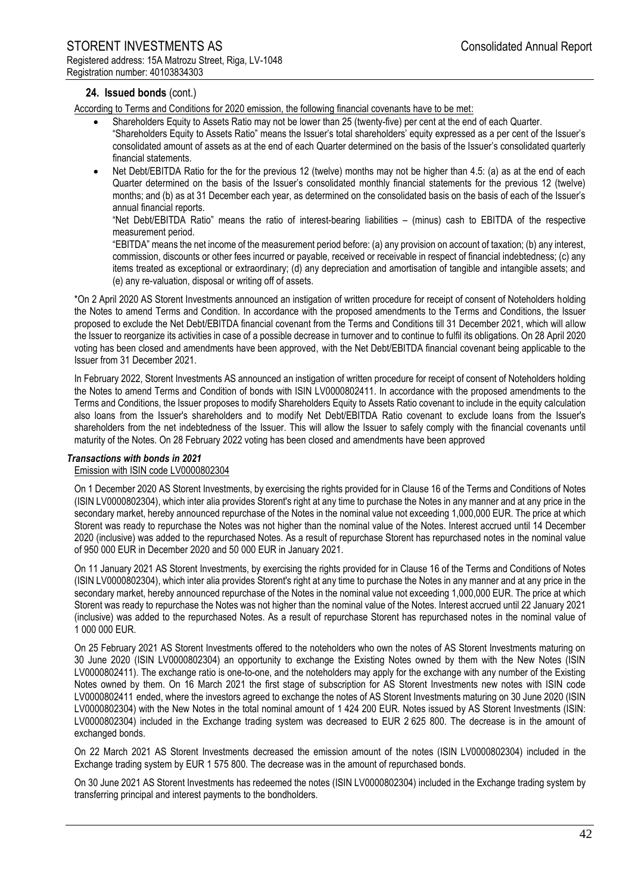## 24. Issued bonds (cont.)

According to Terms and Conditions for 2020 emission, the following financial covenants have to be met:

- Shareholders Equity to Assets Ratio may not be lower than 25 (twenty-five) per cent at the end of each Quarter.
  "Shareholders Equity to Assets Ratio" means the Issuer's total shareholders' equity expressed as a per cent of the Issuer's consolidated amount of assets as at the end of each Quarter determined on the basis of the Issuer's consolidated quarterly financial statements.
- Net Debt/EBITDA Ratio for the for the previous 12 (twelve) months may not be higher than 4.5: (a) as at the end of each Quarter determined on the basis of the Issuer's consolidated monthly financial statements for the previous 12 (twelve) months; and (b) as at 31 December each year, as determined on the consolidated basis on the basis of each of the Issuer's annual financial reports.
  "Net Debt/EBITDA Ratio" means the ratio of interest-bearing liabilities – (minus) cash to EBITDA of the respective measurement period.
  "EBITDA" means the net income of the measurement period before: (a) any provision on account of taxation; (b) any interest, commission, discounts or other fees incurred or payable, received or receivable in respect of financial indebtedness; (c) any items treated as exceptional or extraordinary; (d) any depreciation and amortisation of tangible and intangible assets; and (e) any re-valuation, disposal or writing off of assets.

*On 2 April 2020 AS Storent Investments announced an instigation of written procedure for receipt of consent of Noteholders holding the Notes to amend Terms and Condition. In accordance with the proposed amendments to the Terms and Conditions, the Issuer proposed to exclude the Net Debt/EBITDA financial covenant from the Terms and Conditions till 31 December 2021, which will allow the Issuer to reorganize its activities in case of a possible decrease in turnover and to continue to fulfil its obligations. On 28 April 2020 voting has been closed and amendments have been approved, with the Net Debt/EBITDA financial covenant being applicable to the Issuer from 31 December 2021.

In February 2022, Storent Investments AS announced an instigation of written procedure for receipt of consent of Noteholders holding the Notes to amend Terms and Condition of bonds with ISIN LV0000802411. In accordance with the proposed amendments to the Terms and Conditions, the Issuer proposes to modify Shareholders Equity to Assets Ratio covenant to include in the equity calculation also loans from the Issuer's shareholders and to modify Net Debt/EBITDA Ratio covenant to exclude loans from the Issuer's shareholders from the net indebtedness of the Issuer. This will allow the Issuer to safely comply with the financial covenants until maturity of the Notes. On 28 February 2022 voting has been closed and amendments have been approved

### *Transactions with bonds in 2021*

Emission with ISIN code LV0000802304

On 1 December 2020 AS Storent Investments, by exercising the rights provided for in Clause 16 of the Terms and Conditions of Notes (ISIN LV0000802304), which inter alia provides Storent's right at any time to purchase the Notes in any manner and at any price in the secondary market, hereby announced repurchase of the Notes in the nominal value not exceeding 1,000,000 EUR. The price at which Storent was ready to repurchase the Notes was not higher than the nominal value of the Notes. Interest accrued until 14 December 2020 (inclusive) was added to the repurchased Notes. As a result of repurchase Storent has repurchased notes in the nominal value of 950 000 EUR in December 2020 and 50 000 EUR in January 2021.

On 11 January 2021 AS Storent Investments, by exercising the rights provided for in Clause 16 of the Terms and Conditions of Notes (ISIN LV0000802304), which inter alia provides Storent's right at any time to purchase the Notes in any manner and at any price in the secondary market, hereby announced repurchase of the Notes in the nominal value not exceeding 1,000,000 EUR. The price at which Storent was ready to repurchase the Notes was not higher than the nominal value of the Notes. Interest accrued until 22 January 2021 (inclusive) was added to the repurchased Notes. As a result of repurchase Storent has repurchased notes in the nominal value of 1 000 000 EUR.

On 25 February 2021 AS Storent Investments offered to the noteholders who own the notes of AS Storent Investments maturing on 30 June 2020 (ISIN LV0000802304) an opportunity to exchange the Existing Notes owned by them with the New Notes (ISIN LV0000802411). The exchange ratio is one-to-one, and the noteholders may apply for the exchange with any number of the Existing Notes owned by them. On 16 March 2021 the first stage of subscription for AS Storent Investments new notes with ISIN code LV0000802411 ended, where the investors agreed to exchange the notes of AS Storent Investments maturing on 30 June 2020 (ISIN LV0000802304) with the New Notes in the total nominal amount of 1 424 200 EUR. Notes issued by AS Storent Investments (ISIN: LV0000802304) included in the Exchange trading system was decreased to EUR 2 625 800. The decrease is in the amount of exchanged bonds.

On 22 March 2021 AS Storent Investments decreased the emission amount of the notes (ISIN LV0000802304) included in the Exchange trading system by EUR 1 575 800. The decrease was in the amount of repurchased bonds.

On 30 June 2021 AS Storent Investments has redeemed the notes (ISIN LV0000802304) included in the Exchange trading system by transferring principal and interest payments to the bondholders.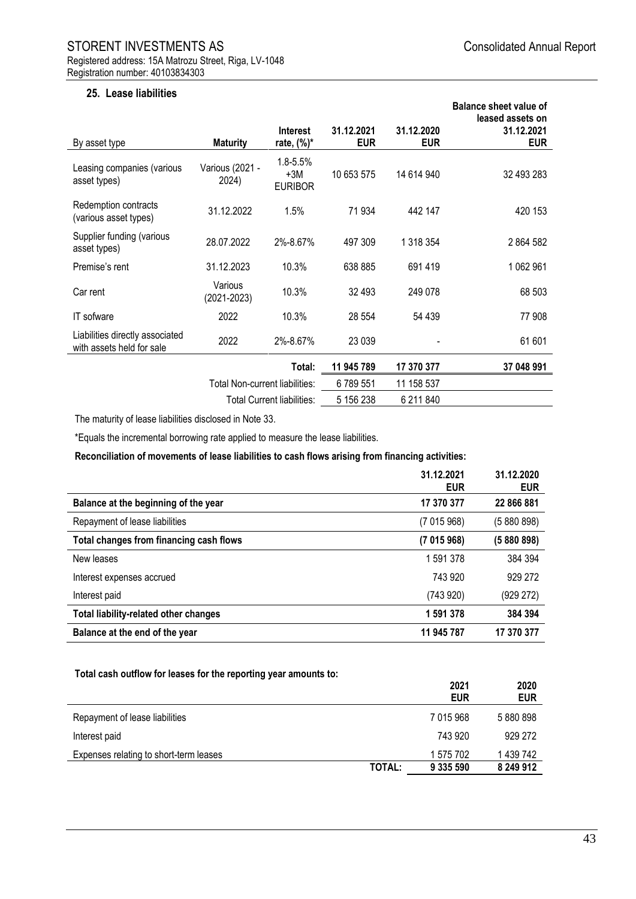## 25. Lease liabilities

| By asset type | Maturity | Interest rate, (%)* | 31.12.2021 EUR | 31.12.2020 EUR | Balance sheet value of leased assets on 31.12.2021 EUR |
|---|---|---|---|---|---|
| Leasing companies (various asset types) | Various (2021 - 2024) | 1.8-5.5% +3M EURIBOR | 10 653 575 | 14 614 940 | 32 493 283 |
| Redemption contracts (various asset types) | 31.12.2022 | 1.5% | 71 934 | 442 147 | 420 153 |
| Supplier funding (various asset types) | 28.07.2022 | 2%-8.67% | 497 309 | 1 318 354 | 2 864 582 |
| Premise's rent | 31.12.2023 | 10.3% | 638 885 | 691 419 | 1 062 961 |
| Car rent | Various (2021-2023) | 10.3% | 32 493 | 249 078 | 68 503 |
| IT sofware | 2022 | 10.3% | 28 554 | 54 439 | 77 908 |
| Liabilities directly associated with assets held for sale | 2022 | 2%-8.67% | 23 039 | - | 61 601 |
| | | **Total:** | **11 945 789** | **17 370 377** | **37 048 991** |
| | Total Non-current liabilities: | | 6 789 551 | 11 158 537 | |
| | Total Current liabilities: | | 5 156 238 | 6 211 840 | |

The maturity of lease liabilities disclosed in Note 33.

*Equals the incremental borrowing rate applied to measure the lease liabilities.

**Reconciliation of movements of lease liabilities to cash flows arising from financing activities:**

| | 31.12.2021 EUR | 31.12.2020 EUR |
|---|---|---|
| **Balance at the beginning of the year** | **17 370 377** | **22 866 881** |
| Repayment of lease liabilities | (7 015 968) | (5 880 898) |
| **Total changes from financing cash flows** | **(7 015 968)** | **(5 880 898)** |
| New leases | 1 591 378 | 384 394 |
| Interest expenses accrued | 743 920 | 929 272 |
| Interest paid | (743 920) | (929 272) |
| **Total liability-related other changes** | **1 591 378** | **384 394** |
| **Balance at the end of the year** | **11 945 787** | **17 370 377** |

**Total cash outflow for leases for the reporting year amounts to:**

| | | 2021 EUR | 2020 EUR |
|---|---|---|---|
| Repayment of lease liabilities | | 7 015 968 | 5 880 898 |
| Interest paid | | 743 920 | 929 272 |
| Expenses relating to short-term leases | | 1 575 702 | 1 439 742 |
| | **TOTAL:** | **9 335 590** | **8 249 912** |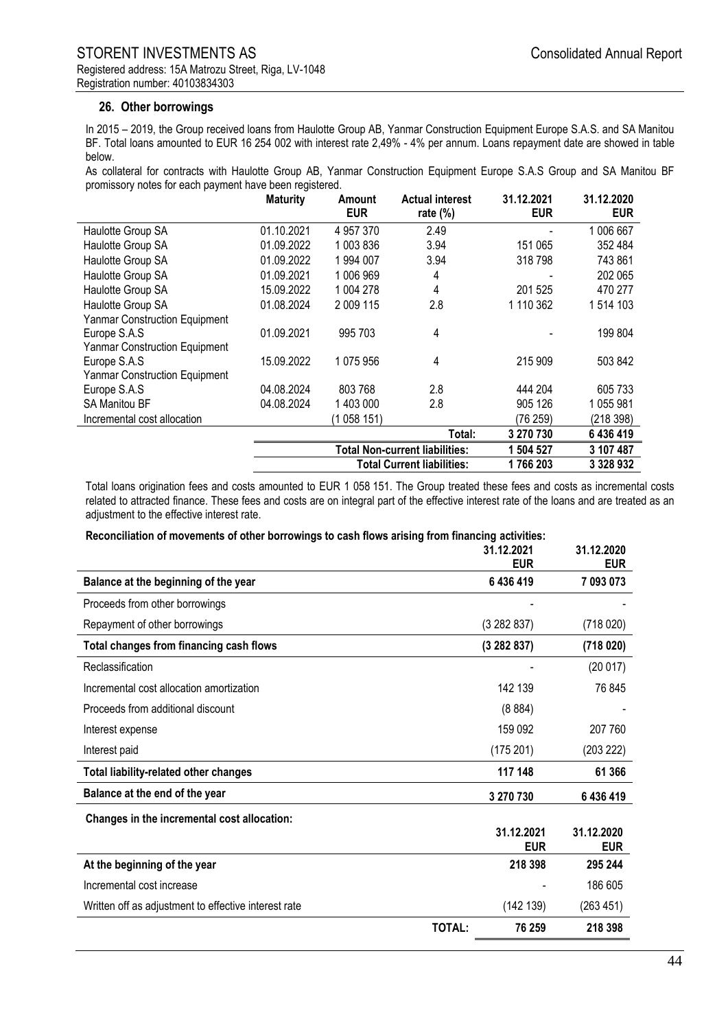## 26. Other borrowings

In 2015 – 2019, the Group received loans from Haulotte Group AB, Yanmar Construction Equipment Europe S.A.S. and SA Manitou BF. Total loans amounted to EUR 16 254 002 with interest rate 2,49% - 4% per annum. Loans repayment date are showed in table below.

As collateral for contracts with Haulotte Group AB, Yanmar Construction Equipment Europe S.A.S Group and SA Manitou BF promissory notes for each payment have been registered.

| | Maturity | Amount EUR | Actual interest rate (%) | 31.12.2021 EUR | 31.12.2020 EUR |
|---|---|---|---|---|---|
| Haulotte Group SA | 01.10.2021 | 4 957 370 | 2.49 | - | 1 006 667 |
| Haulotte Group SA | 01.09.2022 | 1 003 836 | 3.94 | 151 065 | 352 484 |
| Haulotte Group SA | 01.09.2022 | 1 994 007 | 3.94 | 318 798 | 743 861 |
| Haulotte Group SA | 01.09.2021 | 1 006 969 | 4 | - | 202 065 |
| Haulotte Group SA | 15.09.2022 | 1 004 278 | 4 | 201 525 | 470 277 |
| Haulotte Group SA | 01.08.2024 | 2 009 115 | 2.8 | 1 110 362 | 1 514 103 |
| Yanmar Construction Equipment Europe S.A.S | 01.09.2021 | 995 703 | 4 | - | 199 804 |
| Yanmar Construction Equipment Europe S.A.S | 15.09.2022 | 1 075 956 | 4 | 215 909 | 503 842 |
| Yanmar Construction Equipment Europe S.A.S | 04.08.2024 | 803 768 | 2.8 | 444 204 | 605 733 |
| SA Manitou BF | 04.08.2024 | 1 403 000 | 2.8 | 905 126 | 1 055 981 |
| Incremental cost allocation | | (1 058 151) | | (76 259) | (218 398) |
| | | | Total: | 3 270 730 | 6 436 419 |
| | | Total Non-current liabilities: | | 1 504 527 | 3 107 487 |
| | | Total Current liabilities: | | 1 766 203 | 3 328 932 |

Total loans origination fees and costs amounted to EUR 1 058 151. The Group treated these fees and costs as incremental costs related to attracted finance. These fees and costs are on integral part of the effective interest rate of the loans and are treated as an adjustment to the effective interest rate.

**Reconciliation of movements of other borrowings to cash flows arising from financing activities:**

| | 31.12.2021 EUR | 31.12.2020 EUR |
|---|---|---|
| **Balance at the beginning of the year** | **6 436 419** | **7 093 073** |
| Proceeds from other borrowings | - | - |
| Repayment of other borrowings | (3 282 837) | (718 020) |
| **Total changes from financing cash flows** | **(3 282 837)** | **(718 020)** |
| Reclassification | - | (20 017) |
| Incremental cost allocation amortization | 142 139 | 76 845 |
| Proceeds from additional discount | (8 884) | - |
| Interest expense | 159 092 | 207 760 |
| Interest paid | (175 201) | (203 222) |
| **Total liability-related other changes** | **117 148** | **61 366** |
| **Balance at the end of the year** | **3 270 730** | **6 436 419** |

**Changes in the incremental cost allocation:**

| | 31.12.2021 EUR | 31.12.2020 EUR |
|---|---|---|
| **At the beginning of the year** | **218 398** | **295 244** |
| Incremental cost increase | - | 186 605 |
| Written off as adjustment to effective interest rate | (142 139) | (263 451) |
| **TOTAL:** | **76 259** | **218 398** |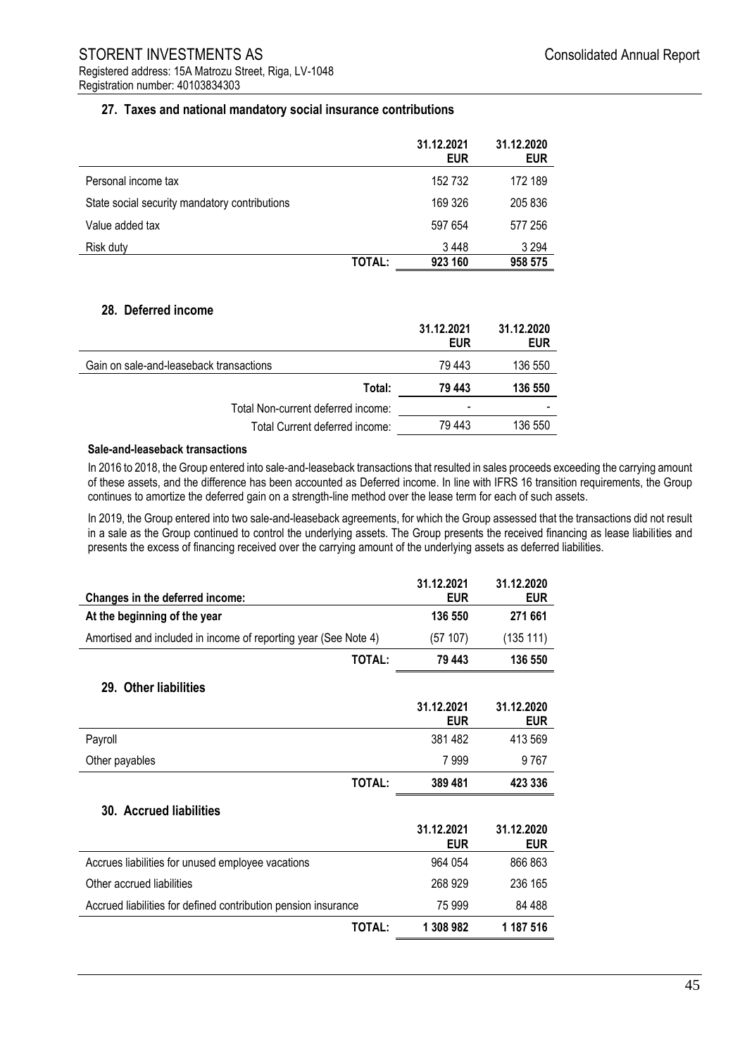## 27. Taxes and national mandatory social insurance contributions

| | 31.12.2021 EUR | 31.12.2020 EUR |
|---|---|---|
| Personal income tax | 152 732 | 172 189 |
| State social security mandatory contributions | 169 326 | 205 836 |
| Value added tax | 597 654 | 577 256 |
| Risk duty | 3 448 | 3 294 |
| **TOTAL:** | **923 160** | **958 575** |

## 28. Deferred income

| | 31.12.2021 EUR | 31.12.2020 EUR |
|---|---|---|
| Gain on sale-and-leaseback transactions | 79 443 | 136 550 |
| **Total:** | **79 443** | **136 550** |
| Total Non-current deferred income: | - | - |
| Total Current deferred income: | 79 443 | 136 550 |

**Sale-and-leaseback transactions**

In 2016 to 2018, the Group entered into sale-and-leaseback transactions that resulted in sales proceeds exceeding the carrying amount of these assets, and the difference has been accounted as Deferred income. In line with IFRS 16 transition requirements, the Group continues to amortize the deferred gain on a strength-line method over the lease term for each of such assets.

In 2019, the Group entered into two sale-and-leaseback agreements, for which the Group assessed that the transactions did not result in a sale as the Group continued to control the underlying assets. The Group presents the received financing as lease liabilities and presents the excess of financing received over the carrying amount of the underlying assets as deferred liabilities.

| Changes in the deferred income: | 31.12.2021 EUR | 31.12.2020 EUR |
|---|---|---|
| **At the beginning of the year** | **136 550** | **271 661** |
| Amortised and included in income of reporting year (See Note 4) | (57 107) | (135 111) |
| **TOTAL:** | **79 443** | **136 550** |

## 29. Other liabilities

| | 31.12.2021 EUR | 31.12.2020 EUR |
|---|---|---|
| Payroll | 381 482 | 413 569 |
| Other payables | 7 999 | 9 767 |
| **TOTAL:** | **389 481** | **423 336** |

## 30. Accrued liabilities

| | 31.12.2021 EUR | 31.12.2020 EUR |
|---|---|---|
| Accrues liabilities for unused employee vacations | 964 054 | 866 863 |
| Other accrued liabilities | 268 929 | 236 165 |
| Accrued liabilities for defined contribution pension insurance | 75 999 | 84 488 |
| **TOTAL:** | **1 308 982** | **1 187 516** |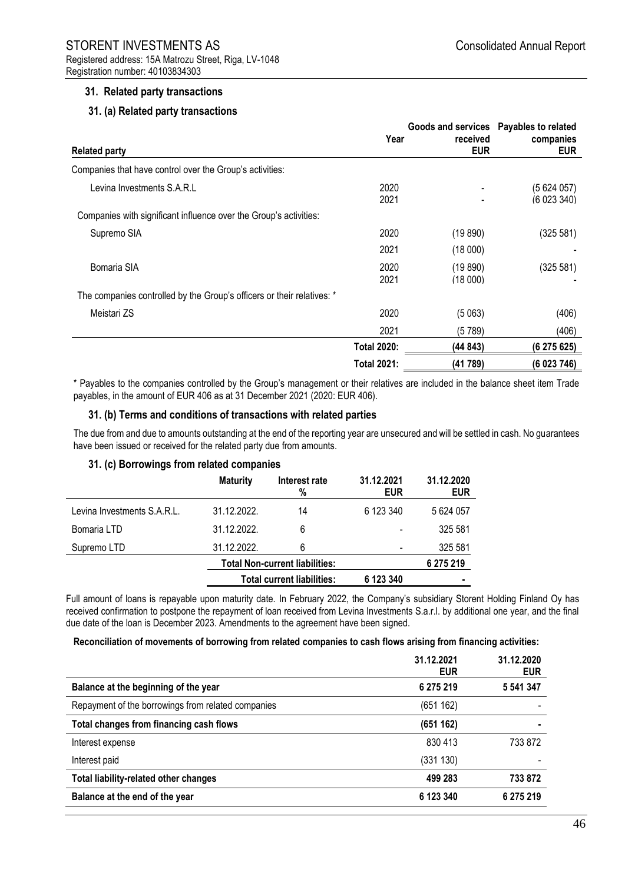## 31. Related party transactions

### 31. (a) Related party transactions

| Related party | Year | Goods and services received EUR | Payables to related companies EUR |
|---|---|---|---|
| Companies that have control over the Group's activities: | | | |
| Levina Investments S.A.R.L | 2020 | - | (5 624 057) |
| | 2021 | - | (6 023 340) |
| Companies with significant influence over the Group's activities: | | | |
| Supremo SIA | 2020 | (19 890) | (325 581) |
| | 2021 | (18 000) | - |
| Bomaria SIA | 2020 | (19 890) | (325 581) |
| | 2021 | (18 000) | - |
| The companies controlled by the Group's officers or their relatives: * | | | |
| Meistari ZS | 2020 | (5 063) | (406) |
| | 2021 | (5 789) | (406) |
| | **Total 2020:** | **(44 843)** | **(6 275 625)** |
| | **Total 2021:** | **(41 789)** | **(6 023 746)** |

\* Payables to the companies controlled by the Group's management or their relatives are included in the balance sheet item Trade payables, in the amount of EUR 406 as at 31 December 2021 (2020: EUR 406).

### 31. (b) Terms and conditions of transactions with related parties

The due from and due to amounts outstanding at the end of the reporting year are unsecured and will be settled in cash. No guarantees have been issued or received for the related party due from amounts.

### 31. (c) Borrowings from related companies

| | Maturity | Interest rate % | 31.12.2021 EUR | 31.12.2020 EUR |
|---|---|---|---|---|
| Levina Investments S.A.R.L. | 31.12.2022. | 14 | 6 123 340 | 5 624 057 |
| Bomaria LTD | 31.12.2022. | 6 | - | 325 581 |
| Supremo LTD | 31.12.2022. | 6 | - | 325 581 |
| | **Total Non-current liabilities:** | | | **6 275 219** |
| | **Total current liabilities:** | | **6 123 340** | **-** |

Full amount of loans is repayable upon maturity date. In February 2022, the Company's subsidiary Storent Holding Finland Oy has received confirmation to postpone the repayment of loan received from Levina Investments S.a.r.l. by additional one year, and the final due date of the loan is December 2023. Amendments to the agreement have been signed.

**Reconciliation of movements of borrowing from related companies to cash flows arising from financing activities:**

| | 31.12.2021 EUR | 31.12.2020 EUR |
|---|---|---|
| **Balance at the beginning of the year** | **6 275 219** | **5 541 347** |
| Repayment of the borrowings from related companies | (651 162) | - |
| **Total changes from financing cash flows** | **(651 162)** | **-** |
| Interest expense | 830 413 | 733 872 |
| Interest paid | (331 130) | - |
| **Total liability-related other changes** | **499 283** | **733 872** |
| **Balance at the end of the year** | **6 123 340** | **6 275 219** |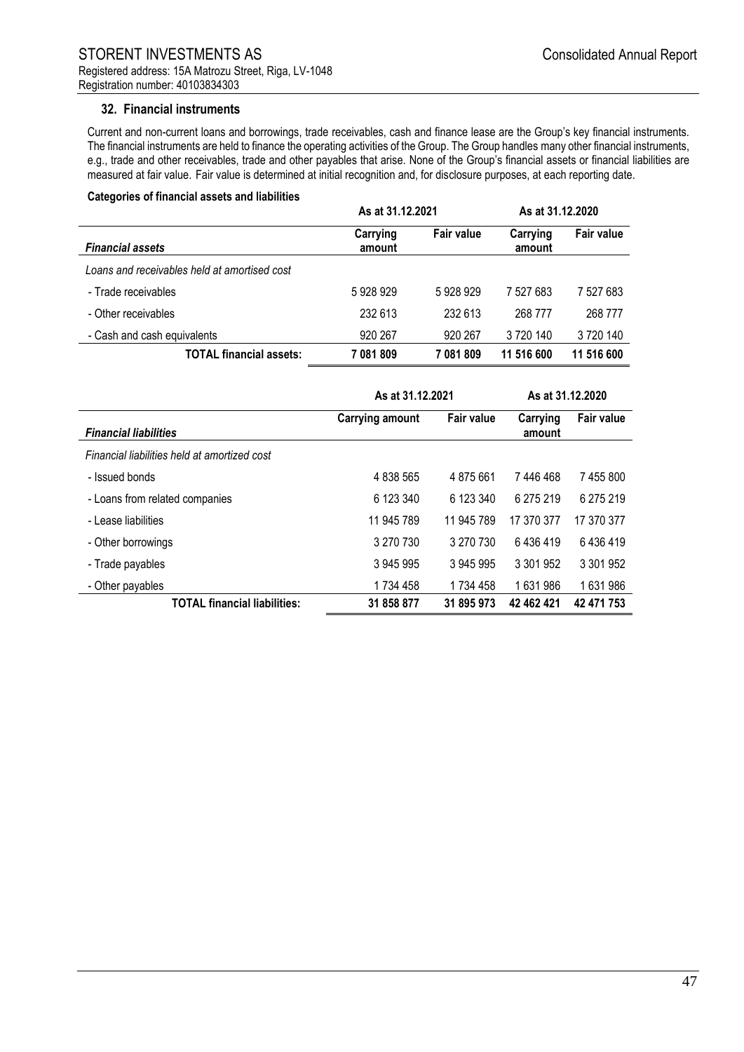### 32. Financial instruments

Current and non-current loans and borrowings, trade receivables, cash and finance lease are the Group's key financial instruments. The financial instruments are held to finance the operating activities of the Group. The Group handles many other financial instruments, e.g., trade and other receivables, trade and other payables that arise. None of the Group's financial assets or financial liabilities are measured at fair value. Fair value is determined at initial recognition and, for disclosure purposes, at each reporting date.

**Categories of financial assets and liabilities**

| | As at 31.12.2021 | | As at 31.12.2020 | |
|---|---|---|---|---|
| ***Financial assets*** | **Carrying amount** | **Fair value** | **Carrying amount** | **Fair value** |
| *Loans and receivables held at amortised cost* | | | | |
| - Trade receivables | 5 928 929 | 5 928 929 | 7 527 683 | 7 527 683 |
| - Other receivables | 232 613 | 232 613 | 268 777 | 268 777 |
| - Cash and cash equivalents | 920 267 | 920 267 | 3 720 140 | 3 720 140 |
| **TOTAL financial assets:** | **7 081 809** | **7 081 809** | **11 516 600** | **11 516 600** |

| | As at 31.12.2021 | | As at 31.12.2020 | |
|---|---|---|---|---|
| ***Financial liabilities*** | **Carrying amount** | **Fair value** | **Carrying amount** | **Fair value** |
| *Financial liabilities held at amortized cost* | | | | |
| - Issued bonds | 4 838 565 | 4 875 661 | 7 446 468 | 7 455 800 |
| - Loans from related companies | 6 123 340 | 6 123 340 | 6 275 219 | 6 275 219 |
| - Lease liabilities | 11 945 789 | 11 945 789 | 17 370 377 | 17 370 377 |
| - Other borrowings | 3 270 730 | 3 270 730 | 6 436 419 | 6 436 419 |
| - Trade payables | 3 945 995 | 3 945 995 | 3 301 952 | 3 301 952 |
| - Other payables | 1 734 458 | 1 734 458 | 1 631 986 | 1 631 986 |
| **TOTAL financial liabilities:** | **31 858 877** | **31 895 973** | **42 462 421** | **42 471 753** |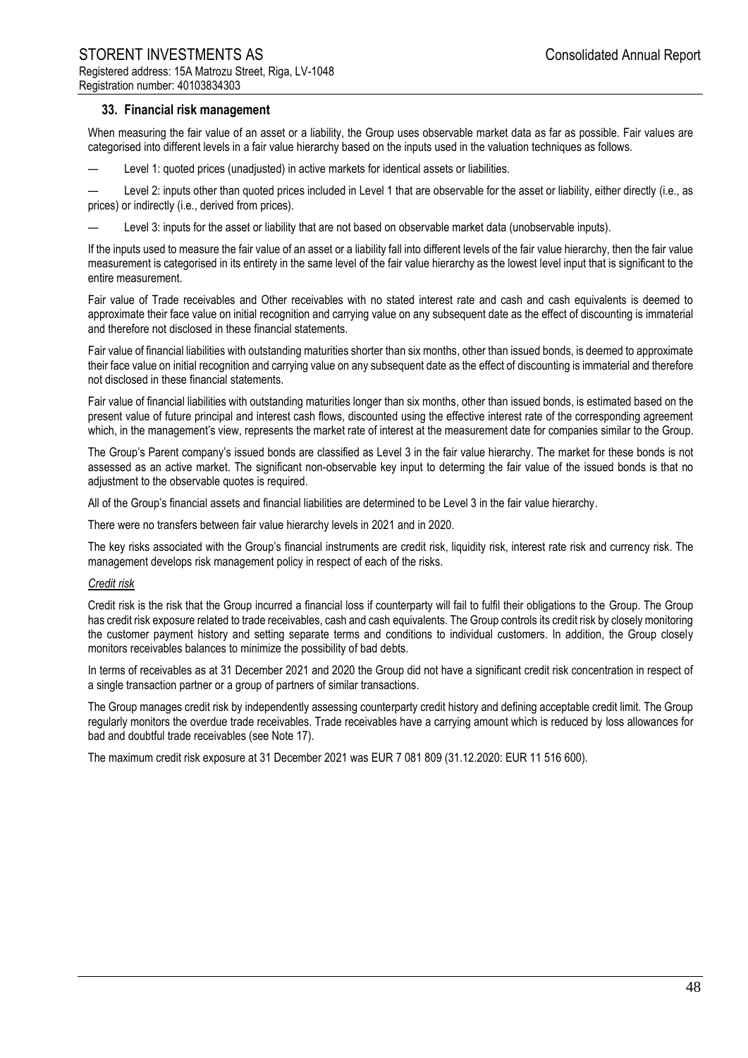## 33. Financial risk management

When measuring the fair value of an asset or a liability, the Group uses observable market data as far as possible. Fair values are categorised into different levels in a fair value hierarchy based on the inputs used in the valuation techniques as follows.

— Level 1: quoted prices (unadjusted) in active markets for identical assets or liabilities.

— Level 2: inputs other than quoted prices included in Level 1 that are observable for the asset or liability, either directly (i.e., as prices) or indirectly (i.e., derived from prices).

— Level 3: inputs for the asset or liability that are not based on observable market data (unobservable inputs).

If the inputs used to measure the fair value of an asset or a liability fall into different levels of the fair value hierarchy, then the fair value measurement is categorised in its entirety in the same level of the fair value hierarchy as the lowest level input that is significant to the entire measurement.

Fair value of Trade receivables and Other receivables with no stated interest rate and cash and cash equivalents is deemed to approximate their face value on initial recognition and carrying value on any subsequent date as the effect of discounting is immaterial and therefore not disclosed in these financial statements.

Fair value of financial liabilities with outstanding maturities shorter than six months, other than issued bonds, is deemed to approximate their face value on initial recognition and carrying value on any subsequent date as the effect of discounting is immaterial and therefore not disclosed in these financial statements.

Fair value of financial liabilities with outstanding maturities longer than six months, other than issued bonds, is estimated based on the present value of future principal and interest cash flows, discounted using the effective interest rate of the corresponding agreement which, in the management's view, represents the market rate of interest at the measurement date for companies similar to the Group.

The Group's Parent company's issued bonds are classified as Level 3 in the fair value hierarchy. The market for these bonds is not assessed as an active market. The significant non-observable key input to determing the fair value of the issued bonds is that no adjustment to the observable quotes is required.

All of the Group's financial assets and financial liabilities are determined to be Level 3 in the fair value hierarchy.

There were no transfers between fair value hierarchy levels in 2021 and in 2020.

The key risks associated with the Group's financial instruments are credit risk, liquidity risk, interest rate risk and currency risk. The management develops risk management policy in respect of each of the risks.

*Credit risk*

Credit risk is the risk that the Group incurred a financial loss if counterparty will fail to fulfil their obligations to the Group. The Group has credit risk exposure related to trade receivables, cash and cash equivalents. The Group controls its credit risk by closely monitoring the customer payment history and setting separate terms and conditions to individual customers. In addition, the Group closely monitors receivables balances to minimize the possibility of bad debts.

In terms of receivables as at 31 December 2021 and 2020 the Group did not have a significant credit risk concentration in respect of a single transaction partner or a group of partners of similar transactions.

The Group manages credit risk by independently assessing counterparty credit history and defining acceptable credit limit. The Group regularly monitors the overdue trade receivables. Trade receivables have a carrying amount which is reduced by loss allowances for bad and doubtful trade receivables (see Note 17).

The maximum credit risk exposure at 31 December 2021 was EUR 7 081 809 (31.12.2020: EUR 11 516 600).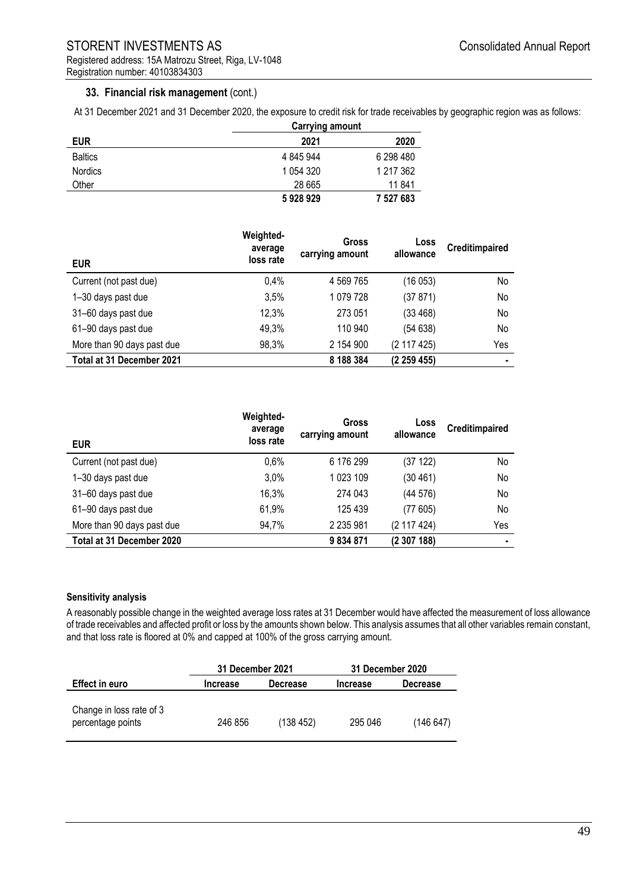### 33. Financial risk management (cont.)

At 31 December 2021 and 31 December 2020, the exposure to credit risk for trade receivables by geographic region was as follows:

| EUR | Carrying amount | |
|---|---|---|
| | 2021 | 2020 |
| Baltics | 4 845 944 | 6 298 480 |
| Nordics | 1 054 320 | 1 217 362 |
| Other | 28 665 | 11 841 |
| | **5 928 929** | **7 527 683** |

| EUR | Weighted-average loss rate | Gross carrying amount | Loss allowance | Creditimpaired |
|---|---|---|---|---|
| Current (not past due) | 0,4% | 4 569 765 | (16 053) | No |
| 1–30 days past due | 3,5% | 1 079 728 | (37 871) | No |
| 31–60 days past due | 12,3% | 273 051 | (33 468) | No |
| 61–90 days past due | 49,3% | 110 940 | (54 638) | No |
| More than 90 days past due | 98,3% | 2 154 900 | (2 117 425) | Yes |
| **Total at 31 December 2021** | | **8 188 384** | **(2 259 455)** | **-** |

| EUR | Weighted-average loss rate | Gross carrying amount | Loss allowance | Creditimpaired |
|---|---|---|---|---|
| Current (not past due) | 0,6% | 6 176 299 | (37 122) | No |
| 1–30 days past due | 3,0% | 1 023 109 | (30 461) | No |
| 31–60 days past due | 16,3% | 274 043 | (44 576) | No |
| 61–90 days past due | 61,9% | 125 439 | (77 605) | No |
| More than 90 days past due | 94,7% | 2 235 981 | (2 117 424) | Yes |
| **Total at 31 December 2020** | | **9 834 871** | **(2 307 188)** | **-** |

**Sensitivity analysis**

A reasonably possible change in the weighted average loss rates at 31 December would have affected the measurement of loss allowance of trade receivables and affected profit or loss by the amounts shown below. This analysis assumes that all other variables remain constant, and that loss rate is floored at 0% and capped at 100% of the gross carrying amount.

| | 31 December 2021 | | 31 December 2020 | |
|---|---|---|---|---|
| **Effect in euro** | **Increase** | **Decrease** | **Increase** | **Decrease** |
| Change in loss rate of 3 percentage points | 246 856 | (138 452) | 295 046 | (146 647) |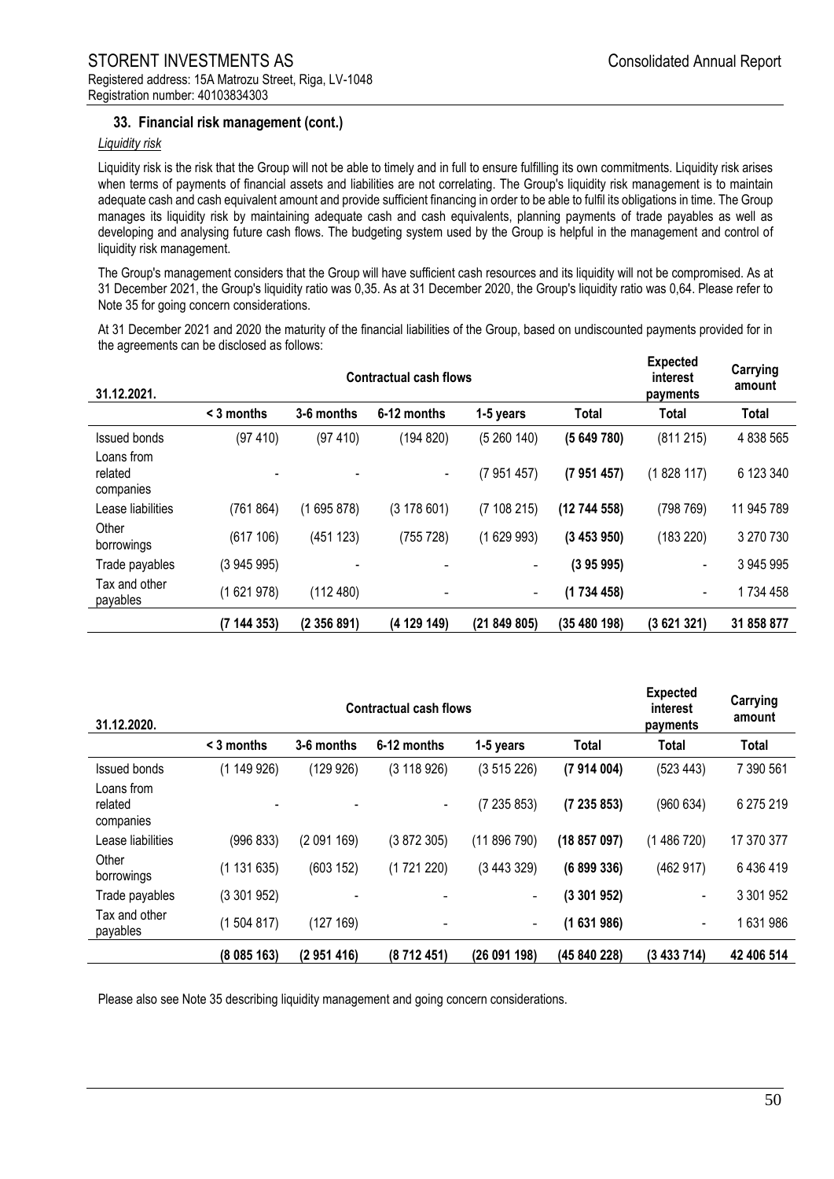### 33. Financial risk management (cont.)

*Liquidity risk*

Liquidity risk is the risk that the Group will not be able to timely and in full to ensure fulfilling its own commitments. Liquidity risk arises when terms of payments of financial assets and liabilities are not correlating. The Group's liquidity risk management is to maintain adequate cash and cash equivalent amount and provide sufficient financing in order to be able to fulfil its obligations in time. The Group manages its liquidity risk by maintaining adequate cash and cash equivalents, planning payments of trade payables as well as developing and analysing future cash flows. The budgeting system used by the Group is helpful in the management and control of liquidity risk management.

The Group's management considers that the Group will have sufficient cash resources and its liquidity will not be compromised. As at 31 December 2021, the Group's liquidity ratio was 0,35. As at 31 December 2020, the Group's liquidity ratio was 0,64. Please refer to Note 35 for going concern considerations.

At 31 December 2021 and 2020 the maturity of the financial liabilities of the Group, based on undiscounted payments provided for in the agreements can be disclosed as follows:

| 31.12.2021. | Contractual cash flows | | | | | Expected interest payments | Carrying amount |
|---|---|---|---|---|---|---|---|
| | < 3 months | 3-6 months | 6-12 months | 1-5 years | Total | Total | Total |
| Issued bonds | (97 410) | (97 410) | (194 820) | (5 260 140) | **(5 649 780)** | (811 215) | 4 838 565 |
| Loans from related companies | - | - | - | (7 951 457) | **(7 951 457)** | (1 828 117) | 6 123 340 |
| Lease liabilities | (761 864) | (1 695 878) | (3 178 601) | (7 108 215) | **(12 744 558)** | (798 769) | 11 945 789 |
| Other borrowings | (617 106) | (451 123) | (755 728) | (1 629 993) | **(3 453 950)** | (183 220) | 3 270 730 |
| Trade payables | (3 945 995) | - | - | - | **(3 95 995)** | - | 3 945 995 |
| Tax and other payables | (1 621 978) | (112 480) | - | - | **(1 734 458)** | - | 1 734 458 |
| | **(7 144 353)** | **(2 356 891)** | **(4 129 149)** | **(21 849 805)** | **(35 480 198)** | **(3 621 321)** | **31 858 877** |

| 31.12.2020. | Contractual cash flows | | | | | Expected interest payments | Carrying amount |
|---|---|---|---|---|---|---|---|
| | < 3 months | 3-6 months | 6-12 months | 1-5 years | Total | Total | Total |
| Issued bonds | (1 149 926) | (129 926) | (3 118 926) | (3 515 226) | **(7 914 004)** | (523 443) | 7 390 561 |
| Loans from related companies | - | - | - | (7 235 853) | **(7 235 853)** | (960 634) | 6 275 219 |
| Lease liabilities | (996 833) | (2 091 169) | (3 872 305) | (11 896 790) | **(18 857 097)** | (1 486 720) | 17 370 377 |
| Other borrowings | (1 131 635) | (603 152) | (1 721 220) | (3 443 329) | **(6 899 336)** | (462 917) | 6 436 419 |
| Trade payables | (3 301 952) | - | - | - | **(3 301 952)** | - | 3 301 952 |
| Tax and other payables | (1 504 817) | (127 169) | - | - | **(1 631 986)** | - | 1 631 986 |
| | **(8 085 163)** | **(2 951 416)** | **(8 712 451)** | **(26 091 198)** | **(45 840 228)** | **(3 433 714)** | **42 406 514** |

Please also see Note 35 describing liquidity management and going concern considerations.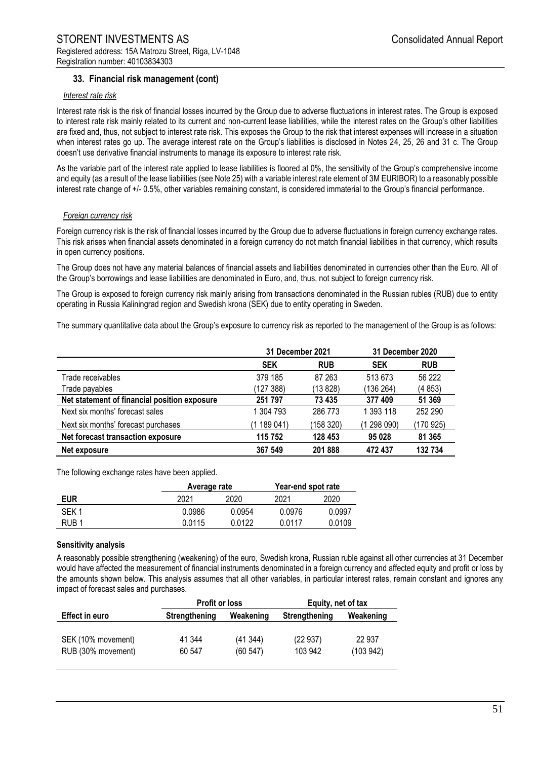## 33. Financial risk management (cont)

*Interest rate risk*

Interest rate risk is the risk of financial losses incurred by the Group due to adverse fluctuations in interest rates. The Group is exposed to interest rate risk mainly related to its current and non-current lease liabilities, while the interest rates on the Group's other liabilities are fixed and, thus, not subject to interest rate risk. This exposes the Group to the risk that interest expenses will increase in a situation when interest rates go up. The average interest rate on the Group's liabilities is disclosed in Notes 24, 25, 26 and 31 c. The Group doesn't use derivative financial instruments to manage its exposure to interest rate risk.

As the variable part of the interest rate applied to lease liabilities is floored at 0%, the sensitivity of the Group's comprehensive income and equity (as a result of the lease liabilities (see Note 25) with a variable interest rate element of 3M EURIBOR) to a reasonably possible interest rate change of +/- 0.5%, other variables remaining constant, is considered immaterial to the Group's financial performance.

*Foreign currency risk*

Foreign currency risk is the risk of financial losses incurred by the Group due to adverse fluctuations in foreign currency exchange rates. This risk arises when financial assets denominated in a foreign currency do not match financial liabilities in that currency, which results in open currency positions.

The Group does not have any material balances of financial assets and liabilities denominated in currencies other than the Euro. All of the Group's borrowings and lease liabilities are denominated in Euro, and, thus, not subject to foreign currency risk.

The Group is exposed to foreign currency risk mainly arising from transactions denominated in the Russian rubles (RUB) due to entity operating in Russia Kaliningrad region and Swedish krona (SEK) due to entity operating in Sweden.

The summary quantitative data about the Group's exposure to currency risk as reported to the management of the Group is as follows:

| | 31 December 2021 | | 31 December 2020 | |
|---|---|---|---|---|
| | **SEK** | **RUB** | **SEK** | **RUB** |
| Trade receivables | 379 185 | 87 263 | 513 673 | 56 222 |
| Trade payables | (127 388) | (13 828) | (136 264) | (4 853) |
| **Net statement of financial position exposure** | **251 797** | **73 435** | **377 409** | **51 369** |
| Next six months' forecast sales | 1 304 793 | 286 773 | 1 393 118 | 252 290 |
| Next six months' forecast purchases | (1 189 041) | (158 320) | (1 298 090) | (170 925) |
| **Net forecast transaction exposure** | **115 752** | **128 453** | **95 028** | **81 365** |
| **Net exposure** | **367 549** | **201 888** | **472 437** | **132 734** |

The following exchange rates have been applied.

| | Average rate | | Year-end spot rate | |
|---|---|---|---|---|
| **EUR** | 2021 | 2020 | 2021 | 2020 |
| SEK 1 | 0.0986 | 0.0954 | 0.0976 | 0.0997 |
| RUB 1 | 0.0115 | 0.0122 | 0.0117 | 0.0109 |

**Sensitivity analysis**

A reasonably possible strengthening (weakening) of the euro, Swedish krona, Russian ruble against all other currencies at 31 December would have affected the measurement of financial instruments denominated in a foreign currency and affected equity and profit or loss by the amounts shown below. This analysis assumes that all other variables, in particular interest rates, remain constant and ignores any impact of forecast sales and purchases.

| | Profit or loss | | Equity, net of tax | |
|---|---|---|---|---|
| **Effect in euro** | **Strengthening** | **Weakening** | **Strengthening** | **Weakening** |
| SEK (10% movement) | 41 344 | (41 344) | (22 937) | 22 937 |
| RUB (30% movement) | 60 547 | (60 547) | 103 942 | (103 942) |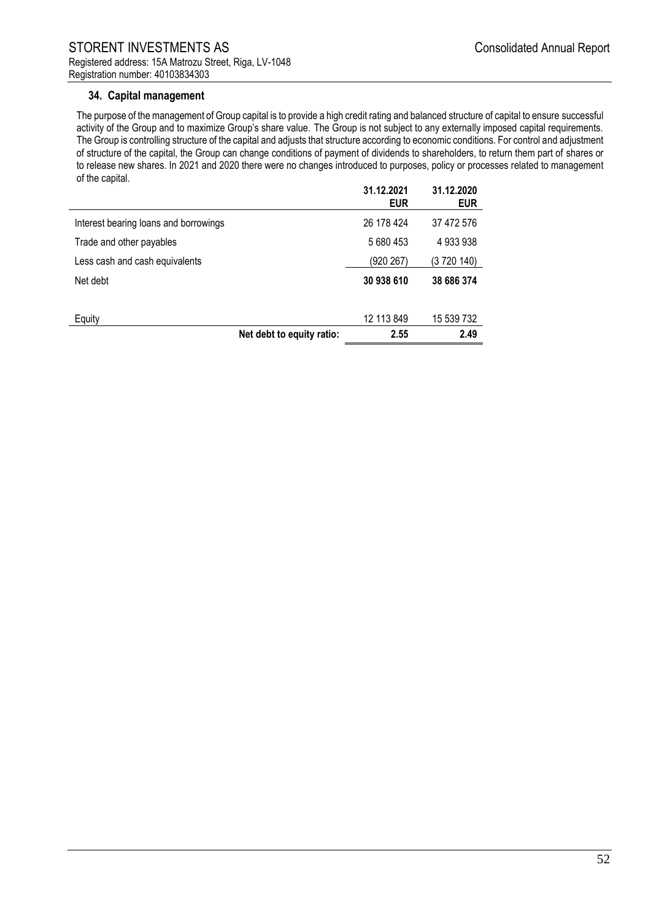## 34. Capital management

The purpose of the management of Group capital is to provide a high credit rating and balanced structure of capital to ensure successful activity of the Group and to maximize Group's share value. The Group is not subject to any externally imposed capital requirements. The Group is controlling structure of the capital and adjusts that structure according to economic conditions. For control and adjustment of structure of the capital, the Group can change conditions of payment of dividends to shareholders, to return them part of shares or to release new shares. In 2021 and 2020 there were no changes introduced to purposes, policy or processes related to management of the capital.

| | 31.12.2021 EUR | 31.12.2020 EUR |
|---|---|---|
| Interest bearing loans and borrowings | 26 178 424 | 37 472 576 |
| Trade and other payables | 5 680 453 | 4 933 938 |
| Less cash and cash equivalents | (920 267) | (3 720 140) |
| Net debt | **30 938 610** | **38 686 374** |
| | | |
| Equity | 12 113 849 | 15 539 732 |
| **Net debt to equity ratio:** | **2.55** | **2.49** |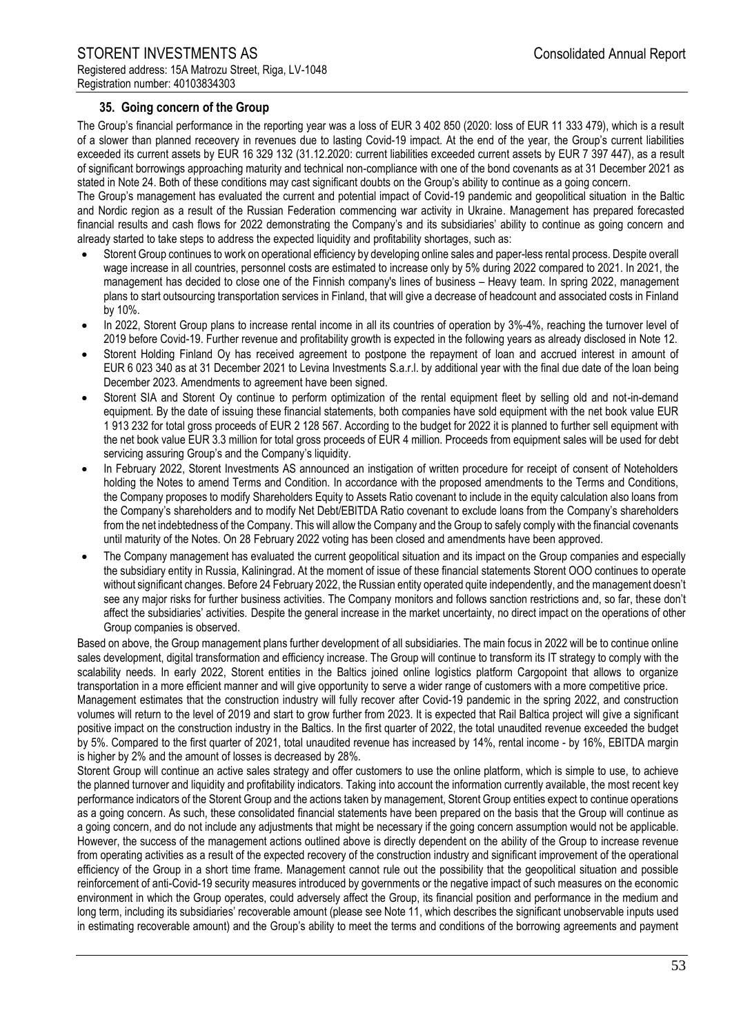## 35. Going concern of the Group

The Group's financial performance in the reporting year was a loss of EUR 3 402 850 (2020: loss of EUR 11 333 479), which is a result of a slower than planned receovery in revenues due to lasting Covid-19 impact. At the end of the year, the Group's current liabilities exceeded its current assets by EUR 16 329 132 (31.12.2020: current liabilities exceeded current assets by EUR 7 397 447), as a result of significant borrowings approaching maturity and technical non-compliance with one of the bond covenants as at 31 December 2021 as stated in Note 24. Both of these conditions may cast significant doubts on the Group's ability to continue as a going concern.

The Group's management has evaluated the current and potential impact of Covid-19 pandemic and geopolitical situation in the Baltic and Nordic region as a result of the Russian Federation commencing war activity in Ukraine. Management has prepared forecasted financial results and cash flows for 2022 demonstrating the Company's and its subsidiaries' ability to continue as going concern and already started to take steps to address the expected liquidity and profitability shortages, such as:

- Storent Group continues to work on operational efficiency by developing online sales and paper-less rental process. Despite overall wage increase in all countries, personnel costs are estimated to increase only by 5% during 2022 compared to 2021. In 2021, the management has decided to close one of the Finnish company's lines of business – Heavy team. In spring 2022, management plans to start outsourcing transportation services in Finland, that will give a decrease of headcount and associated costs in Finland by 10%.
- In 2022, Storent Group plans to increase rental income in all its countries of operation by 3%-4%, reaching the turnover level of 2019 before Covid-19. Further revenue and profitability growth is expected in the following years as already disclosed in Note 12.
- Storent Holding Finland Oy has received agreement to postpone the repayment of loan and accrued interest in amount of EUR 6 023 340 as at 31 December 2021 to Levina Investments S.a.r.l. by additional year with the final due date of the loan being December 2023. Amendments to agreement have been signed.
- Storent SIA and Storent Oy continue to perform optimization of the rental equipment fleet by selling old and not-in-demand equipment. By the date of issuing these financial statements, both companies have sold equipment with the net book value EUR 1 913 232 for total gross proceeds of EUR 2 128 567. According to the budget for 2022 it is planned to further sell equipment with the net book value EUR 3.3 million for total gross proceeds of EUR 4 million. Proceeds from equipment sales will be used for debt servicing assuring Group's and the Company's liquidity.
- In February 2022, Storent Investments AS announced an instigation of written procedure for receipt of consent of Noteholders holding the Notes to amend Terms and Condition. In accordance with the proposed amendments to the Terms and Conditions, the Company proposes to modify Shareholders Equity to Assets Ratio covenant to include in the equity calculation also loans from the Company's shareholders and to modify Net Debt/EBITDA Ratio covenant to exclude loans from the Company's shareholders from the net indebtedness of the Company. This will allow the Company and the Group to safely comply with the financial covenants until maturity of the Notes. On 28 February 2022 voting has been closed and amendments have been approved.
- The Company management has evaluated the current geopolitical situation and its impact on the Group companies and especially the subsidiary entity in Russia, Kaliningrad. At the moment of issue of these financial statements Storent OOO continues to operate without significant changes. Before 24 February 2022, the Russian entity operated quite independently, and the management doesn't see any major risks for further business activities. The Company monitors and follows sanction restrictions and, so far, these don't affect the subsidiaries' activities. Despite the general increase in the market uncertainty, no direct impact on the operations of other Group companies is observed.

Based on above, the Group management plans further development of all subsidiaries. The main focus in 2022 will be to continue online sales development, digital transformation and efficiency increase. The Group will continue to transform its IT strategy to comply with the scalability needs. In early 2022, Storent entities in the Baltics joined online logistics platform Cargopoint that allows to organize transportation in a more efficient manner and will give opportunity to serve a wider range of customers with a more competitive price.

Management estimates that the construction industry will fully recover after Covid-19 pandemic in the spring 2022, and construction volumes will return to the level of 2019 and start to grow further from 2023. It is expected that Rail Baltica project will give a significant positive impact on the construction industry in the Baltics. In the first quarter of 2022, the total unaudited revenue exceeded the budget by 5%. Compared to the first quarter of 2021, total unaudited revenue has increased by 14%, rental income - by 16%, EBITDA margin is higher by 2% and the amount of losses is decreased by 28%.

Storent Group will continue an active sales strategy and offer customers to use the online platform, which is simple to use, to achieve the planned turnover and liquidity and profitability indicators. Taking into account the information currently available, the most recent key performance indicators of the Storent Group and the actions taken by management, Storent Group entities expect to continue operations as a going concern. As such, these consolidated financial statements have been prepared on the basis that the Group will continue as a going concern, and do not include any adjustments that might be necessary if the going concern assumption would not be applicable. However, the success of the management actions outlined above is directly dependent on the ability of the Group to increase revenue from operating activities as a result of the expected recovery of the construction industry and significant improvement of the operational efficiency of the Group in a short time frame. Management cannot rule out the possibility that the geopolitical situation and possible reinforcement of anti-Covid-19 security measures introduced by governments or the negative impact of such measures on the economic environment in which the Group operates, could adversely affect the Group, its financial position and performance in the medium and long term, including its subsidiaries' recoverable amount (please see Note 11, which describes the significant unobservable inputs used in estimating recoverable amount) and the Group's ability to meet the terms and conditions of the borrowing agreements and payment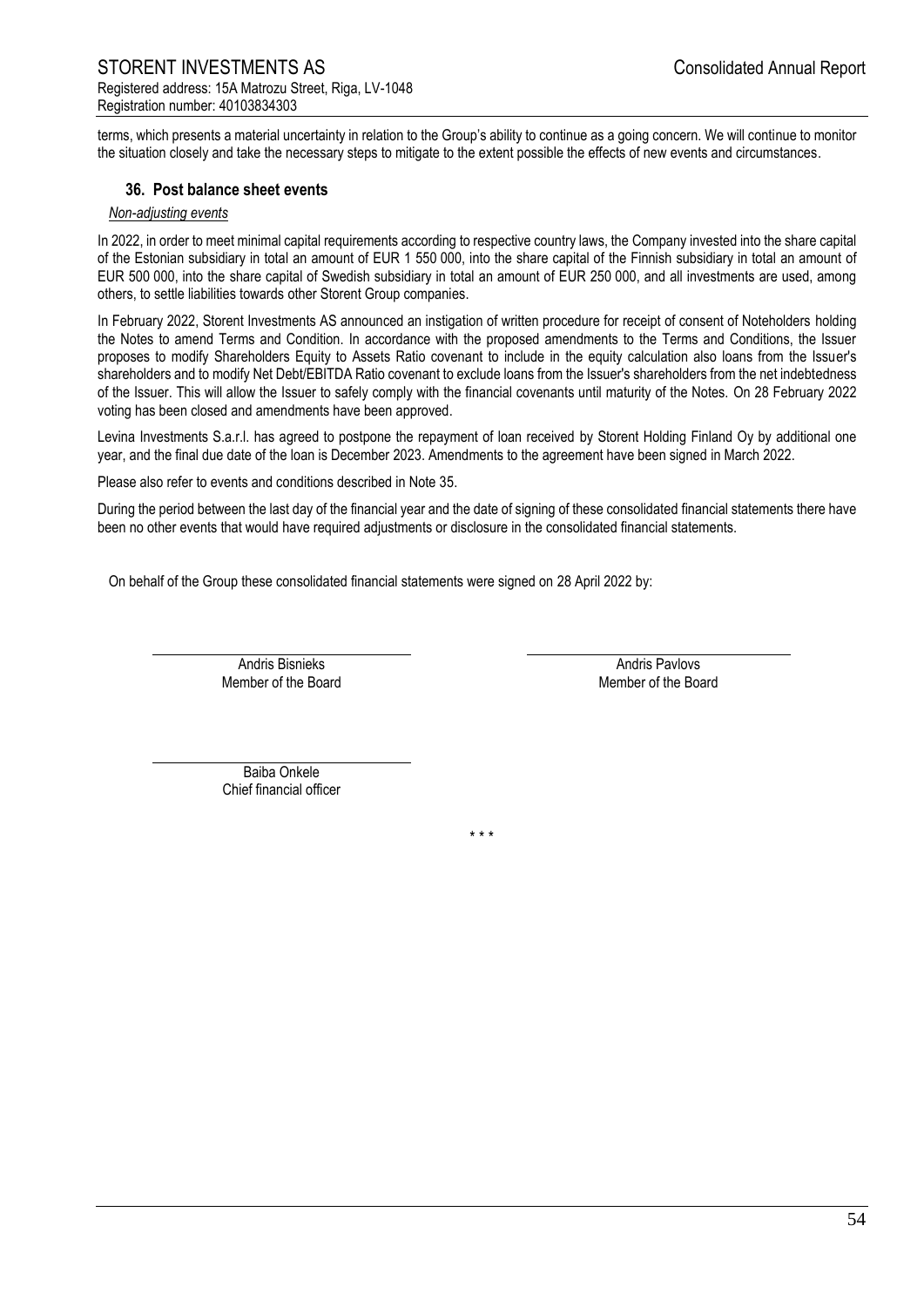terms, which presents a material uncertainty in relation to the Group's ability to continue as a going concern. We will continue to monitor the situation closely and take the necessary steps to mitigate to the extent possible the effects of new events and circumstances.

### 36. Post balance sheet events

*Non-adjusting events*

In 2022, in order to meet minimal capital requirements according to respective country laws, the Company invested into the share capital of the Estonian subsidiary in total an amount of EUR 1 550 000, into the share capital of the Finnish subsidiary in total an amount of EUR 500 000, into the share capital of Swedish subsidiary in total an amount of EUR 250 000, and all investments are used, among others, to settle liabilities towards other Storent Group companies.

In February 2022, Storent Investments AS announced an instigation of written procedure for receipt of consent of Noteholders holding the Notes to amend Terms and Condition. In accordance with the proposed amendments to the Terms and Conditions, the Issuer proposes to modify Shareholders Equity to Assets Ratio covenant to include in the equity calculation also loans from the Issuer's shareholders and to modify Net Debt/EBITDA Ratio covenant to exclude loans from the Issuer's shareholders from the net indebtedness of the Issuer. This will allow the Issuer to safely comply with the financial covenants until maturity of the Notes. On 28 February 2022 voting has been closed and amendments have been approved.

Levina Investments S.a.r.l. has agreed to postpone the repayment of loan received by Storent Holding Finland Oy by additional one year, and the final due date of the loan is December 2023. Amendments to the agreement have been signed in March 2022.

Please also refer to events and conditions described in Note 35.

During the period between the last day of the financial year and the date of signing of these consolidated financial statements there have been no other events that would have required adjustments or disclosure in the consolidated financial statements.

On behalf of the Group these consolidated financial statements were signed on 28 April 2022 by:

Andris Bisnieks
Member of the Board

Andris Pavlovs
Member of the Board

Baiba Onkele
Chief financial officer

\* \* \*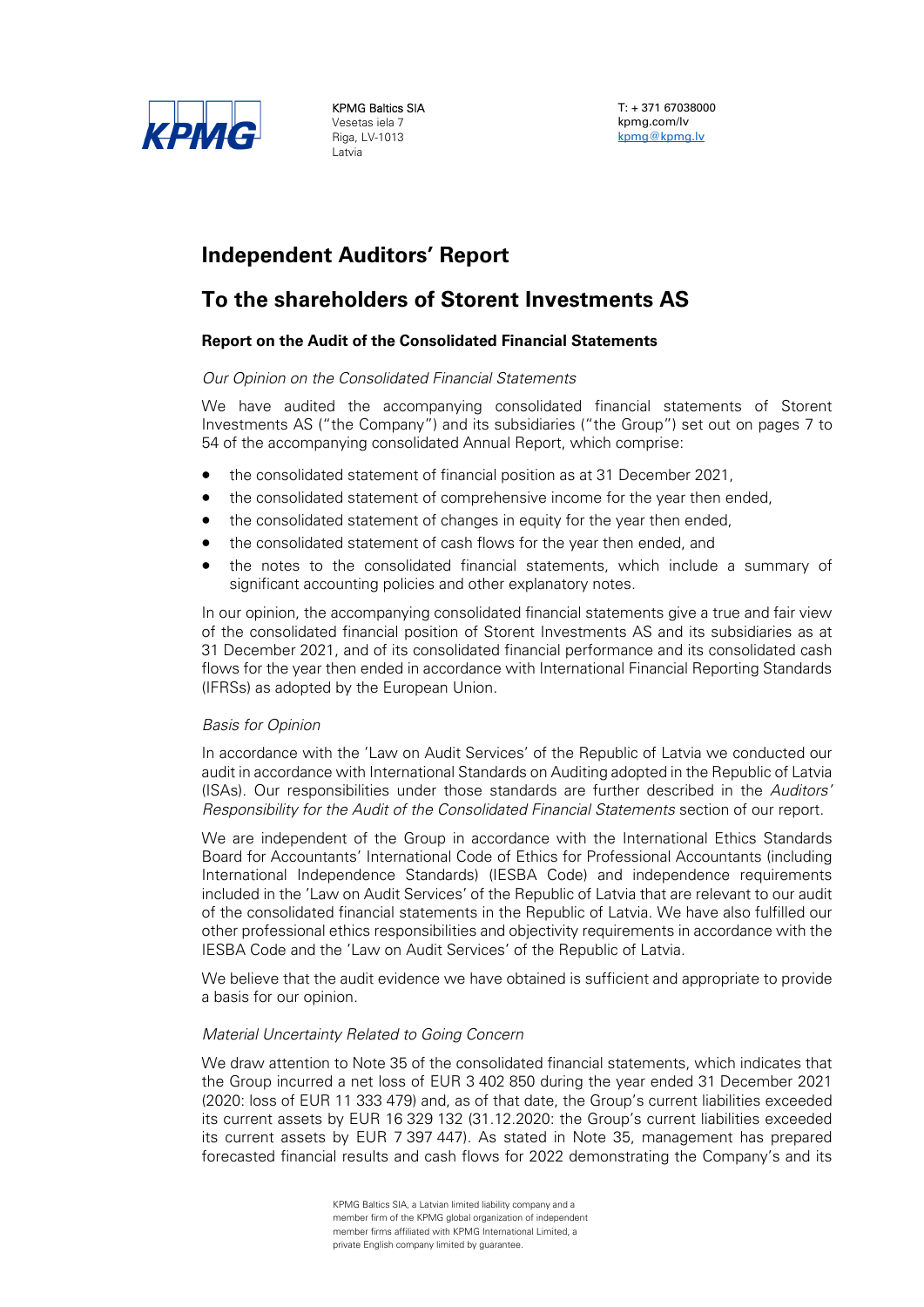KPMG Baltics SIA
Vesetas iela 7
Riga, LV-1013
Latvia

T: + 371 67038000
kpmg.com/lv
kpmg@kpmg.lv

# Independent Auditors' Report

# To the shareholders of Storent Investments AS

### Report on the Audit of the Consolidated Financial Statements

*Our Opinion on the Consolidated Financial Statements*

We have audited the accompanying consolidated financial statements of Storent Investments AS ("the Company") and its subsidiaries ("the Group") set out on pages 7 to 54 of the accompanying consolidated Annual Report, which comprise:

- the consolidated statement of financial position as at 31 December 2021,
- the consolidated statement of comprehensive income for the year then ended,
- the consolidated statement of changes in equity for the year then ended,
- the consolidated statement of cash flows for the year then ended, and
- the notes to the consolidated financial statements, which include a summary of significant accounting policies and other explanatory notes.

In our opinion, the accompanying consolidated financial statements give a true and fair view of the consolidated financial position of Storent Investments AS and its subsidiaries as at 31 December 2021, and of its consolidated financial performance and its consolidated cash flows for the year then ended in accordance with International Financial Reporting Standards (IFRSs) as adopted by the European Union.

*Basis for Opinion*

In accordance with the 'Law on Audit Services' of the Republic of Latvia we conducted our audit in accordance with International Standards on Auditing adopted in the Republic of Latvia (ISAs). Our responsibilities under those standards are further described in the *Auditors' Responsibility for the Audit of the Consolidated Financial Statements* section of our report.

We are independent of the Group in accordance with the International Ethics Standards Board for Accountants' International Code of Ethics for Professional Accountants (including International Independence Standards) (IESBA Code) and independence requirements included in the 'Law on Audit Services' of the Republic of Latvia that are relevant to our audit of the consolidated financial statements in the Republic of Latvia. We have also fulfilled our other professional ethics responsibilities and objectivity requirements in accordance with the IESBA Code and the 'Law on Audit Services' of the Republic of Latvia.

We believe that the audit evidence we have obtained is sufficient and appropriate to provide a basis for our opinion.

*Material Uncertainty Related to Going Concern*

We draw attention to Note 35 of the consolidated financial statements, which indicates that the Group incurred a net loss of EUR 3 402 850 during the year ended 31 December 2021 (2020: loss of EUR 11 333 479) and, as of that date, the Group's current liabilities exceeded its current assets by EUR 16 329 132 (31.12.2020: the Group's current liabilities exceeded its current assets by EUR 7 397 447). As stated in Note 35, management has prepared forecasted financial results and cash flows for 2022 demonstrating the Company's and its

KPMG Baltics SIA, a Latvian limited liability company and a member firm of the KPMG global organization of independent member firms affiliated with KPMG International Limited, a private English company limited by guarantee.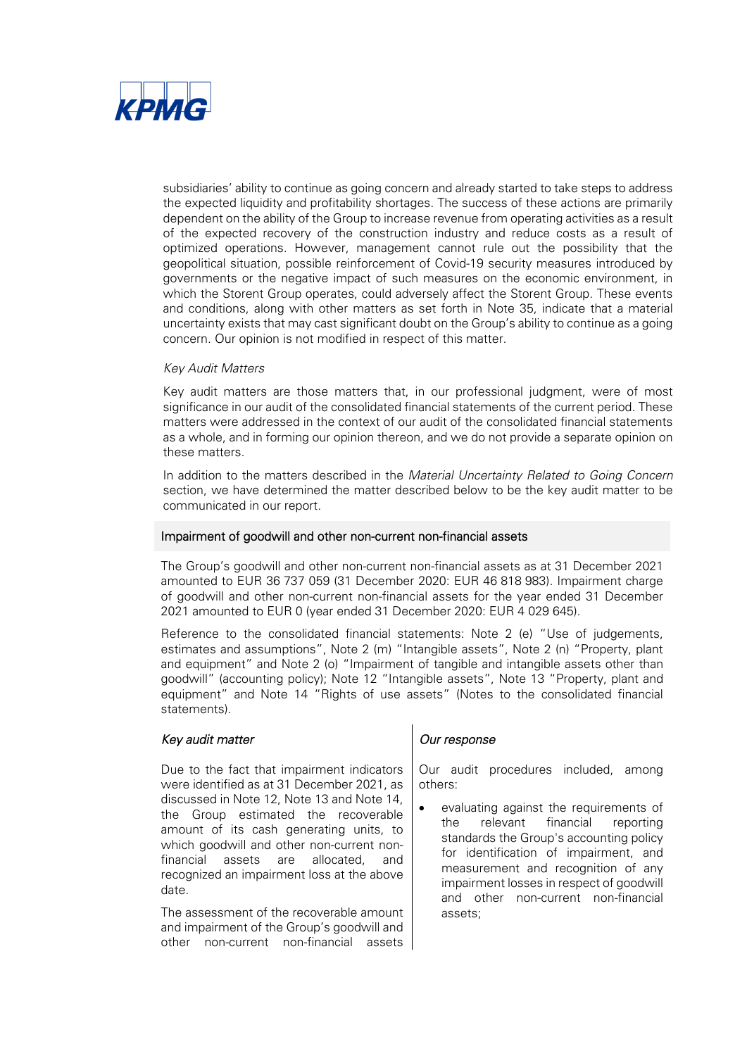subsidiaries' ability to continue as going concern and already started to take steps to address the expected liquidity and profitability shortages. The success of these actions are primarily dependent on the ability of the Group to increase revenue from operating activities as a result of the expected recovery of the construction industry and reduce costs as a result of optimized operations. However, management cannot rule out the possibility that the geopolitical situation, possible reinforcement of Covid-19 security measures introduced by governments or the negative impact of such measures on the economic environment, in which the Storent Group operates, could adversely affect the Storent Group. These events and conditions, along with other matters as set forth in Note 35, indicate that a material uncertainty exists that may cast significant doubt on the Group's ability to continue as a going concern. Our opinion is not modified in respect of this matter.

*Key Audit Matters*

Key audit matters are those matters that, in our professional judgment, were of most significance in our audit of the consolidated financial statements of the current period. These matters were addressed in the context of our audit of the consolidated financial statements as a whole, and in forming our opinion thereon, and we do not provide a separate opinion on these matters.

In addition to the matters described in the *Material Uncertainty Related to Going Concern* section, we have determined the matter described below to be the key audit matter to be communicated in our report.

**Impairment of goodwill and other non-current non-financial assets**

The Group's goodwill and other non-current non-financial assets as at 31 December 2021 amounted to EUR 36 737 059 (31 December 2020: EUR 46 818 983). Impairment charge of goodwill and other non-current non-financial assets for the year ended 31 December 2021 amounted to EUR 0 (year ended 31 December 2020: EUR 4 029 645).

Reference to the consolidated financial statements: Note 2 (e) "Use of judgements, estimates and assumptions", Note 2 (m) "Intangible assets", Note 2 (n) "Property, plant and equipment" and Note 2 (o) "Impairment of tangible and intangible assets other than goodwill" (accounting policy); Note 12 "Intangible assets", Note 13 "Property, plant and equipment" and Note 14 "Rights of use assets" (Notes to the consolidated financial statements).

| *Key audit matter* | *Our response* |
| --- | --- |
| Due to the fact that impairment indicators were identified as at 31 December 2021, as discussed in Note 12, Note 13 and Note 14, the Group estimated the recoverable amount of its cash generating units, to which goodwill and other non-current non-financial assets are allocated, and recognized an impairment loss at the above date.<br><br>The assessment of the recoverable amount and impairment of the Group's goodwill and other non-current non-financial assets | Our audit procedures included, among others:<br><br>• evaluating against the requirements of the relevant financial reporting standards the Group's accounting policy for identification of impairment, and measurement and recognition of any impairment losses in respect of goodwill and other non-current non-financial assets; |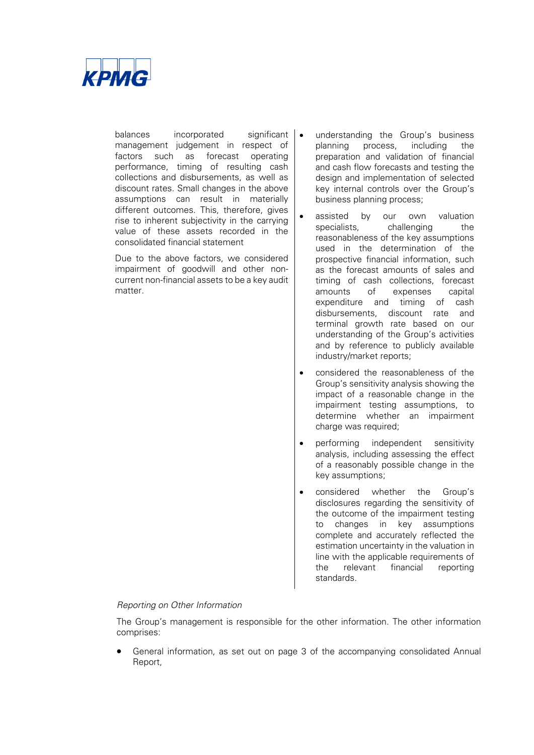| | |
|---|---|
| balances incorporated significant management judgement in respect of factors such as forecast operating performance, timing of resulting cash collections and disbursements, as well as discount rates. Small changes in the above assumptions can result in materially different outcomes. This, therefore, gives rise to inherent subjectivity in the carrying value of these assets recorded in the consolidated financial statement<br><br>Due to the above factors, we considered impairment of goodwill and other non-current non-financial assets to be a key audit matter. | • understanding the Group's business planning process, including the preparation and validation of financial and cash flow forecasts and testing the design and implementation of selected key internal controls over the Group's business planning process;<br><br>• assisted by our own valuation specialists, challenging the reasonableness of the key assumptions used in the determination of the prospective financial information, such as the forecast amounts of sales and timing of cash collections, forecast amounts of expenses capital expenditure and timing of cash disbursements, discount rate and terminal growth rate based on our understanding of the Group's activities and by reference to publicly available industry/market reports;<br><br>• considered the reasonableness of the Group's sensitivity analysis showing the impact of a reasonable change in the impairment testing assumptions, to determine whether an impairment charge was required;<br><br>• performing independent sensitivity analysis, including assessing the effect of a reasonably possible change in the key assumptions;<br><br>• considered whether the Group's disclosures regarding the sensitivity of the outcome of the impairment testing to changes in key assumptions complete and accurately reflected the estimation uncertainty in the valuation in line with the applicable requirements of the relevant financial reporting standards. |

*Reporting on Other Information*

The Group's management is responsible for the other information. The other information comprises:

- General information, as set out on page 3 of the accompanying consolidated Annual Report,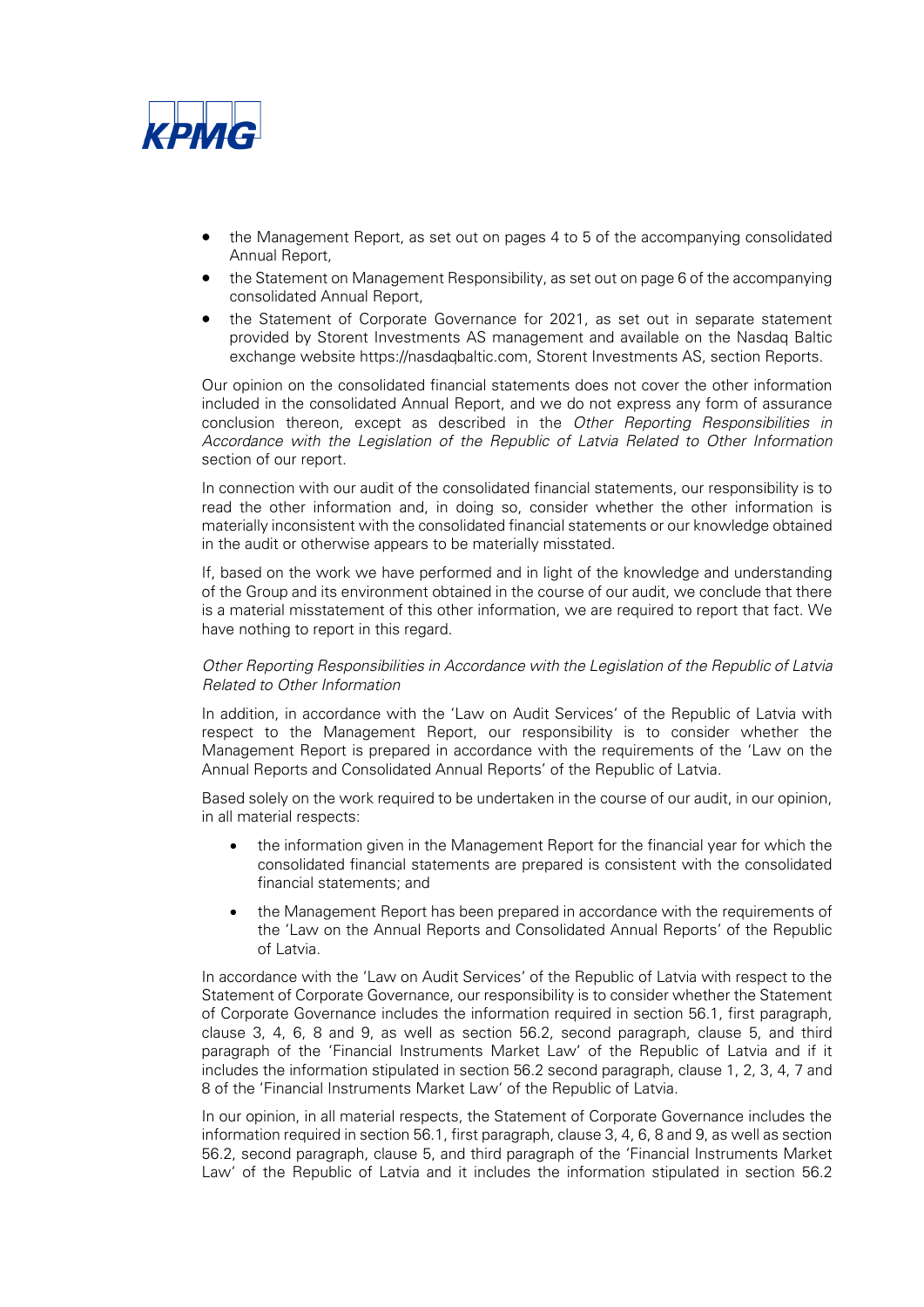- the Management Report, as set out on pages 4 to 5 of the accompanying consolidated Annual Report,
- the Statement on Management Responsibility, as set out on page 6 of the accompanying consolidated Annual Report,
- the Statement of Corporate Governance for 2021, as set out in separate statement provided by Storent Investments AS management and available on the Nasdaq Baltic exchange website https://nasdaqbaltic.com, Storent Investments AS, section Reports.

Our opinion on the consolidated financial statements does not cover the other information included in the consolidated Annual Report, and we do not express any form of assurance conclusion thereon, except as described in the *Other Reporting Responsibilities in Accordance with the Legislation of the Republic of Latvia Related to Other Information* section of our report.

In connection with our audit of the consolidated financial statements, our responsibility is to read the other information and, in doing so, consider whether the other information is materially inconsistent with the consolidated financial statements or our knowledge obtained in the audit or otherwise appears to be materially misstated.

If, based on the work we have performed and in light of the knowledge and understanding of the Group and its environment obtained in the course of our audit, we conclude that there is a material misstatement of this other information, we are required to report that fact. We have nothing to report in this regard.

*Other Reporting Responsibilities in Accordance with the Legislation of the Republic of Latvia Related to Other Information*

In addition, in accordance with the 'Law on Audit Services' of the Republic of Latvia with respect to the Management Report, our responsibility is to consider whether the Management Report is prepared in accordance with the requirements of the 'Law on the Annual Reports and Consolidated Annual Reports' of the Republic of Latvia.

Based solely on the work required to be undertaken in the course of our audit, in our opinion, in all material respects:

- the information given in the Management Report for the financial year for which the consolidated financial statements are prepared is consistent with the consolidated financial statements; and
- the Management Report has been prepared in accordance with the requirements of the 'Law on the Annual Reports and Consolidated Annual Reports' of the Republic of Latvia.

In accordance with the 'Law on Audit Services' of the Republic of Latvia with respect to the Statement of Corporate Governance, our responsibility is to consider whether the Statement of Corporate Governance includes the information required in section 56.1, first paragraph, clause 3, 4, 6, 8 and 9, as well as section 56.2, second paragraph, clause 5, and third paragraph of the 'Financial Instruments Market Law' of the Republic of Latvia and if it includes the information stipulated in section 56.2 second paragraph, clause 1, 2, 3, 4, 7 and 8 of the 'Financial Instruments Market Law' of the Republic of Latvia.

In our opinion, in all material respects, the Statement of Corporate Governance includes the information required in section 56.1, first paragraph, clause 3, 4, 6, 8 and 9, as well as section 56.2, second paragraph, clause 5, and third paragraph of the 'Financial Instruments Market Law' of the Republic of Latvia and it includes the information stipulated in section 56.2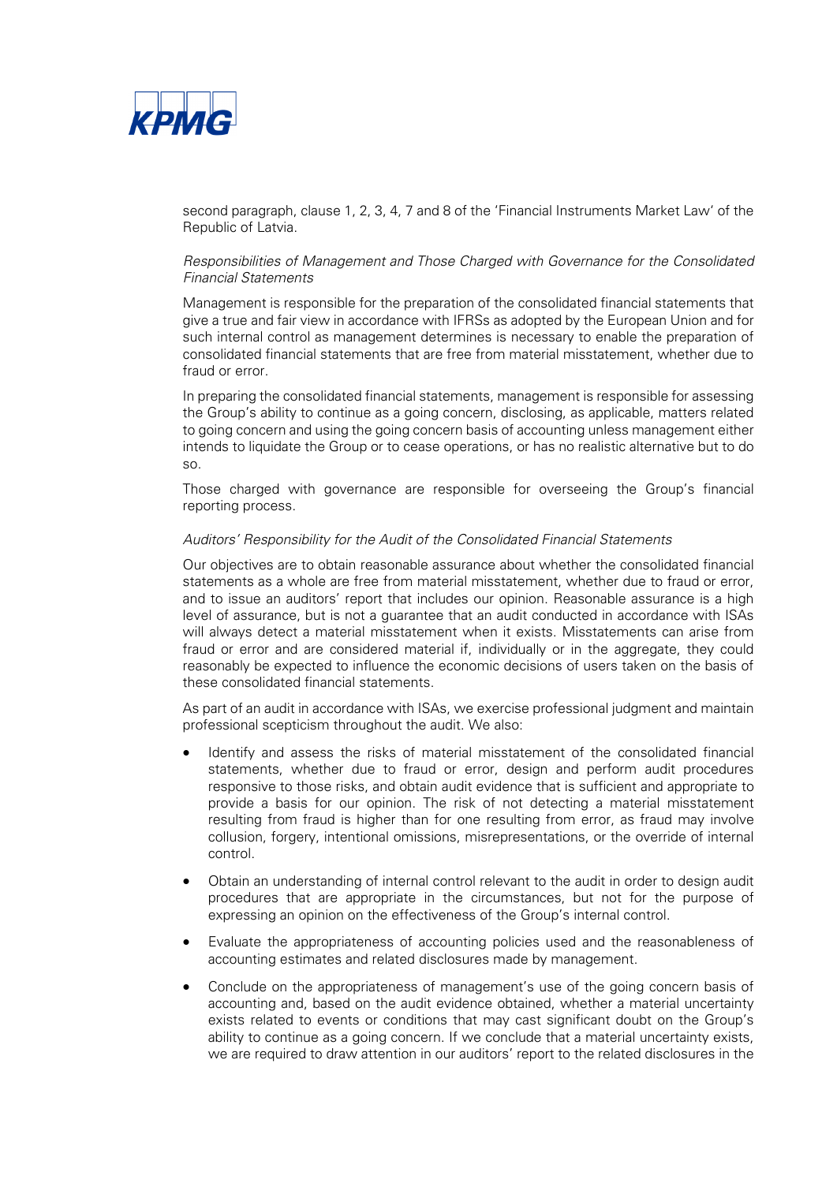second paragraph, clause 1, 2, 3, 4, 7 and 8 of the 'Financial Instruments Market Law' of the Republic of Latvia.

*Responsibilities of Management and Those Charged with Governance for the Consolidated Financial Statements*

Management is responsible for the preparation of the consolidated financial statements that give a true and fair view in accordance with IFRSs as adopted by the European Union and for such internal control as management determines is necessary to enable the preparation of consolidated financial statements that are free from material misstatement, whether due to fraud or error.

In preparing the consolidated financial statements, management is responsible for assessing the Group's ability to continue as a going concern, disclosing, as applicable, matters related to going concern and using the going concern basis of accounting unless management either intends to liquidate the Group or to cease operations, or has no realistic alternative but to do so.

Those charged with governance are responsible for overseeing the Group's financial reporting process.

*Auditors' Responsibility for the Audit of the Consolidated Financial Statements*

Our objectives are to obtain reasonable assurance about whether the consolidated financial statements as a whole are free from material misstatement, whether due to fraud or error, and to issue an auditors' report that includes our opinion. Reasonable assurance is a high level of assurance, but is not a guarantee that an audit conducted in accordance with ISAs will always detect a material misstatement when it exists. Misstatements can arise from fraud or error and are considered material if, individually or in the aggregate, they could reasonably be expected to influence the economic decisions of users taken on the basis of these consolidated financial statements.

As part of an audit in accordance with ISAs, we exercise professional judgment and maintain professional scepticism throughout the audit. We also:

- Identify and assess the risks of material misstatement of the consolidated financial statements, whether due to fraud or error, design and perform audit procedures responsive to those risks, and obtain audit evidence that is sufficient and appropriate to provide a basis for our opinion. The risk of not detecting a material misstatement resulting from fraud is higher than for one resulting from error, as fraud may involve collusion, forgery, intentional omissions, misrepresentations, or the override of internal control.
- Obtain an understanding of internal control relevant to the audit in order to design audit procedures that are appropriate in the circumstances, but not for the purpose of expressing an opinion on the effectiveness of the Group's internal control.
- Evaluate the appropriateness of accounting policies used and the reasonableness of accounting estimates and related disclosures made by management.
- Conclude on the appropriateness of management's use of the going concern basis of accounting and, based on the audit evidence obtained, whether a material uncertainty exists related to events or conditions that may cast significant doubt on the Group's ability to continue as a going concern. If we conclude that a material uncertainty exists, we are required to draw attention in our auditors' report to the related disclosures in the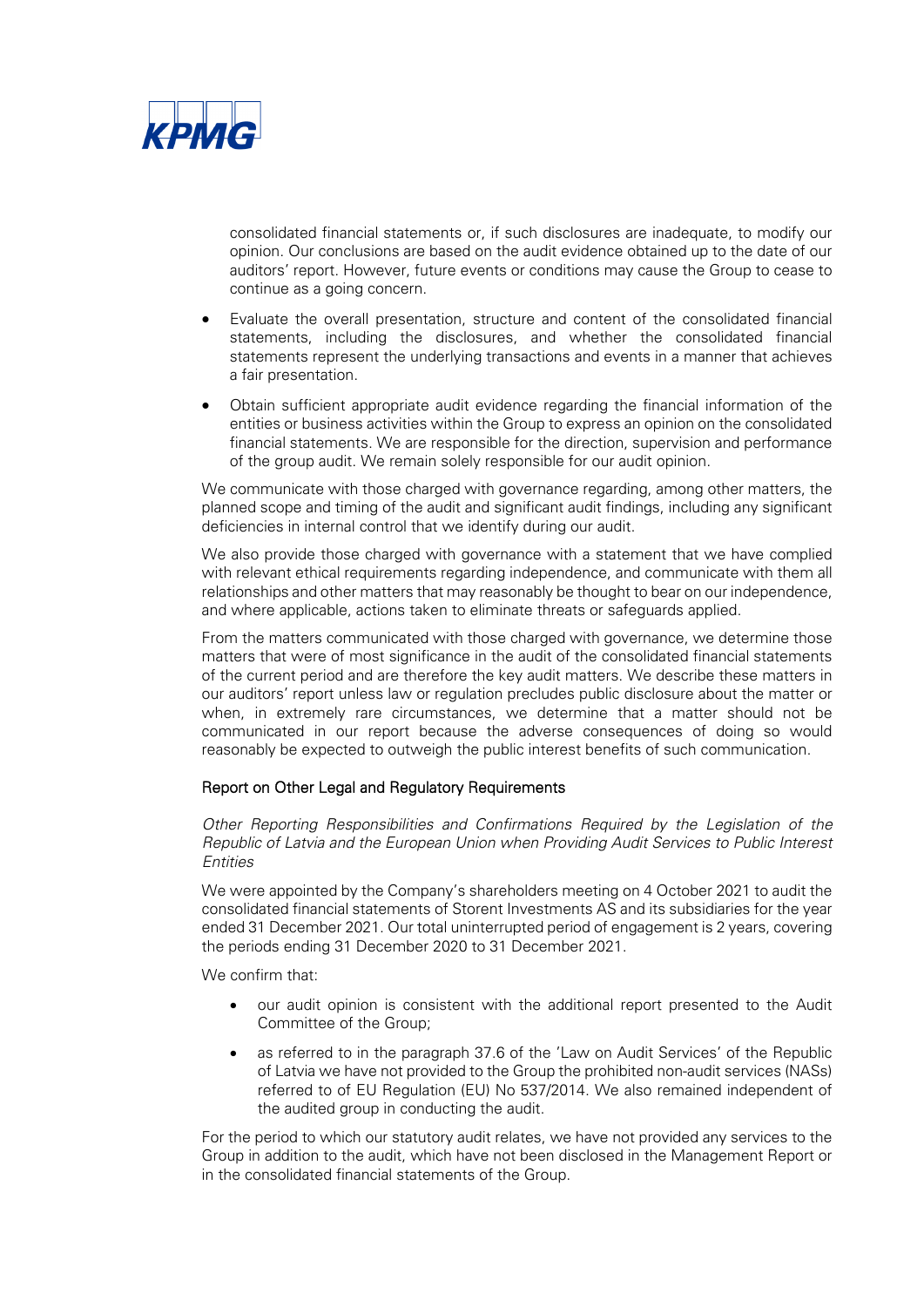consolidated financial statements or, if such disclosures are inadequate, to modify our opinion. Our conclusions are based on the audit evidence obtained up to the date of our auditors' report. However, future events or conditions may cause the Group to cease to continue as a going concern.

- Evaluate the overall presentation, structure and content of the consolidated financial statements, including the disclosures, and whether the consolidated financial statements represent the underlying transactions and events in a manner that achieves a fair presentation.
- Obtain sufficient appropriate audit evidence regarding the financial information of the entities or business activities within the Group to express an opinion on the consolidated financial statements. We are responsible for the direction, supervision and performance of the group audit. We remain solely responsible for our audit opinion.

We communicate with those charged with governance regarding, among other matters, the planned scope and timing of the audit and significant audit findings, including any significant deficiencies in internal control that we identify during our audit.

We also provide those charged with governance with a statement that we have complied with relevant ethical requirements regarding independence, and communicate with them all relationships and other matters that may reasonably be thought to bear on our independence, and where applicable, actions taken to eliminate threats or safeguards applied.

From the matters communicated with those charged with governance, we determine those matters that were of most significance in the audit of the consolidated financial statements of the current period and are therefore the key audit matters. We describe these matters in our auditors' report unless law or regulation precludes public disclosure about the matter or when, in extremely rare circumstances, we determine that a matter should not be communicated in our report because the adverse consequences of doing so would reasonably be expected to outweigh the public interest benefits of such communication.

## Report on Other Legal and Regulatory Requirements

*Other Reporting Responsibilities and Confirmations Required by the Legislation of the Republic of Latvia and the European Union when Providing Audit Services to Public Interest Entities*

We were appointed by the Company's shareholders meeting on 4 October 2021 to audit the consolidated financial statements of Storent Investments AS and its subsidiaries for the year ended 31 December 2021. Our total uninterrupted period of engagement is 2 years, covering the periods ending 31 December 2020 to 31 December 2021.

We confirm that:

- our audit opinion is consistent with the additional report presented to the Audit Committee of the Group;
- as referred to in the paragraph 37.6 of the 'Law on Audit Services' of the Republic of Latvia we have not provided to the Group the prohibited non-audit services (NASs) referred to of EU Regulation (EU) No 537/2014. We also remained independent of the audited group in conducting the audit.

For the period to which our statutory audit relates, we have not provided any services to the Group in addition to the audit, which have not been disclosed in the Management Report or in the consolidated financial statements of the Group.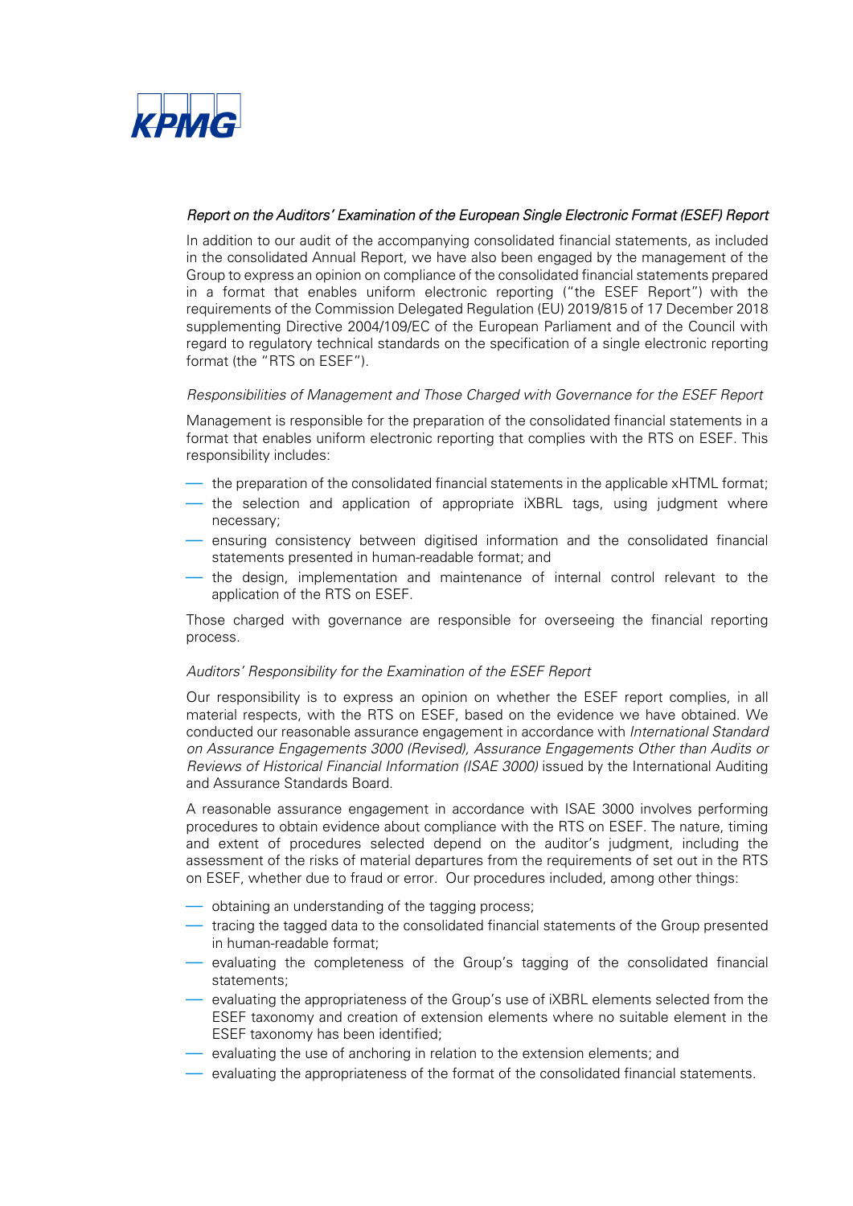*Report on the Auditors' Examination of the European Single Electronic Format (ESEF) Report*

In addition to our audit of the accompanying consolidated financial statements, as included in the consolidated Annual Report, we have also been engaged by the management of the Group to express an opinion on compliance of the consolidated financial statements prepared in a format that enables uniform electronic reporting ("the ESEF Report") with the requirements of the Commission Delegated Regulation (EU) 2019/815 of 17 December 2018 supplementing Directive 2004/109/EC of the European Parliament and of the Council with regard to regulatory technical standards on the specification of a single electronic reporting format (the "RTS on ESEF").

*Responsibilities of Management and Those Charged with Governance for the ESEF Report*

Management is responsible for the preparation of the consolidated financial statements in a format that enables uniform electronic reporting that complies with the RTS on ESEF. This responsibility includes:

- the preparation of the consolidated financial statements in the applicable xHTML format;
- the selection and application of appropriate iXBRL tags, using judgment where necessary;
- ensuring consistency between digitised information and the consolidated financial statements presented in human-readable format; and
- the design, implementation and maintenance of internal control relevant to the application of the RTS on ESEF.

Those charged with governance are responsible for overseeing the financial reporting process.

*Auditors' Responsibility for the Examination of the ESEF Report*

Our responsibility is to express an opinion on whether the ESEF report complies, in all material respects, with the RTS on ESEF, based on the evidence we have obtained. We conducted our reasonable assurance engagement in accordance with *International Standard on Assurance Engagements 3000 (Revised), Assurance Engagements Other than Audits or Reviews of Historical Financial Information (ISAE 3000)* issued by the International Auditing and Assurance Standards Board.

A reasonable assurance engagement in accordance with ISAE 3000 involves performing procedures to obtain evidence about compliance with the RTS on ESEF. The nature, timing and extent of procedures selected depend on the auditor's judgment, including the assessment of the risks of material departures from the requirements of set out in the RTS on ESEF, whether due to fraud or error. Our procedures included, among other things:

- obtaining an understanding of the tagging process;
- tracing the tagged data to the consolidated financial statements of the Group presented in human-readable format;
- evaluating the completeness of the Group's tagging of the consolidated financial statements;
- evaluating the appropriateness of the Group's use of iXBRL elements selected from the ESEF taxonomy and creation of extension elements where no suitable element in the ESEF taxonomy has been identified;
- evaluating the use of anchoring in relation to the extension elements; and
- evaluating the appropriateness of the format of the consolidated financial statements.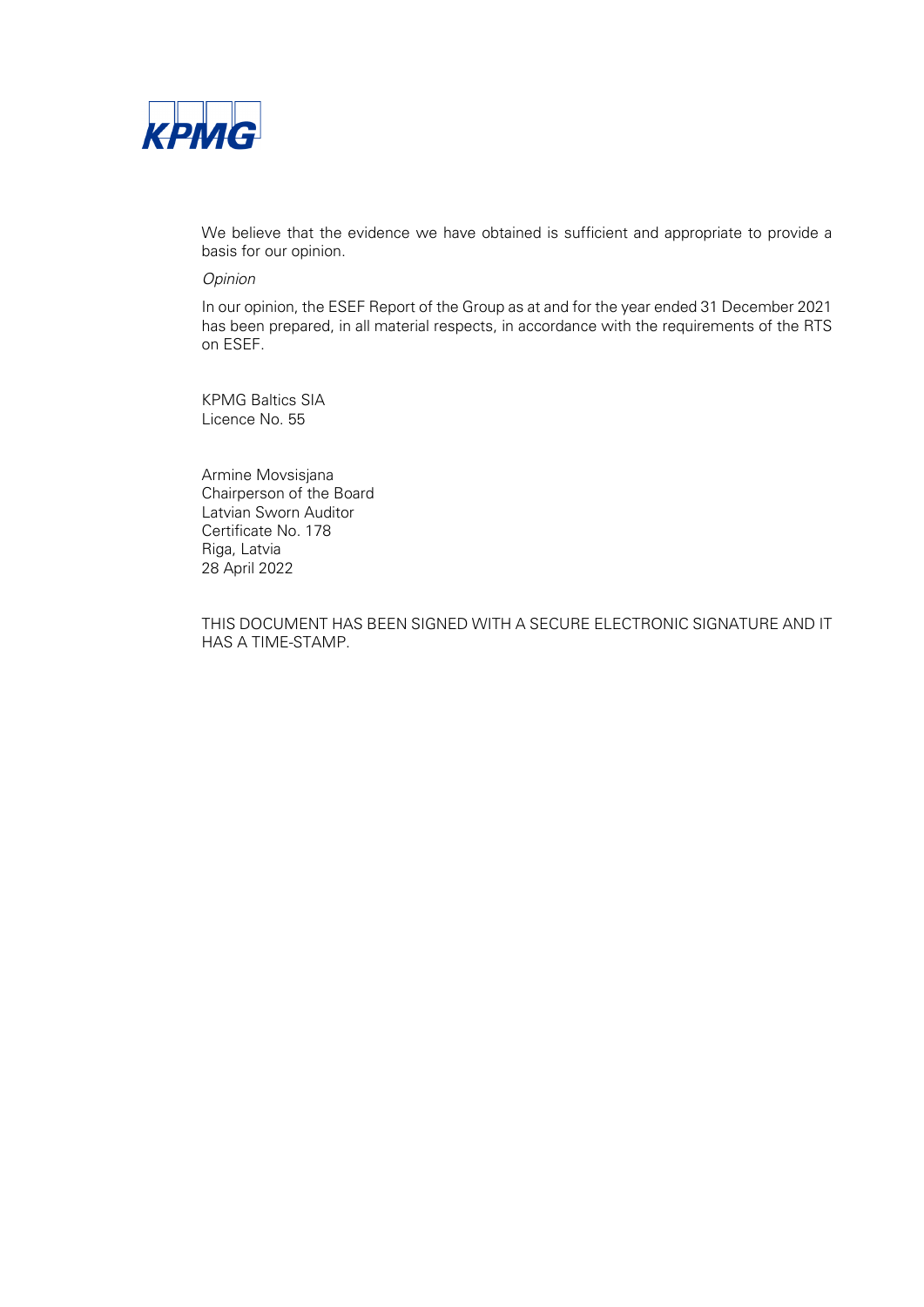We believe that the evidence we have obtained is sufficient and appropriate to provide a basis for our opinion.

*Opinion*

In our opinion, the ESEF Report of the Group as at and for the year ended 31 December 2021 has been prepared, in all material respects, in accordance with the requirements of the RTS on ESEF.

KPMG Baltics SIA
Licence No. 55

Armine Movsisjana
Chairperson of the Board
Latvian Sworn Auditor
Certificate No. 178
Riga, Latvia
28 April 2022

THIS DOCUMENT HAS BEEN SIGNED WITH A SECURE ELECTRONIC SIGNATURE AND IT HAS A TIME-STAMP.